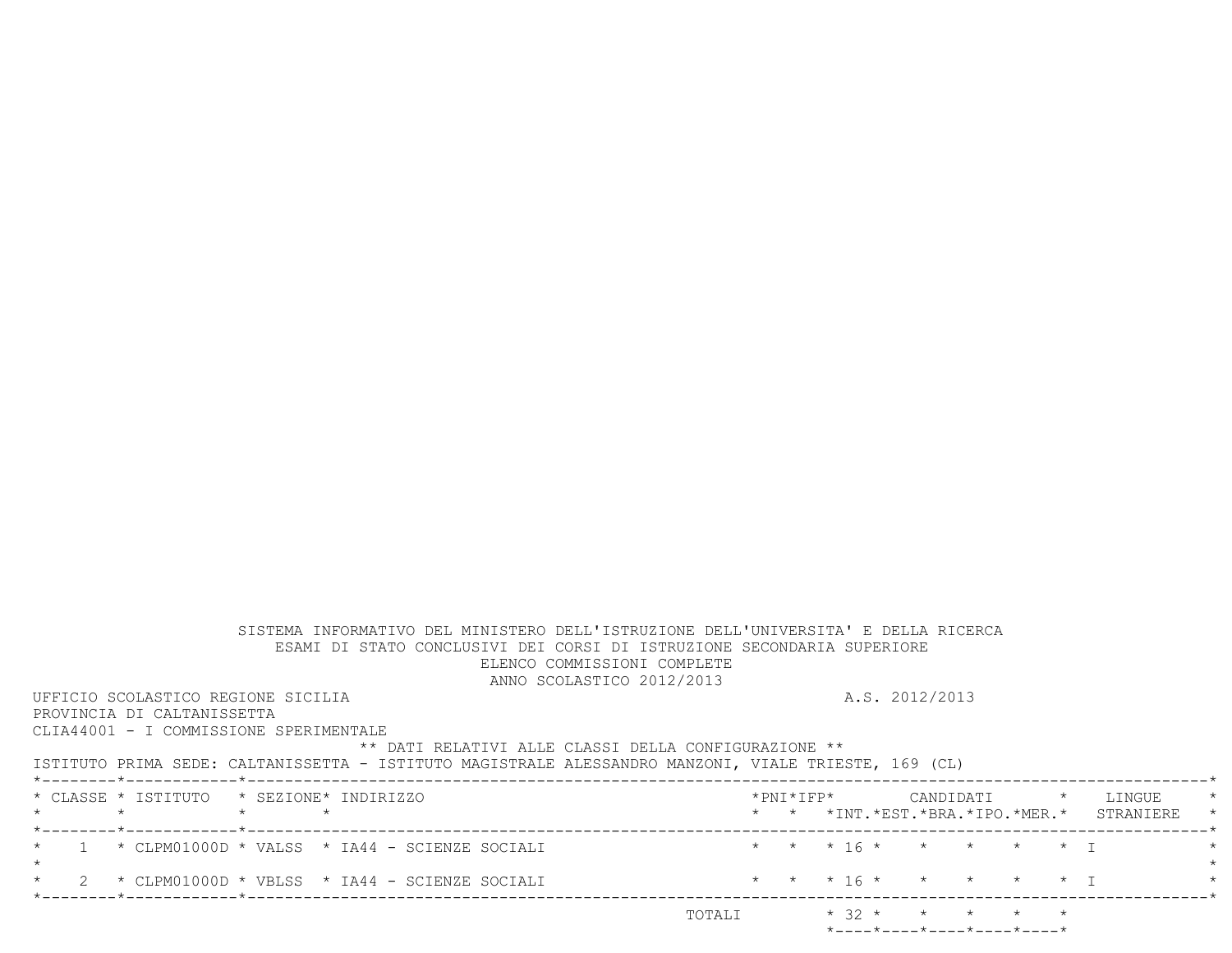SISTEMA INFORMATIVO DEL MINISTERO DELL'ISTRUZIONE DELL'UNIVERSITA' E DELLA RICERCA
ESAMI DI STATO CONCLUSIVI DEI CORSI DI ISTRUZIONE SECONDARIA SUPERIORE
ELENCO COMMISSIONI COMPLETE
ANNO SCOLASTICO 2012/2013

UFFICIO SCOLASTICO REGIONE SICILIA — A.S. 2012/2013
PROVINCIA DI CALTANISSETTA
CLIA44001 - I COMMISSIONE SPERIMENTALE

** DATI RELATIVI ALLE CLASSI DELLA CONFIGURAZIONE **

ISTITUTO PRIMA SEDE: CALTANISSETTA - ISTITUTO MAGISTRALE ALESSANDRO MANZONI, VIALE TRIESTE, 169 (CL)

| CLASSE | ISTITUTO | SEZIONE | INDIRIZZO | PNI | IFP | CANDIDATI INT. | CANDIDATI EST. | CANDIDATI BRA. | CANDIDATI IPO. | CANDIDATI MER. | LINGUE STRANIERE |
|---|---|---|---|---|---|---|---|---|---|---|---|
| 1 | CLPM01000D | VALSS | IA44 - SCIENZE SOCIALI | | | 16 | | | | | I |
| 2 | CLPM01000D | VBLSS | IA44 - SCIENZE SOCIALI | | | 16 | | | | | I |
| | | | TOTALI | | | 32 | | | | | |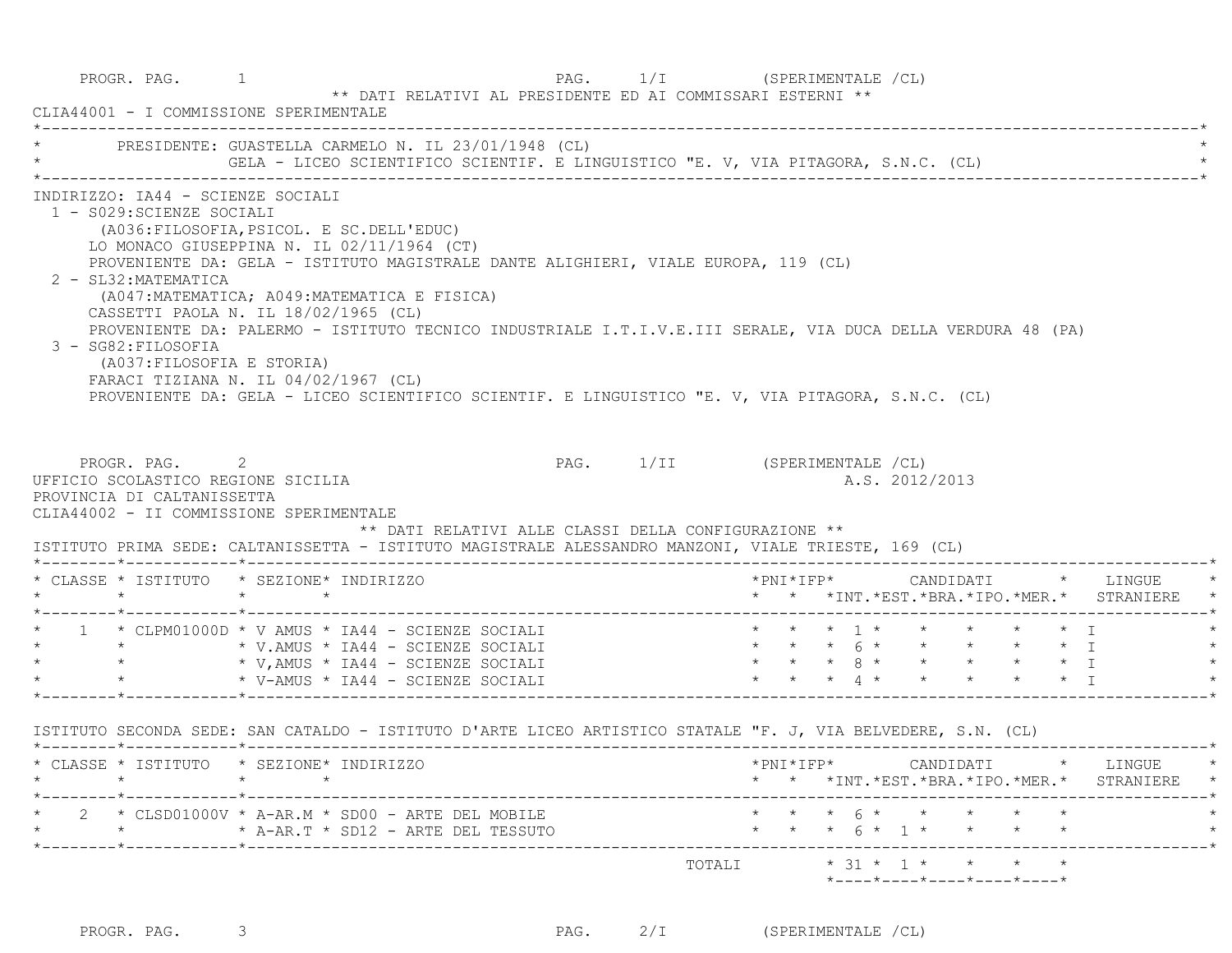PROGR. PAG. 1 PAG. 1/I (SPERIMENTALE /CL)

** DATI RELATIVI AL PRESIDENTE ED AI COMMISSARI ESTERNI **

CLIA44001 - I COMMISSIONE SPERIMENTALE

PRESIDENTE: GUASTELLA CARMELO N. IL 23/01/1948 (CL)
GELA - LICEO SCIENTIFICO SCIENTIF. E LINGUISTICO "E. V, VIA PITAGORA, S.N.C. (CL)

INDIRIZZO: IA44 - SCIENZE SOCIALI

1 - S029:SCIENZE SOCIALI
(A036:FILOSOFIA,PSICOL. E SC.DELL'EDUC)
LO MONACO GIUSEPPINA N. IL 02/11/1964 (CT)
PROVENIENTE DA: GELA - ISTITUTO MAGISTRALE DANTE ALIGHIERI, VIALE EUROPA, 119 (CL)

2 - SL32:MATEMATICA
(A047:MATEMATICA; A049:MATEMATICA E FISICA)
CASSETTI PAOLA N. IL 18/02/1965 (CL)
PROVENIENTE DA: PALERMO - ISTITUTO TECNICO INDUSTRIALE I.T.I.V.E.III SERALE, VIA DUCA DELLA VERDURA 48 (PA)

3 - SG82:FILOSOFIA
(A037:FILOSOFIA E STORIA)
FARACI TIZIANA N. IL 04/02/1967 (CL)
PROVENIENTE DA: GELA - LICEO SCIENTIFICO SCIENTIF. E LINGUISTICO "E. V, VIA PITAGORA, S.N.C. (CL)

PROGR. PAG. 2 PAG. 1/II (SPERIMENTALE /CL)

UFFICIO SCOLASTICO REGIONE SICILIA A.S. 2012/2013
PROVINCIA DI CALTANISSETTA
CLIA44002 - II COMMISSIONE SPERIMENTALE

** DATI RELATIVI ALLE CLASSI DELLA CONFIGURAZIONE **

ISTITUTO PRIMA SEDE: CALTANISSETTA - ISTITUTO MAGISTRALE ALESSANDRO MANZONI, VIALE TRIESTE, 169 (CL)

| CLASSE | ISTITUTO | SEZIONE | INDIRIZZO | PNI | IFP | INT. | EST. | BRA. | IPO. | MER. | LINGUE STRANIERE |
|---|---|---|---|---|---|---|---|---|---|---|---|
| 1 | CLPM01000D | V AMUS | IA44 - SCIENZE SOCIALI | | | 1 | | | | | I |
| | | V.AMUS | IA44 - SCIENZE SOCIALI | | | 6 | | | | | I |
| | | V,AMUS | IA44 - SCIENZE SOCIALI | | | 8 | | | | | I |
| | | V-AMUS | IA44 - SCIENZE SOCIALI | | | 4 | | | | | I |

ISTITUTO SECONDA SEDE: SAN CATALDO - ISTITUTO D'ARTE LICEO ARTISTICO STATALE "F. J, VIA BELVEDERE, S.N. (CL)

| CLASSE | ISTITUTO | SEZIONE | INDIRIZZO | PNI | IFP | INT. | EST. | BRA. | IPO. | MER. | LINGUE STRANIERE |
|---|---|---|---|---|---|---|---|---|---|---|---|
| 2 | CLSD01000V | A-AR.M | SD00 - ARTE DEL MOBILE | | | 6 | | | | | |
| | | A-AR.T | SD12 - ARTE DEL TESSUTO | | | 6 | 1 | | | | |
| | | | TOTALI | | | 31 | 1 | | | | |

PROGR. PAG. 3 PAG. 2/I (SPERIMENTALE /CL)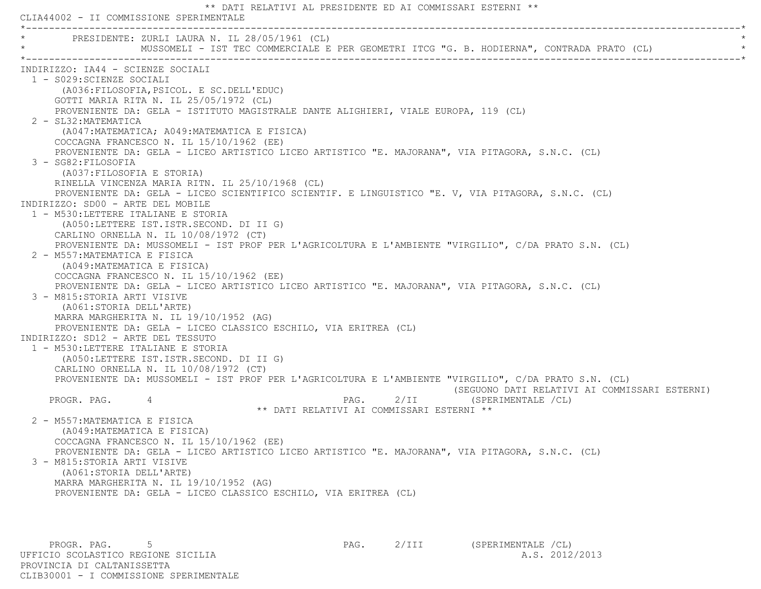** DATI RELATIVI AL PRESIDENTE ED AI COMMISSARI ESTERNI **

CLIA44002 - II COMMISSIONE SPERIMENTALE

PRESIDENTE: ZURLI LAURA N. IL 28/05/1961 (CL)
MUSSOMELI - IST TEC COMMERCIALE E PER GEOMETRI ITCG "G. B. HODIERNA", CONTRADA PRATO (CL)

INDIRIZZO: IA44 - SCIENZE SOCIALI

1 - S029:SCIENZE SOCIALI
(A036:FILOSOFIA,PSICOL. E SC.DELL'EDUC)
GOTTI MARIA RITA N. IL 25/05/1972 (CL)
PROVENIENTE DA: GELA - ISTITUTO MAGISTRALE DANTE ALIGHIERI, VIALE EUROPA, 119 (CL)

2 - SL32:MATEMATICA
(A047:MATEMATICA; A049:MATEMATICA E FISICA)
COCCAGNA FRANCESCO N. IL 15/10/1962 (EE)
PROVENIENTE DA: GELA - LICEO ARTISTICO LICEO ARTISTICO "E. MAJORANA", VIA PITAGORA, S.N.C. (CL)

3 - SG82:FILOSOFIA
(A037:FILOSOFIA E STORIA)
RINELLA VINCENZA MARIA RITN. IL 25/10/1968 (CL)
PROVENIENTE DA: GELA - LICEO SCIENTIFICO SCIENTIF. E LINGUISTICO "E. V, VIA PITAGORA, S.N.C. (CL)

INDIRIZZO: SD00 - ARTE DEL MOBILE

1 - M530:LETTERE ITALIANE E STORIA
(A050:LETTERE IST.ISTR.SECOND. DI II G)
CARLINO ORNELLA N. IL 10/08/1972 (CT)
PROVENIENTE DA: MUSSOMELI - IST PROF PER L'AGRICOLTURA E L'AMBIENTE "VIRGILIO", C/DA PRATO S.N. (CL)

2 - M557:MATEMATICA E FISICA
(A049:MATEMATICA E FISICA)
COCCAGNA FRANCESCO N. IL 15/10/1962 (EE)
PROVENIENTE DA: GELA - LICEO ARTISTICO LICEO ARTISTICO "E. MAJORANA", VIA PITAGORA, S.N.C. (CL)

3 - M815:STORIA ARTI VISIVE
(A061:STORIA DELL'ARTE)
MARRA MARGHERITA N. IL 19/10/1952 (AG)
PROVENIENTE DA: GELA - LICEO CLASSICO ESCHILO, VIA ERITREA (CL)

INDIRIZZO: SD12 - ARTE DEL TESSUTO

1 - M530:LETTERE ITALIANE E STORIA
(A050:LETTERE IST.ISTR.SECOND. DI II G)
CARLINO ORNELLA N. IL 10/08/1972 (CT)
PROVENIENTE DA: MUSSOMELI - IST PROF PER L'AGRICOLTURA E L'AMBIENTE "VIRGILIO", C/DA PRATO S.N. (CL)

(SEGUONO DATI RELATIVI AI COMMISSARI ESTERNI)

** DATI RELATIVI AI COMMISSARI ESTERNI **

2 - M557:MATEMATICA E FISICA
(A049:MATEMATICA E FISICA)
COCCAGNA FRANCESCO N. IL 15/10/1962 (EE)
PROVENIENTE DA: GELA - LICEO ARTISTICO LICEO ARTISTICO "E. MAJORANA", VIA PITAGORA, S.N.C. (CL)

3 - M815:STORIA ARTI VISIVE
(A061:STORIA DELL'ARTE)
MARRA MARGHERITA N. IL 19/10/1952 (AG)
PROVENIENTE DA: GELA - LICEO CLASSICO ESCHILO, VIA ERITREA (CL)

UFFICIO SCOLASTICO REGIONE SICILIA
PROVINCIA DI CALTANISSETTA
A.S. 2012/2013

CLIB30001 - I COMMISSIONE SPERIMENTALE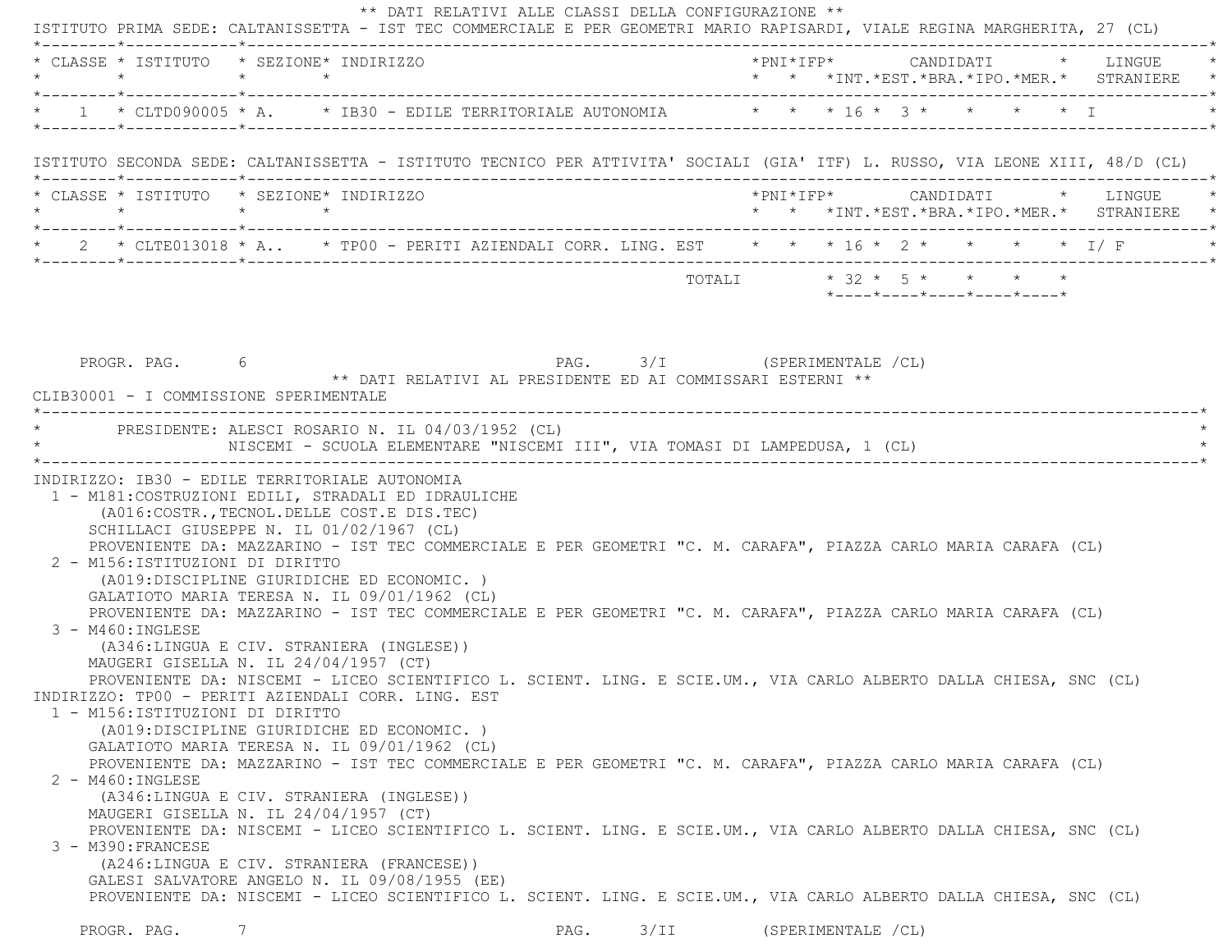** DATI RELATIVI ALLE CLASSI DELLA CONFIGURAZIONE **

ISTITUTO PRIMA SEDE: CALTANISSETTA - IST TEC COMMERCIALE E PER GEOMETRI MARIO RAPISARDI, VIALE REGINA MARGHERITA, 27 (CL)

| CLASSE | ISTITUTO | SEZIONE | INDIRIZZO | PNI | IFP | CANDIDATI INT. | EST. | BRA. | IPO. | MER. | LINGUE STRANIERE |
|---|---|---|---|---|---|---|---|---|---|---|---|
| 1 | CLTD090005 | A. | IB30 - EDILE TERRITORIALE AUTONOMIA | | | 16 | 3 | | | | I |

ISTITUTO SECONDA SEDE: CALTANISSETTA - ISTITUTO TECNICO PER ATTIVITA' SOCIALI (GIA' ITF) L. RUSSO, VIA LEONE XIII, 48/D (CL)

| CLASSE | ISTITUTO | SEZIONE | INDIRIZZO | PNI | IFP | CANDIDATI INT. | EST. | BRA. | IPO. | MER. | LINGUE STRANIERE |
|---|---|---|---|---|---|---|---|---|---|---|---|
| 2 | CLTE013018 | A.. | TP00 - PERITI AZIENDALI CORR. LING. EST | | | 16 | 2 | | | | I/ F |
| | | | TOTALI | | | 32 | 5 | | | | |

PROGR. PAG. 6 PAG. 3/I (SPERIMENTALE /CL)

** DATI RELATIVI AL PRESIDENTE ED AI COMMISSARI ESTERNI **

CLIB30001 - I COMMISSIONE SPERIMENTALE

PRESIDENTE: ALESCI ROSARIO N. IL 04/03/1952 (CL)
NISCEMI - SCUOLA ELEMENTARE "NISCEMI III", VIA TOMASI DI LAMPEDUSA, 1 (CL)

INDIRIZZO: IB30 - EDILE TERRITORIALE AUTONOMIA

1 - M181:COSTRUZIONI EDILI, STRADALI ED IDRAULICHE
(A016:COSTR.,TECNOL.DELLE COST.E DIS.TEC)
SCHILLACI GIUSEPPE N. IL 01/02/1967 (CL)
PROVENIENTE DA: MAZZARINO - IST TEC COMMERCIALE E PER GEOMETRI "C. M. CARAFA", PIAZZA CARLO MARIA CARAFA (CL)

2 - M156:ISTITUZIONI DI DIRITTO
(A019:DISCIPLINE GIURIDICHE ED ECONOMIC. )
GALATIOTO MARIA TERESA N. IL 09/01/1962 (CL)
PROVENIENTE DA: MAZZARINO - IST TEC COMMERCIALE E PER GEOMETRI "C. M. CARAFA", PIAZZA CARLO MARIA CARAFA (CL)

3 - M460:INGLESE
(A346:LINGUA E CIV. STRANIERA (INGLESE))
MAUGERI GISELLA N. IL 24/04/1957 (CT)
PROVENIENTE DA: NISCEMI - LICEO SCIENTIFICO L. SCIENT. LING. E SCIE.UM., VIA CARLO ALBERTO DALLA CHIESA, SNC (CL)

INDIRIZZO: TP00 - PERITI AZIENDALI CORR. LING. EST

1 - M156:ISTITUZIONI DI DIRITTO
(A019:DISCIPLINE GIURIDICHE ED ECONOMIC. )
GALATIOTO MARIA TERESA N. IL 09/01/1962 (CL)
PROVENIENTE DA: MAZZARINO - IST TEC COMMERCIALE E PER GEOMETRI "C. M. CARAFA", PIAZZA CARLO MARIA CARAFA (CL)

2 - M460:INGLESE
(A346:LINGUA E CIV. STRANIERA (INGLESE))
MAUGERI GISELLA N. IL 24/04/1957 (CT)
PROVENIENTE DA: NISCEMI - LICEO SCIENTIFICO L. SCIENT. LING. E SCIE.UM., VIA CARLO ALBERTO DALLA CHIESA, SNC (CL)

3 - M390:FRANCESE
(A246:LINGUA E CIV. STRANIERA (FRANCESE))
GALESI SALVATORE ANGELO N. IL 09/08/1955 (EE)
PROVENIENTE DA: NISCEMI - LICEO SCIENTIFICO L. SCIENT. LING. E SCIE.UM., VIA CARLO ALBERTO DALLA CHIESA, SNC (CL)

PROGR. PAG. 7 PAG. 3/II (SPERIMENTALE /CL)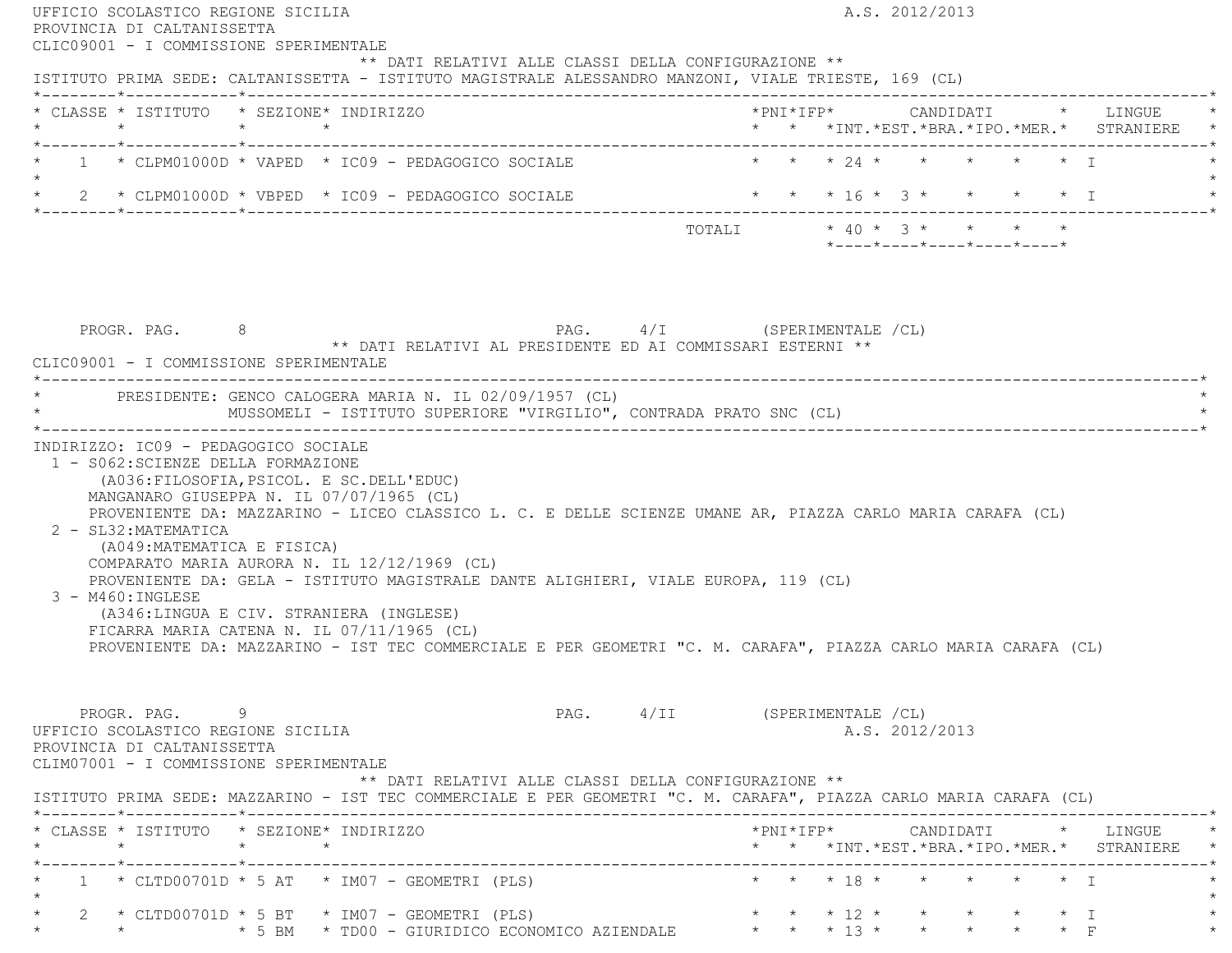UFFICIO SCOLASTICO REGIONE SICILIA A.S. 2012/2013
PROVINCIA DI CALTANISSETTA
CLIC09001 - I COMMISSIONE SPERIMENTALE

** DATI RELATIVI ALLE CLASSI DELLA CONFIGURAZIONE **

ISTITUTO PRIMA SEDE: CALTANISSETTA - ISTITUTO MAGISTRALE ALESSANDRO MANZONI, VIALE TRIESTE, 169 (CL)

| CLASSE | ISTITUTO | SEZIONE | INDIRIZZO | PNI | IFP | CANDIDATI INT. | CANDIDATI EST. | CANDIDATI BRA. | CANDIDATI IPO. | CANDIDATI MER. | LINGUE STRANIERE |
|---|---|---|---|---|---|---|---|---|---|---|---|
| 1 | CLPM01000D | VAPED | IC09 - PEDAGOGICO SOCIALE | | | 24 | | | | | I |
| 2 | CLPM01000D | VBPED | IC09 - PEDAGOGICO SOCIALE | | | 16 | 3 | | | | I |
| | | | TOTALI | | | 40 | 3 | | | | |

PROGR. PAG. 8 PAG. 4/I (SPERIMENTALE /CL)

** DATI RELATIVI AL PRESIDENTE ED AI COMMISSARI ESTERNI **

CLIC09001 - I COMMISSIONE SPERIMENTALE

PRESIDENTE: GENCO CALOGERA MARIA N. IL 02/09/1957 (CL)
MUSSOMELI - ISTITUTO SUPERIORE "VIRGILIO", CONTRADA PRATO SNC (CL)

INDIRIZZO: IC09 - PEDAGOGICO SOCIALE

1 - S062:SCIENZE DELLA FORMAZIONE
(A036:FILOSOFIA,PSICOL. E SC.DELL'EDUC)
MANGANARO GIUSEPPA N. IL 07/07/1965 (CL)
PROVENIENTE DA: MAZZARINO - LICEO CLASSICO L. C. E DELLE SCIENZE UMANE AR, PIAZZA CARLO MARIA CARAFA (CL)

2 - SL32:MATEMATICA
(A049:MATEMATICA E FISICA)
COMPARATO MARIA AURORA N. IL 12/12/1969 (CL)
PROVENIENTE DA: GELA - ISTITUTO MAGISTRALE DANTE ALIGHIERI, VIALE EUROPA, 119 (CL)

3 - M460:INGLESE
(A346:LINGUA E CIV. STRANIERA (INGLESE)
FICARRA MARIA CATENA N. IL 07/11/1965 (CL)
PROVENIENTE DA: MAZZARINO - IST TEC COMMERCIALE E PER GEOMETRI "C. M. CARAFA", PIAZZA CARLO MARIA CARAFA (CL)

PROGR. PAG. 9 PAG. 4/II (SPERIMENTALE /CL)

UFFICIO SCOLASTICO REGIONE SICILIA A.S. 2012/2013
PROVINCIA DI CALTANISSETTA
CLIM07001 - I COMMISSIONE SPERIMENTALE

** DATI RELATIVI ALLE CLASSI DELLA CONFIGURAZIONE **

ISTITUTO PRIMA SEDE: MAZZARINO - IST TEC COMMERCIALE E PER GEOMETRI "C. M. CARAFA", PIAZZA CARLO MARIA CARAFA (CL)

| CLASSE | ISTITUTO | SEZIONE | INDIRIZZO | PNI | IFP | CANDIDATI INT. | CANDIDATI EST. | CANDIDATI BRA. | CANDIDATI IPO. | CANDIDATI MER. | LINGUE STRANIERE |
|---|---|---|---|---|---|---|---|---|---|---|---|
| 1 | CLTD00701D | 5 AT | IM07 - GEOMETRI (PLS) | | | 18 | | | | | I |
| 2 | CLTD00701D | 5 BT | IM07 - GEOMETRI (PLS) | | | 12 | | | | | I |
| | | 5 BM | TD00 - GIURIDICO ECONOMICO AZIENDALE | | | 13 | | | | | F |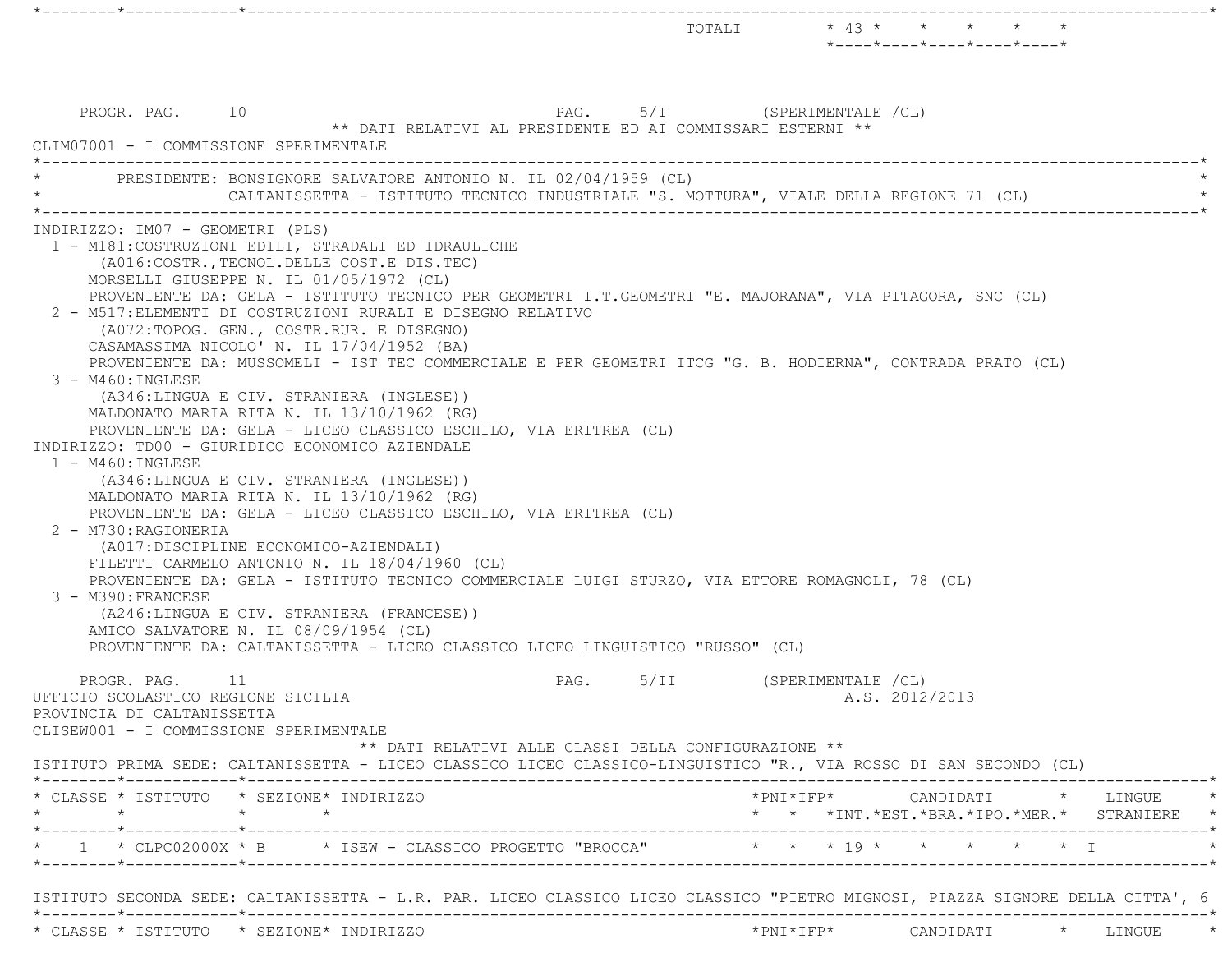| | | TOTALI | 43 | | | | |
|---|---|---|---|---|---|---|---|

PROGR. PAG. 10 PAG. 5/I (SPERIMENTALE /CL)

** DATI RELATIVI AL PRESIDENTE ED AI COMMISSARI ESTERNI **

CLIM07001 - I COMMISSIONE SPERIMENTALE

PRESIDENTE: BONSIGNORE SALVATORE ANTONIO N. IL 02/04/1959 (CL)
CALTANISSETTA - ISTITUTO TECNICO INDUSTRIALE "S. MOTTURA", VIALE DELLA REGIONE 71 (CL)

INDIRIZZO: IM07 - GEOMETRI (PLS)

1 - M181:COSTRUZIONI EDILI, STRADALI ED IDRAULICHE
(A016:COSTR.,TECNOL.DELLE COST.E DIS.TEC)
MORSELLI GIUSEPPE N. IL 01/05/1972 (CL)
PROVENIENTE DA: GELA - ISTITUTO TECNICO PER GEOMETRI I.T.GEOMETRI "E. MAJORANA", VIA PITAGORA, SNC (CL)

2 - M517:ELEMENTI DI COSTRUZIONI RURALI E DISEGNO RELATIVO
(A072:TOPOG. GEN., COSTR.RUR. E DISEGNO)
CASAMASSIMA NICOLO' N. IL 17/04/1952 (BA)
PROVENIENTE DA: MUSSOMELI - IST TEC COMMERCIALE E PER GEOMETRI ITCG "G. B. HODIERNA", CONTRADA PRATO (CL)

3 - M460:INGLESE
(A346:LINGUA E CIV. STRANIERA (INGLESE))
MALDONATO MARIA RITA N. IL 13/10/1962 (RG)
PROVENIENTE DA: GELA - LICEO CLASSICO ESCHILO, VIA ERITREA (CL)

INDIRIZZO: TD00 - GIURIDICO ECONOMICO AZIENDALE

1 - M460:INGLESE
(A346:LINGUA E CIV. STRANIERA (INGLESE))
MALDONATO MARIA RITA N. IL 13/10/1962 (RG)
PROVENIENTE DA: GELA - LICEO CLASSICO ESCHILO, VIA ERITREA (CL)

2 - M730:RAGIONERIA
(A017:DISCIPLINE ECONOMICO-AZIENDALI)
FILETTI CARMELO ANTONIO N. IL 18/04/1960 (CL)
PROVENIENTE DA: GELA - ISTITUTO TECNICO COMMERCIALE LUIGI STURZO, VIA ETTORE ROMAGNOLI, 78 (CL)

3 - M390:FRANCESE
(A246:LINGUA E CIV. STRANIERA (FRANCESE))
AMICO SALVATORE N. IL 08/09/1954 (CL)
PROVENIENTE DA: CALTANISSETTA - LICEO CLASSICO LICEO LINGUISTICO "RUSSO" (CL)

PROGR. PAG. 11 PAG. 5/II (SPERIMENTALE /CL)

UFFICIO SCOLASTICO REGIONE SICILIA A.S. 2012/2013

PROVINCIA DI CALTANISSETTA

CLISEW001 - I COMMISSIONE SPERIMENTALE

** DATI RELATIVI ALLE CLASSI DELLA CONFIGURAZIONE **

ISTITUTO PRIMA SEDE: CALTANISSETTA - LICEO CLASSICO LICEO CLASSICO-LINGUISTICO "R., VIA ROSSO DI SAN SECONDO (CL)

| CLASSE | ISTITUTO | SEZIONE | INDIRIZZO | PNI | IFP | CANDIDATI INT. | CANDIDATI EST. | CANDIDATI BRA. | CANDIDATI IPO. | CANDIDATI MER. | LINGUE STRANIERE |
|---|---|---|---|---|---|---|---|---|---|---|---|
| 1 | CLPC02000X | B | ISEW - CLASSICO PROGETTO "BROCCA" | | | 19 | | | | | I |

ISTITUTO SECONDA SEDE: CALTANISSETTA - L.R. PAR. LICEO CLASSICO LICEO CLASSICO "PIETRO MIGNOSI, PIAZZA SIGNORE DELLA CITTA', 6

| CLASSE | ISTITUTO | SEZIONE | INDIRIZZO | PNI | IFP | CANDIDATI | LINGUE |
|---|---|---|---|---|---|---|---|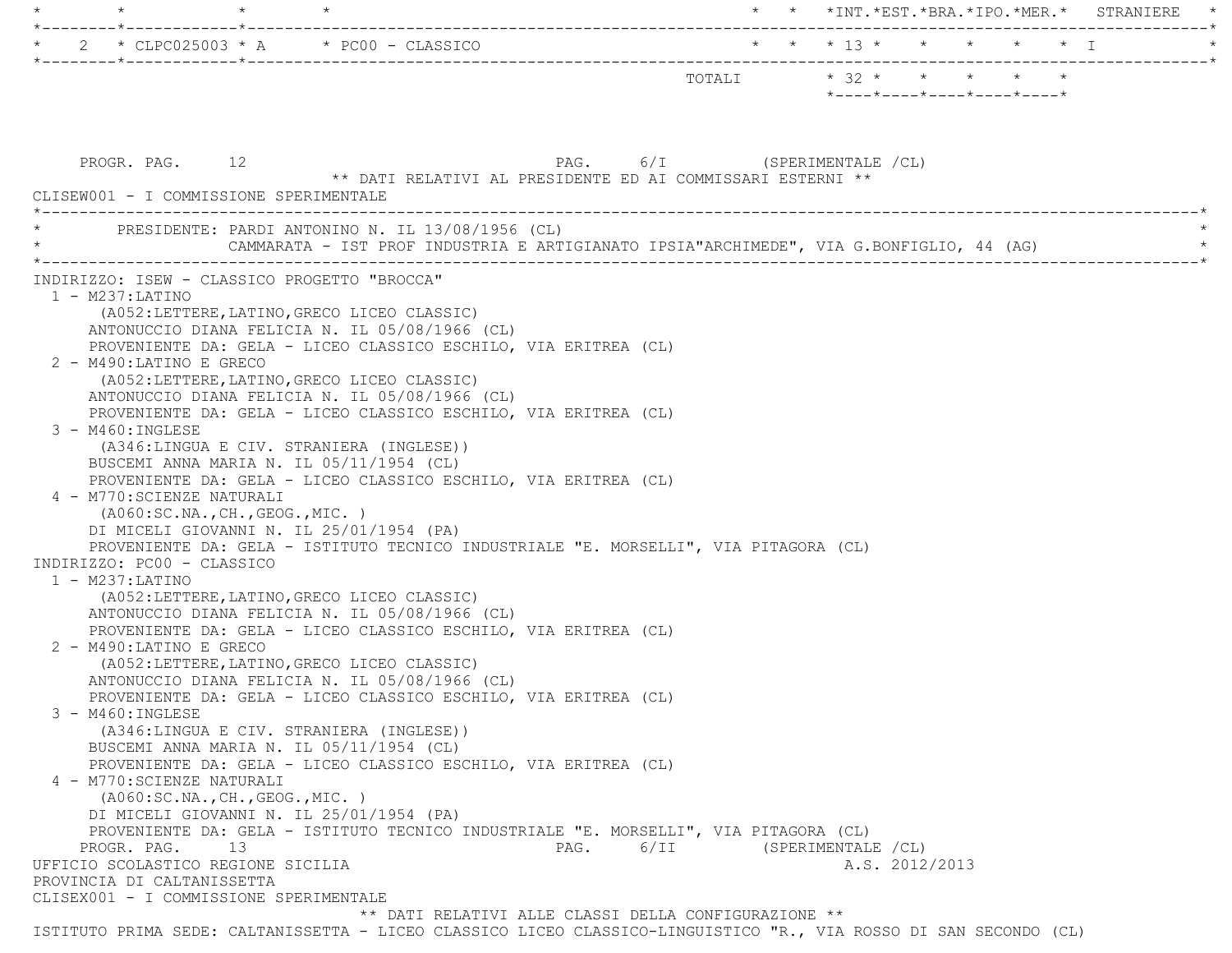| | | | | | | INT. | EST. | BRA. | IPO. | MER. | STRANIERE |
|---|---|---|---|---|---|---|---|---|---|---|---|
| 2 | CLPC025003 | A | PC00 - CLASSICO | | | 13 | | | | | I |
| | | | TOTALI | | | 32 | | | | | |

PROGR. PAG. 12 PAG. 6/I (SPERIMENTALE /CL)

** DATI RELATIVI AL PRESIDENTE ED AI COMMISSARI ESTERNI **

CLISEW001 - I COMMISSIONE SPERIMENTALE

PRESIDENTE: PARDI ANTONINO N. IL 13/08/1956 (CL)
CAMMARATA - IST PROF INDUSTRIA E ARTIGIANATO IPSIA"ARCHIMEDE", VIA G.BONFIGLIO, 44 (AG)

INDIRIZZO: ISEW - CLASSICO PROGETTO "BROCCA"

1 - M237:LATINO
 (A052:LETTERE,LATINO,GRECO LICEO CLASSIC)
 ANTONUCCIO DIANA FELICIA N. IL 05/08/1966 (CL)
 PROVENIENTE DA: GELA - LICEO CLASSICO ESCHILO, VIA ERITREA (CL)

2 - M490:LATINO E GRECO
 (A052:LETTERE,LATINO,GRECO LICEO CLASSIC)
 ANTONUCCIO DIANA FELICIA N. IL 05/08/1966 (CL)
 PROVENIENTE DA: GELA - LICEO CLASSICO ESCHILO, VIA ERITREA (CL)

3 - M460:INGLESE
 (A346:LINGUA E CIV. STRANIERA (INGLESE))
 BUSCEMI ANNA MARIA N. IL 05/11/1954 (CL)
 PROVENIENTE DA: GELA - LICEO CLASSICO ESCHILO, VIA ERITREA (CL)

4 - M770:SCIENZE NATURALI
 (A060:SC.NA.,CH.,GEOG.,MIC. )
 DI MICELI GIOVANNI N. IL 25/01/1954 (PA)
 PROVENIENTE DA: GELA - ISTITUTO TECNICO INDUSTRIALE "E. MORSELLI", VIA PITAGORA (CL)

INDIRIZZO: PC00 - CLASSICO

1 - M237:LATINO
 (A052:LETTERE,LATINO,GRECO LICEO CLASSIC)
 ANTONUCCIO DIANA FELICIA N. IL 05/08/1966 (CL)
 PROVENIENTE DA: GELA - LICEO CLASSICO ESCHILO, VIA ERITREA (CL)

2 - M490:LATINO E GRECO
 (A052:LETTERE,LATINO,GRECO LICEO CLASSIC)
 ANTONUCCIO DIANA FELICIA N. IL 05/08/1966 (CL)
 PROVENIENTE DA: GELA - LICEO CLASSICO ESCHILO, VIA ERITREA (CL)

3 - M460:INGLESE
 (A346:LINGUA E CIV. STRANIERA (INGLESE))
 BUSCEMI ANNA MARIA N. IL 05/11/1954 (CL)
 PROVENIENTE DA: GELA - LICEO CLASSICO ESCHILO, VIA ERITREA (CL)

4 - M770:SCIENZE NATURALI
 (A060:SC.NA.,CH.,GEOG.,MIC. )
 DI MICELI GIOVANNI N. IL 25/01/1954 (PA)
 PROVENIENTE DA: GELA - ISTITUTO TECNICO INDUSTRIALE "E. MORSELLI", VIA PITAGORA (CL)

PROGR. PAG. 13 PAG. 6/II (SPERIMENTALE /CL)

UFFICIO SCOLASTICO REGIONE SICILIA A.S. 2012/2013

PROVINCIA DI CALTANISSETTA

CLISEX001 - I COMMISSIONE SPERIMENTALE

** DATI RELATIVI ALLE CLASSI DELLA CONFIGURAZIONE **

ISTITUTO PRIMA SEDE: CALTANISSETTA - LICEO CLASSICO LICEO CLASSICO-LINGUISTICO "R., VIA ROSSO DI SAN SECONDO (CL)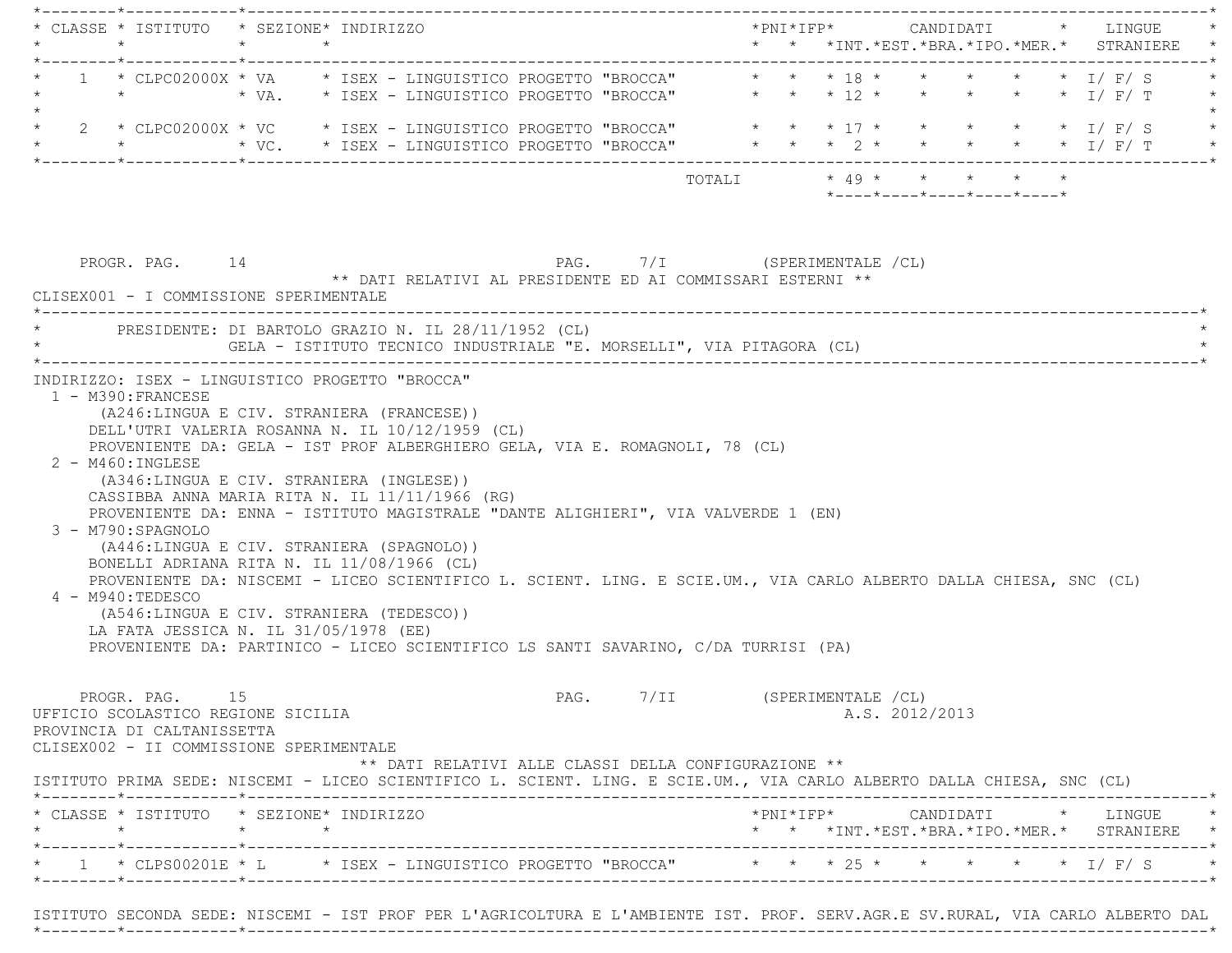| CLASSE | ISTITUTO | SEZIONE | INDIRIZZO | PNI | IFP | CANDIDATI INT. | EST. | BRA. | IPO. | MER. | LINGUE STRANIERE |
|---|---|---|---|---|---|---|---|---|---|---|---|
| 1 | CLPC02000X | VA | ISEX - LINGUISTICO PROGETTO "BROCCA" | | | 18 | | | | | I/ F/ S |
| | | VA. | ISEX - LINGUISTICO PROGETTO "BROCCA" | | | 12 | | | | | I/ F/ T |
| 2 | CLPC02000X | VC | ISEX - LINGUISTICO PROGETTO "BROCCA" | | | 17 | | | | | I/ F/ S |
| | | VC. | ISEX - LINGUISTICO PROGETTO "BROCCA" | | | 2 | | | | | I/ F/ T |
| | | | TOTALI | | | 49 | | | | | |

PROGR. PAG. 14 PAG. 7/I (SPERIMENTALE /CL)

** DATI RELATIVI AL PRESIDENTE ED AI COMMISSARI ESTERNI **

CLISEX001 - I COMMISSIONE SPERIMENTALE

PRESIDENTE: DI BARTOLO GRAZIO N. IL 28/11/1952 (CL)
GELA - ISTITUTO TECNICO INDUSTRIALE "E. MORSELLI", VIA PITAGORA (CL)

INDIRIZZO: ISEX - LINGUISTICO PROGETTO "BROCCA"

1 - M390:FRANCESE
(A246:LINGUA E CIV. STRANIERA (FRANCESE))
DELL'UTRI VALERIA ROSANNA N. IL 10/12/1959 (CL)
PROVENIENTE DA: GELA - IST PROF ALBERGHIERO GELA, VIA E. ROMAGNOLI, 78 (CL)

2 - M460:INGLESE
(A346:LINGUA E CIV. STRANIERA (INGLESE))
CASSIBBA ANNA MARIA RITA N. IL 11/11/1966 (RG)
PROVENIENTE DA: ENNA - ISTITUTO MAGISTRALE "DANTE ALIGHIERI", VIA VALVERDE 1 (EN)

3 - M790:SPAGNOLO
(A446:LINGUA E CIV. STRANIERA (SPAGNOLO))
BONELLI ADRIANA RITA N. IL 11/08/1966 (CL)
PROVENIENTE DA: NISCEMI - LICEO SCIENTIFICO L. SCIENT. LING. E SCIE.UM., VIA CARLO ALBERTO DALLA CHIESA, SNC (CL)

4 - M940:TEDESCO
(A546:LINGUA E CIV. STRANIERA (TEDESCO))
LA FATA JESSICA N. IL 31/05/1978 (EE)
PROVENIENTE DA: PARTINICO - LICEO SCIENTIFICO LS SANTI SAVARINO, C/DA TURRISI (PA)

PROGR. PAG. 15 PAG. 7/II (SPERIMENTALE /CL)

UFFICIO SCOLASTICO REGIONE SICILIA A.S. 2012/2013

PROVINCIA DI CALTANISSETTA

CLISEX002 - II COMMISSIONE SPERIMENTALE

** DATI RELATIVI ALLE CLASSI DELLA CONFIGURAZIONE **

ISTITUTO PRIMA SEDE: NISCEMI - LICEO SCIENTIFICO L. SCIENT. LING. E SCIE.UM., VIA CARLO ALBERTO DALLA CHIESA, SNC (CL)

| CLASSE | ISTITUTO | SEZIONE | INDIRIZZO | PNI | IFP | CANDIDATI INT. | EST. | BRA. | IPO. | MER. | LINGUE STRANIERE |
|---|---|---|---|---|---|---|---|---|---|---|---|
| 1 | CLPS00201E | L | ISEX - LINGUISTICO PROGETTO "BROCCA" | | | 25 | | | | | I/ F/ S |

ISTITUTO SECONDA SEDE: NISCEMI - IST PROF PER L'AGRICOLTURA E L'AMBIENTE IST. PROF. SERV.AGR.E SV.RURAL, VIA CARLO ALBERTO DAL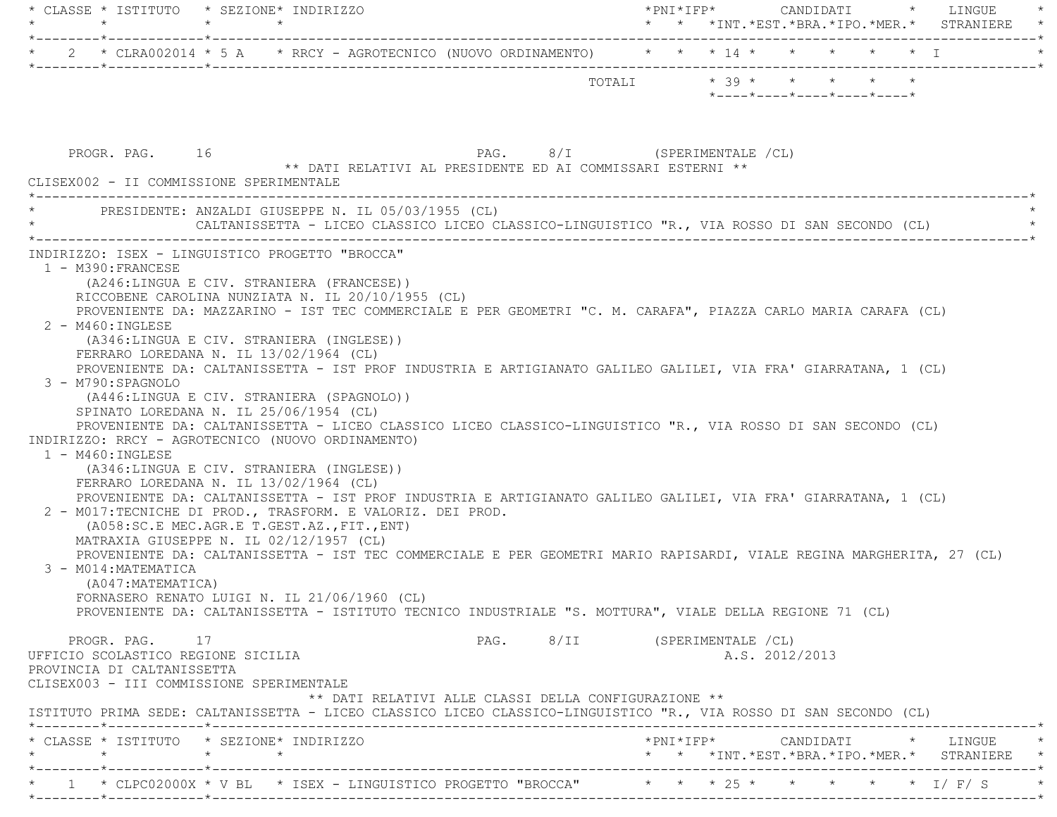| CLASSE | ISTITUTO | SEZIONE | INDIRIZZO | PNI | IFP | CANDIDATI INT. | EST. | BRA. | IPO. | MER. | LINGUE STRANIERE |
|---|---|---|---|---|---|---|---|---|---|---|---|
| 2 | CLRA002014 | 5 A | RRCY - AGROTECNICO (NUOVO ORDINAMENTO) | | | 14 | | | | | I |
| | | | TOTALI | | | 39 | | | | | |

PROGR. PAG. 16 PAG. 8/I (SPERIMENTALE /CL)

** DATI RELATIVI AL PRESIDENTE ED AI COMMISSARI ESTERNI **

CLISEX002 - II COMMISSIONE SPERIMENTALE

PRESIDENTE: ANZALDI GIUSEPPE N. IL 05/03/1955 (CL)
CALTANISSETTA - LICEO CLASSICO LICEO CLASSICO-LINGUISTICO "R., VIA ROSSO DI SAN SECONDO (CL)

INDIRIZZO: ISEX - LINGUISTICO PROGETTO "BROCCA"

1 - M390:FRANCESE
(A246:LINGUA E CIV. STRANIERA (FRANCESE))
RICCOBENE CAROLINA NUNZIATA N. IL 20/10/1955 (CL)
PROVENIENTE DA: MAZZARINO - IST TEC COMMERCIALE E PER GEOMETRI "C. M. CARAFA", PIAZZA CARLO MARIA CARAFA (CL)

2 - M460:INGLESE
(A346:LINGUA E CIV. STRANIERA (INGLESE))
FERRARO LOREDANA N. IL 13/02/1964 (CL)
PROVENIENTE DA: CALTANISSETTA - IST PROF INDUSTRIA E ARTIGIANATO GALILEO GALILEI, VIA FRA' GIARRATANA, 1 (CL)

3 - M790:SPAGNOLO
(A446:LINGUA E CIV. STRANIERA (SPAGNOLO))
SPINATO LOREDANA N. IL 25/06/1954 (CL)
PROVENIENTE DA: CALTANISSETTA - LICEO CLASSICO LICEO CLASSICO-LINGUISTICO "R., VIA ROSSO DI SAN SECONDO (CL)

INDIRIZZO: RRCY - AGROTECNICO (NUOVO ORDINAMENTO)

1 - M460:INGLESE
(A346:LINGUA E CIV. STRANIERA (INGLESE))
FERRARO LOREDANA N. IL 13/02/1964 (CL)
PROVENIENTE DA: CALTANISSETTA - IST PROF INDUSTRIA E ARTIGIANATO GALILEO GALILEI, VIA FRA' GIARRATANA, 1 (CL)

2 - M017:TECNICHE DI PROD., TRASFORM. E VALORIZ. DEI PROD.
(A058:SC.E MEC.AGR.E T.GEST.AZ.,FIT.,ENT)
MATRAXIA GIUSEPPE N. IL 02/12/1957 (CL)
PROVENIENTE DA: CALTANISSETTA - IST TEC COMMERCIALE E PER GEOMETRI MARIO RAPISARDI, VIALE REGINA MARGHERITA, 27 (CL)

3 - M014:MATEMATICA
(A047:MATEMATICA)
FORNASERO RENATO LUIGI N. IL 21/06/1960 (CL)
PROVENIENTE DA: CALTANISSETTA - ISTITUTO TECNICO INDUSTRIALE "S. MOTTURA", VIALE DELLA REGIONE 71 (CL)

PROGR. PAG. 17 PAG. 8/II (SPERIMENTALE /CL)

UFFICIO SCOLASTICO REGIONE SICILIA A.S. 2012/2013

PROVINCIA DI CALTANISSETTA

CLISEX003 - III COMMISSIONE SPERIMENTALE

** DATI RELATIVI ALLE CLASSI DELLA CONFIGURAZIONE **

ISTITUTO PRIMA SEDE: CALTANISSETTA - LICEO CLASSICO LICEO CLASSICO-LINGUISTICO "R., VIA ROSSO DI SAN SECONDO (CL)

| CLASSE | ISTITUTO | SEZIONE | INDIRIZZO | PNI | IFP | CANDIDATI INT. | EST. | BRA. | IPO. | MER. | LINGUE STRANIERE |
|---|---|---|---|---|---|---|---|---|---|---|---|
| 1 | CLPC02000X | V BL | ISEX - LINGUISTICO PROGETTO "BROCCA" | | | 25 | | | | | I/ F/ S |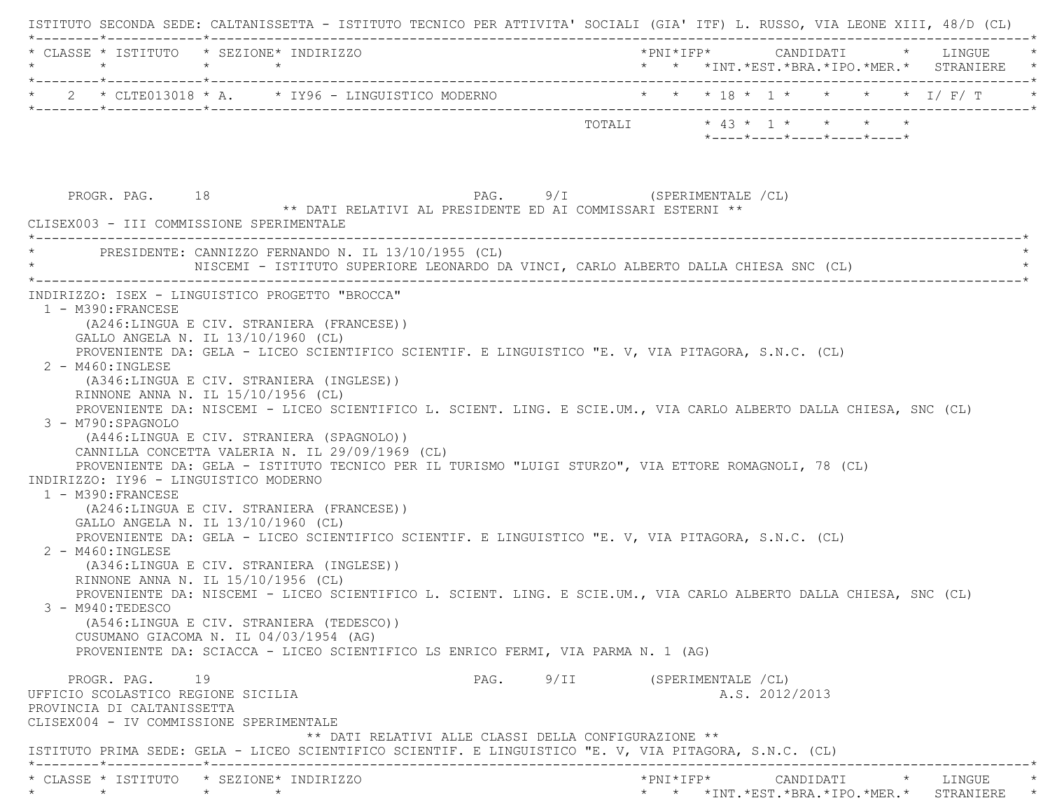ISTITUTO SECONDA SEDE: CALTANISSETTA - ISTITUTO TECNICO PER ATTIVITA' SOCIALI (GIA' ITF) L. RUSSO, VIA LEONE XIII, 48/D (CL)

| CLASSE | ISTITUTO | SEZIONE | INDIRIZZO | PNI | IFP | CANDIDATI INT. | CANDIDATI EST. | CANDIDATI BRA. | CANDIDATI IPO. | CANDIDATI MER. | LINGUE STRANIERE |
|---|---|---|---|---|---|---|---|---|---|---|---|
| 2 | CLTE013018 | A. | IY96 - LINGUISTICO MODERNO | | | 18 | 1 | | | | I/ F/ T |
| | | | TOTALI | | | 43 | 1 | | | | |

PROGR. PAG. 18 PAG. 9/I (SPERIMENTALE /CL)

** DATI RELATIVI AL PRESIDENTE ED AI COMMISSARI ESTERNI **

CLISEX003 - III COMMISSIONE SPERIMENTALE

PRESIDENTE: CANNIZZO FERNANDO N. IL 13/10/1955 (CL)
NISCEMI - ISTITUTO SUPERIORE LEONARDO DA VINCI, CARLO ALBERTO DALLA CHIESA SNC (CL)

INDIRIZZO: ISEX - LINGUISTICO PROGETTO "BROCCA"

1 - M390:FRANCESE
(A246:LINGUA E CIV. STRANIERA (FRANCESE))
GALLO ANGELA N. IL 13/10/1960 (CL)
PROVENIENTE DA: GELA - LICEO SCIENTIFICO SCIENTIF. E LINGUISTICO "E. V, VIA PITAGORA, S.N.C. (CL)

2 - M460:INGLESE
(A346:LINGUA E CIV. STRANIERA (INGLESE))
RINNONE ANNA N. IL 15/10/1956 (CL)
PROVENIENTE DA: NISCEMI - LICEO SCIENTIFICO L. SCIENT. LING. E SCIE.UM., VIA CARLO ALBERTO DALLA CHIESA, SNC (CL)

3 - M790:SPAGNOLO
(A446:LINGUA E CIV. STRANIERA (SPAGNOLO))
CANNILLA CONCETTA VALERIA N. IL 29/09/1969 (CL)
PROVENIENTE DA: GELA - ISTITUTO TECNICO PER IL TURISMO "LUIGI STURZO", VIA ETTORE ROMAGNOLI, 78 (CL)

INDIRIZZO: IY96 - LINGUISTICO MODERNO

1 - M390:FRANCESE
(A246:LINGUA E CIV. STRANIERA (FRANCESE))
GALLO ANGELA N. IL 13/10/1960 (CL)
PROVENIENTE DA: GELA - LICEO SCIENTIFICO SCIENTIF. E LINGUISTICO "E. V, VIA PITAGORA, S.N.C. (CL)

2 - M460:INGLESE
(A346:LINGUA E CIV. STRANIERA (INGLESE))
RINNONE ANNA N. IL 15/10/1956 (CL)
PROVENIENTE DA: NISCEMI - LICEO SCIENTIFICO L. SCIENT. LING. E SCIE.UM., VIA CARLO ALBERTO DALLA CHIESA, SNC (CL)

3 - M940:TEDESCO
(A546:LINGUA E CIV. STRANIERA (TEDESCO))
CUSUMANO GIACOMA N. IL 04/03/1954 (AG)
PROVENIENTE DA: SCIACCA - LICEO SCIENTIFICO LS ENRICO FERMI, VIA PARMA N. 1 (AG)

PROGR. PAG. 19 PAG. 9/II (SPERIMENTALE /CL)

UFFICIO SCOLASTICO REGIONE SICILIA A.S. 2012/2013

PROVINCIA DI CALTANISSETTA

CLISEX004 - IV COMMISSIONE SPERIMENTALE

** DATI RELATIVI ALLE CLASSI DELLA CONFIGURAZIONE **

ISTITUTO PRIMA SEDE: GELA - LICEO SCIENTIFICO SCIENTIF. E LINGUISTICO "E. V, VIA PITAGORA, S.N.C. (CL)

| CLASSE | ISTITUTO | SEZIONE | INDIRIZZO | PNI | IFP | CANDIDATI INT. | CANDIDATI EST. | CANDIDATI BRA. | CANDIDATI IPO. | CANDIDATI MER. | LINGUE STRANIERE |
|---|---|---|---|---|---|---|---|---|---|---|---|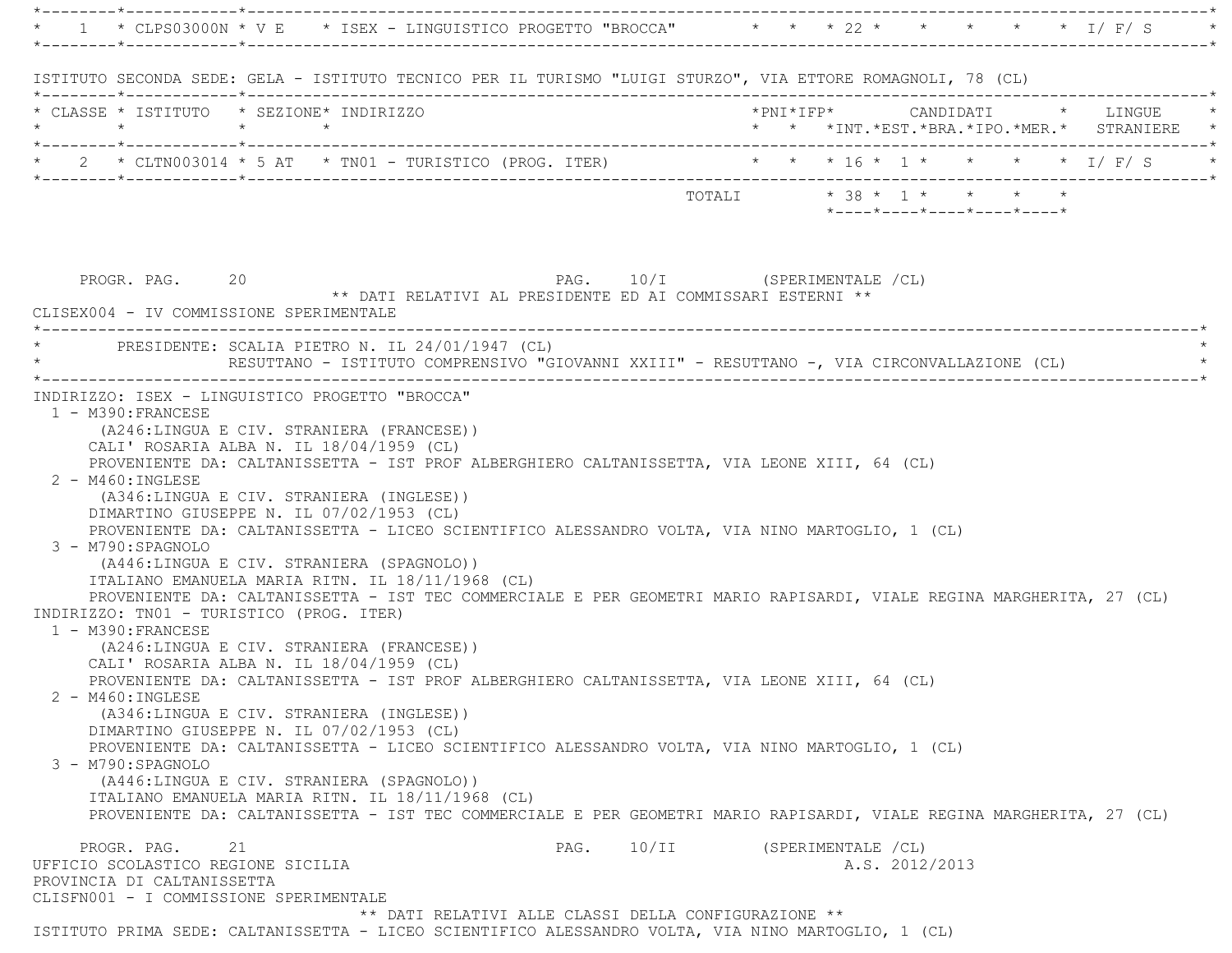| CLASSE | ISTITUTO | SEZIONE | INDIRIZZO | PNI | IFP | INT. | EST. | BRA. | IPO. | MER. | LINGUE STRANIERE |
|---|---|---|---|---|---|---|---|---|---|---|---|
| 1 | CLPS03000N | V E | ISEX - LINGUISTICO PROGETTO "BROCCA" | | | 22 | | | | | I/ F/ S |

ISTITUTO SECONDA SEDE: GELA - ISTITUTO TECNICO PER IL TURISMO "LUIGI STURZO", VIA ETTORE ROMAGNOLI, 78 (CL)

| CLASSE | ISTITUTO | SEZIONE | INDIRIZZO | PNI | IFP | CANDIDATI INT. | EST. | BRA. | IPO. | MER. | LINGUE STRANIERE |
|---|---|---|---|---|---|---|---|---|---|---|---|
| 2 | CLTN003014 | 5 AT | TN01 - TURISTICO (PROG. ITER) | | | 16 | 1 | | | | I/ F/ S |
| | | | TOTALI | | | 38 | 1 | | | | |

PROGR. PAG. 20 PAG. 10/I (SPERIMENTALE /CL)

** DATI RELATIVI AL PRESIDENTE ED AI COMMISSARI ESTERNI **

CLISEX004 - IV COMMISSIONE SPERIMENTALE

PRESIDENTE: SCALIA PIETRO N. IL 24/01/1947 (CL)
RESUTTANO - ISTITUTO COMPRENSIVO "GIOVANNI XXIII" - RESUTTANO -, VIA CIRCONVALLAZIONE (CL)

INDIRIZZO: ISEX - LINGUISTICO PROGETTO "BROCCA"

1 - M390:FRANCESE
(A246:LINGUA E CIV. STRANIERA (FRANCESE))
CALI' ROSARIA ALBA N. IL 18/04/1959 (CL)
PROVENIENTE DA: CALTANISSETTA - IST PROF ALBERGHIERO CALTANISSETTA, VIA LEONE XIII, 64 (CL)

2 - M460:INGLESE
(A346:LINGUA E CIV. STRANIERA (INGLESE))
DIMARTINO GIUSEPPE N. IL 07/02/1953 (CL)
PROVENIENTE DA: CALTANISSETTA - LICEO SCIENTIFICO ALESSANDRO VOLTA, VIA NINO MARTOGLIO, 1 (CL)

3 - M790:SPAGNOLO
(A446:LINGUA E CIV. STRANIERA (SPAGNOLO))
ITALIANO EMANUELA MARIA RITN. IL 18/11/1968 (CL)
PROVENIENTE DA: CALTANISSETTA - IST TEC COMMERCIALE E PER GEOMETRI MARIO RAPISARDI, VIALE REGINA MARGHERITA, 27 (CL)

INDIRIZZO: TN01 - TURISTICO (PROG. ITER)

1 - M390:FRANCESE
(A246:LINGUA E CIV. STRANIERA (FRANCESE))
CALI' ROSARIA ALBA N. IL 18/04/1959 (CL)
PROVENIENTE DA: CALTANISSETTA - IST PROF ALBERGHIERO CALTANISSETTA, VIA LEONE XIII, 64 (CL)

2 - M460:INGLESE
(A346:LINGUA E CIV. STRANIERA (INGLESE))
DIMARTINO GIUSEPPE N. IL 07/02/1953 (CL)
PROVENIENTE DA: CALTANISSETTA - LICEO SCIENTIFICO ALESSANDRO VOLTA, VIA NINO MARTOGLIO, 1 (CL)

3 - M790:SPAGNOLO
(A446:LINGUA E CIV. STRANIERA (SPAGNOLO))
ITALIANO EMANUELA MARIA RITN. IL 18/11/1968 (CL)
PROVENIENTE DA: CALTANISSETTA - IST TEC COMMERCIALE E PER GEOMETRI MARIO RAPISARDI, VIALE REGINA MARGHERITA, 27 (CL)

PROGR. PAG. 21 PAG. 10/II (SPERIMENTALE /CL)

UFFICIO SCOLASTICO REGIONE SICILIA A.S. 2012/2013
PROVINCIA DI CALTANISSETTA
CLISFN001 - I COMMISSIONE SPERIMENTALE

** DATI RELATIVI ALLE CLASSI DELLA CONFIGURAZIONE **

ISTITUTO PRIMA SEDE: CALTANISSETTA - LICEO SCIENTIFICO ALESSANDRO VOLTA, VIA NINO MARTOGLIO, 1 (CL)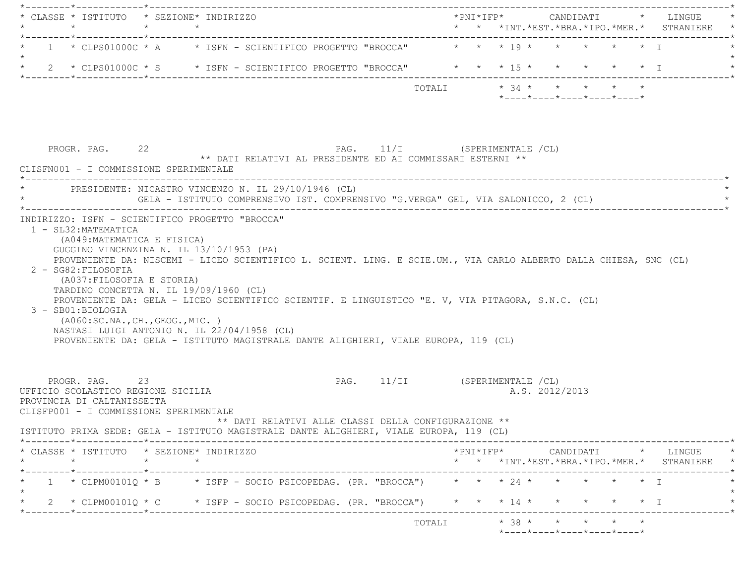| CLASSE | ISTITUTO | SEZIONE | INDIRIZZO | PNI | IFP | CANDIDATI INT. | EST. | BRA. | IPO. | MER. | LINGUE STRANIERE |
|---|---|---|---|---|---|---|---|---|---|---|---|
| 1 | CLPS01000C | A | ISFN - SCIENTIFICO PROGETTO "BROCCA" | | | 19 | | | | | I |
| 2 | CLPS01000C | S | ISFN - SCIENTIFICO PROGETTO "BROCCA" | | | 15 | | | | | I |
| | | | TOTALI | | | 34 | | | | | |

PROGR. PAG. 22 PAG. 11/I (SPERIMENTALE /CL)

** DATI RELATIVI AL PRESIDENTE ED AI COMMISSARI ESTERNI **

CLISFN001 - I COMMISSIONE SPERIMENTALE

PRESIDENTE: NICASTRO VINCENZO N. IL 29/10/1946 (CL)
GELA - ISTITUTO COMPRENSIVO IST. COMPRENSIVO "G.VERGA" GEL, VIA SALONICCO, 2 (CL)

INDIRIZZO: ISFN - SCIENTIFICO PROGETTO "BROCCA"

1 - SL32:MATEMATICA
(A049:MATEMATICA E FISICA)
GUGGINO VINCENZINA N. IL 13/10/1953 (PA)
PROVENIENTE DA: NISCEMI - LICEO SCIENTIFICO L. SCIENT. LING. E SCIE.UM., VIA CARLO ALBERTO DALLA CHIESA, SNC (CL)

2 - SG82:FILOSOFIA
(A037:FILOSOFIA E STORIA)
TARDINO CONCETTA N. IL 19/09/1960 (CL)
PROVENIENTE DA: GELA - LICEO SCIENTIFICO SCIENTIF. E LINGUISTICO "E. V, VIA PITAGORA, S.N.C. (CL)

3 - SB01:BIOLOGIA
(A060:SC.NA.,CH.,GEOG.,MIC. )
NASTASI LUIGI ANTONIO N. IL 22/04/1958 (CL)
PROVENIENTE DA: GELA - ISTITUTO MAGISTRALE DANTE ALIGHIERI, VIALE EUROPA, 119 (CL)

PROGR. PAG. 23 PAG. 11/II (SPERIMENTALE /CL)

UFFICIO SCOLASTICO REGIONE SICILIA A.S. 2012/2013

PROVINCIA DI CALTANISSETTA

CLISFP001 - I COMMISSIONE SPERIMENTALE

** DATI RELATIVI ALLE CLASSI DELLA CONFIGURAZIONE **

ISTITUTO PRIMA SEDE: GELA - ISTITUTO MAGISTRALE DANTE ALIGHIERI, VIALE EUROPA, 119 (CL)

| CLASSE | ISTITUTO | SEZIONE | INDIRIZZO | PNI | IFP | CANDIDATI INT. | EST. | BRA. | IPO. | MER. | LINGUE STRANIERE |
|---|---|---|---|---|---|---|---|---|---|---|---|
| 1 | CLPM00101Q | B | ISFP - SOCIO PSICOPEDAG. (PR. "BROCCA") | | | 24 | | | | | I |
| 2 | CLPM00101Q | C | ISFP - SOCIO PSICOPEDAG. (PR. "BROCCA") | | | 14 | | | | | I |
| | | | TOTALI | | | 38 | | | | | |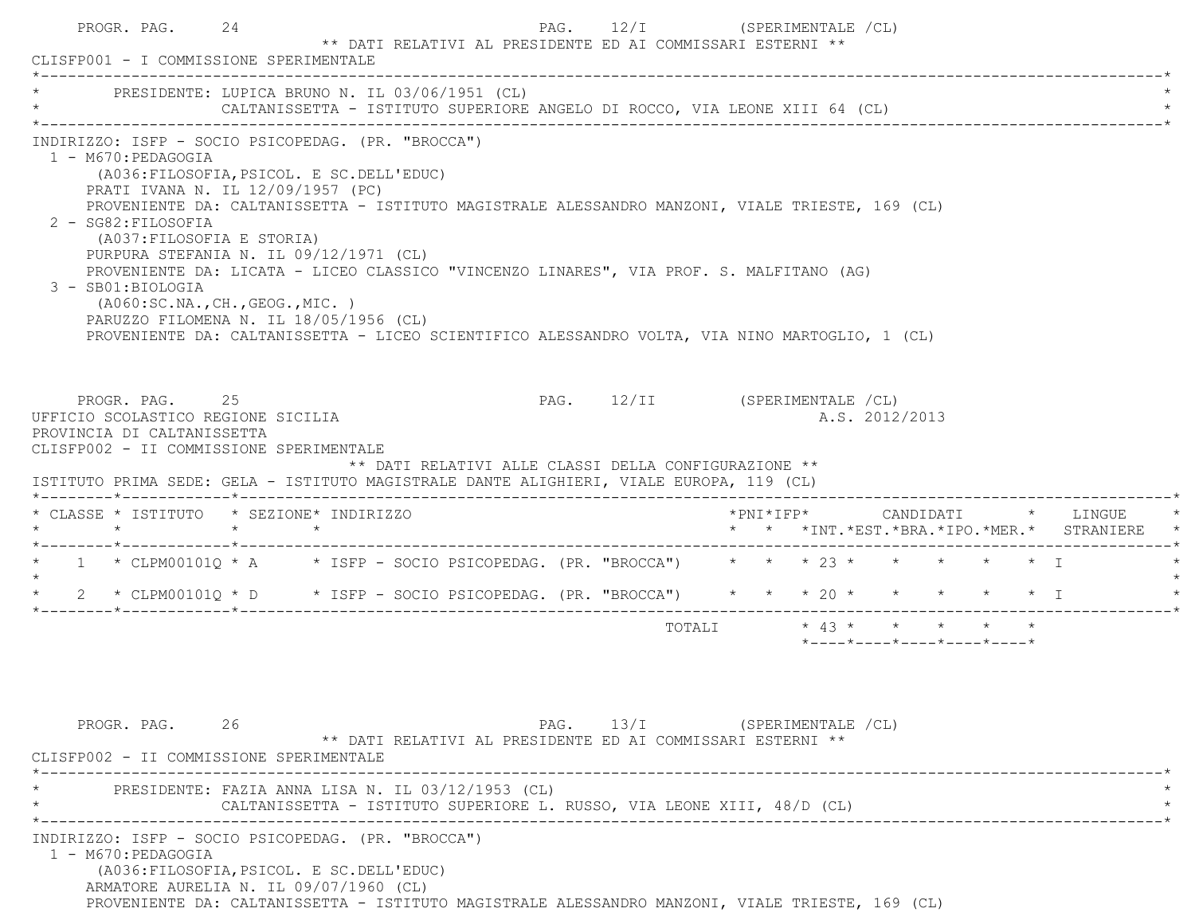PROGR. PAG. 24 — PAG. 12/I (SPERIMENTALE /CL)

** DATI RELATIVI AL PRESIDENTE ED AI COMMISSARI ESTERNI **

CLISFP001 - I COMMISSIONE SPERIMENTALE

PRESIDENTE: LUPICA BRUNO N. IL 03/06/1951 (CL)
CALTANISSETTA - ISTITUTO SUPERIORE ANGELO DI ROCCO, VIA LEONE XIII 64 (CL)

INDIRIZZO: ISFP - SOCIO PSICOPEDAG. (PR. "BROCCA")

1 - M670:PEDAGOGIA
(A036:FILOSOFIA,PSICOL. E SC.DELL'EDUC)
PRATI IVANA N. IL 12/09/1957 (PC)
PROVENIENTE DA: CALTANISSETTA - ISTITUTO MAGISTRALE ALESSANDRO MANZONI, VIALE TRIESTE, 169 (CL)

2 - SG82:FILOSOFIA
(A037:FILOSOFIA E STORIA)
PURPURA STEFANIA N. IL 09/12/1971 (CL)
PROVENIENTE DA: LICATA - LICEO CLASSICO "VINCENZO LINARES", VIA PROF. S. MALFITANO (AG)

3 - SB01:BIOLOGIA
(A060:SC.NA.,CH.,GEOG.,MIC. )
PARUZZO FILOMENA N. IL 18/05/1956 (CL)
PROVENIENTE DA: CALTANISSETTA - LICEO SCIENTIFICO ALESSANDRO VOLTA, VIA NINO MARTOGLIO, 1 (CL)

PROGR. PAG. 25 — PAG. 12/II (SPERIMENTALE /CL)

UFFICIO SCOLASTICO REGIONE SICILIA — A.S. 2012/2013

PROVINCIA DI CALTANISSETTA

CLISFP002 - II COMMISSIONE SPERIMENTALE

** DATI RELATIVI ALLE CLASSI DELLA CONFIGURAZIONE **

ISTITUTO PRIMA SEDE: GELA - ISTITUTO MAGISTRALE DANTE ALIGHIERI, VIALE EUROPA, 119 (CL)

| CLASSE | ISTITUTO | SEZIONE | INDIRIZZO | PNI | IFP | CANDIDATI INT. | EST. | BRA. | IPO. | MER. | LINGUE STRANIERE |
|---|---|---|---|---|---|---|---|---|---|---|---|
| 1 | CLPM00101Q | A | ISFP - SOCIO PSICOPEDAG. (PR. "BROCCA") | | | 23 | | | | | I |
| 2 | CLPM00101Q | D | ISFP - SOCIO PSICOPEDAG. (PR. "BROCCA") | | | 20 | | | | | I |
| | | | TOTALI | | | 43 | | | | | |

PROGR. PAG. 26 — PAG. 13/I (SPERIMENTALE /CL)

** DATI RELATIVI AL PRESIDENTE ED AI COMMISSARI ESTERNI **

CLISFP002 - II COMMISSIONE SPERIMENTALE

PRESIDENTE: FAZIA ANNA LISA N. IL 03/12/1953 (CL)
CALTANISSETTA - ISTITUTO SUPERIORE L. RUSSO, VIA LEONE XIII, 48/D (CL)

INDIRIZZO: ISFP - SOCIO PSICOPEDAG. (PR. "BROCCA")

1 - M670:PEDAGOGIA
(A036:FILOSOFIA,PSICOL. E SC.DELL'EDUC)
ARMATORE AURELIA N. IL 09/07/1960 (CL)
PROVENIENTE DA: CALTANISSETTA - ISTITUTO MAGISTRALE ALESSANDRO MANZONI, VIALE TRIESTE, 169 (CL)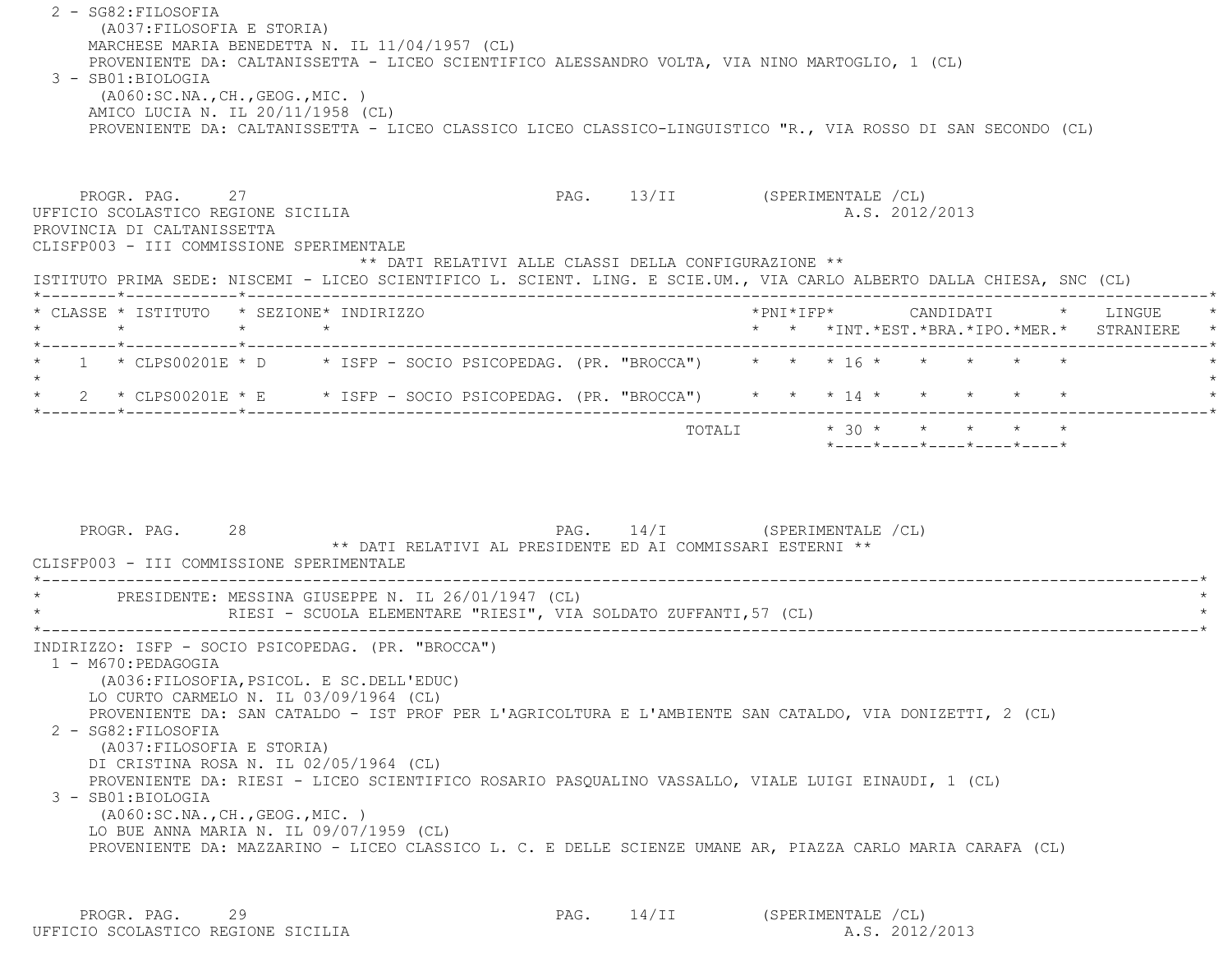2 - SG82:FILOSOFIA
   (A037:FILOSOFIA E STORIA)
   MARCHESE MARIA BENEDETTA N. IL 11/04/1957 (CL)
   PROVENIENTE DA: CALTANISSETTA - LICEO SCIENTIFICO ALESSANDRO VOLTA, VIA NINO MARTOGLIO, 1 (CL)

3 - SB01:BIOLOGIA
   (A060:SC.NA.,CH.,GEOG.,MIC. )
   AMICO LUCIA N. IL 20/11/1958 (CL)
   PROVENIENTE DA: CALTANISSETTA - LICEO CLASSICO LICEO CLASSICO-LINGUISTICO "R., VIA ROSSO DI SAN SECONDO (CL)

PROGR. PAG. 27 PAG. 13/II (SPERIMENTALE /CL)

UFFICIO SCOLASTICO REGIONE SICILIA A.S. 2012/2013

PROVINCIA DI CALTANISSETTA

CLISFP003 - III COMMISSIONE SPERIMENTALE

** DATI RELATIVI ALLE CLASSI DELLA CONFIGURAZIONE **

ISTITUTO PRIMA SEDE: NISCEMI - LICEO SCIENTIFICO L. SCIENT. LING. E SCIE.UM., VIA CARLO ALBERTO DALLA CHIESA, SNC (CL)

| CLASSE | ISTITUTO | SEZIONE | INDIRIZZO | PNI | IFP | CANDIDATI INT. | EST. | BRA. | IPO. | MER. | LINGUE STRANIERE |
|---|---|---|---|---|---|---|---|---|---|---|---|
| 1 | CLPS00201E | D | ISFP - SOCIO PSICOPEDAG. (PR. "BROCCA") | | | 16 | | | | | |
| 2 | CLPS00201E | E | ISFP - SOCIO PSICOPEDAG. (PR. "BROCCA") | | | 14 | | | | | |
| | | | TOTALI | | | 30 | | | | | |

PROGR. PAG. 28 PAG. 14/I (SPERIMENTALE /CL)

** DATI RELATIVI AL PRESIDENTE ED AI COMMISSARI ESTERNI **

CLISFP003 - III COMMISSIONE SPERIMENTALE

PRESIDENTE: MESSINA GIUSEPPE N. IL 26/01/1947 (CL)
RIESI - SCUOLA ELEMENTARE "RIESI", VIA SOLDATO ZUFFANTI,57 (CL)

INDIRIZZO: ISFP - SOCIO PSICOPEDAG. (PR. "BROCCA")

1 - M670:PEDAGOGIA
   (A036:FILOSOFIA,PSICOL. E SC.DELL'EDUC)
   LO CURTO CARMELO N. IL 03/09/1964 (CL)
   PROVENIENTE DA: SAN CATALDO - IST PROF PER L'AGRICOLTURA E L'AMBIENTE SAN CATALDO, VIA DONIZETTI, 2 (CL)

2 - SG82:FILOSOFIA
   (A037:FILOSOFIA E STORIA)
   DI CRISTINA ROSA N. IL 02/05/1964 (CL)
   PROVENIENTE DA: RIESI - LICEO SCIENTIFICO ROSARIO PASQUALINO VASSALLO, VIALE LUIGI EINAUDI, 1 (CL)

3 - SB01:BIOLOGIA
   (A060:SC.NA.,CH.,GEOG.,MIC. )
   LO BUE ANNA MARIA N. IL 09/07/1959 (CL)
   PROVENIENTE DA: MAZZARINO - LICEO CLASSICO L. C. E DELLE SCIENZE UMANE AR, PIAZZA CARLO MARIA CARAFA (CL)

PROGR. PAG. 29 PAG. 14/II (SPERIMENTALE /CL)

UFFICIO SCOLASTICO REGIONE SICILIA A.S. 2012/2013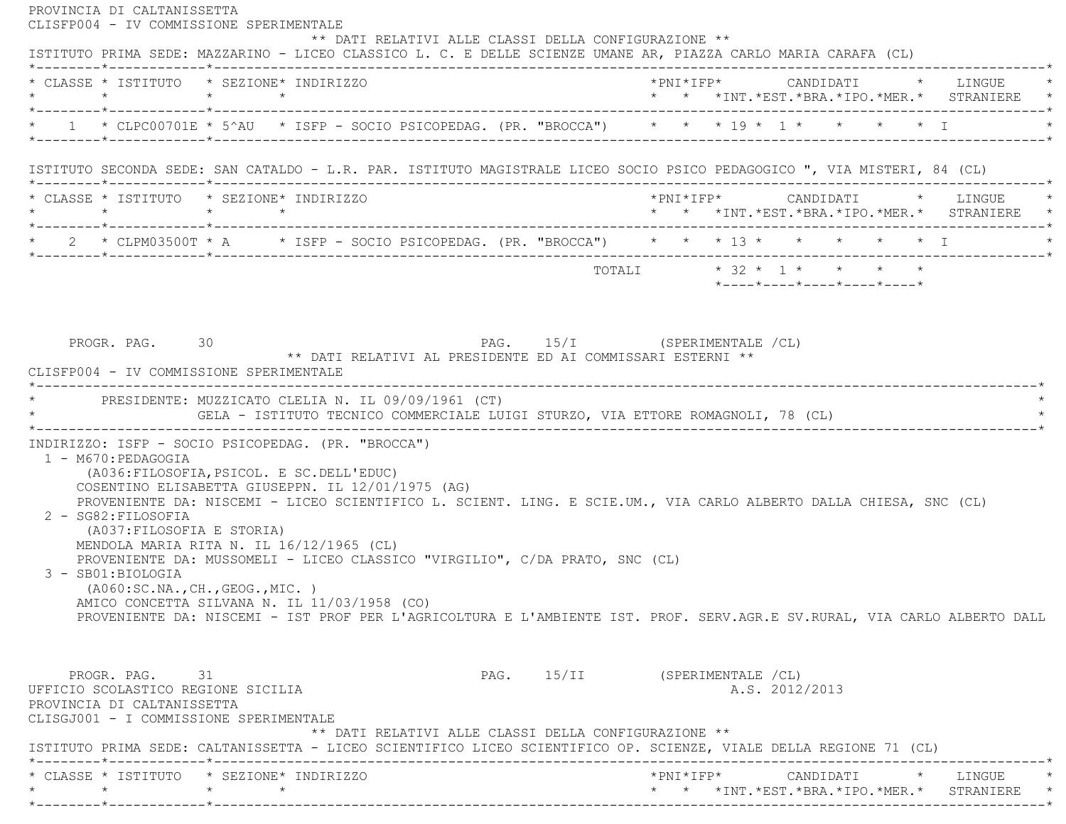PROVINCIA DI CALTANISSETTA

CLISFP004 - IV COMMISSIONE SPERIMENTALE

** DATI RELATIVI ALLE CLASSI DELLA CONFIGURAZIONE **

ISTITUTO PRIMA SEDE: MAZZARINO - LICEO CLASSICO L. C. E DELLE SCIENZE UMANE AR, PIAZZA CARLO MARIA CARAFA (CL)

| CLASSE | ISTITUTO | SEZIONE | INDIRIZZO | PNI | IFP | CANDIDATI INT. | EST. | BRA. | IPO. | MER. | LINGUE STRANIERE |
|---|---|---|---|---|---|---|---|---|---|---|---|
| 1 | CLPC00701E | 5^AU | ISFP - SOCIO PSICOPEDAG. (PR. "BROCCA") | | | 19 | 1 | | | | I |

ISTITUTO SECONDA SEDE: SAN CATALDO - L.R. PAR. ISTITUTO MAGISTRALE LICEO SOCIO PSICO PEDAGOGICO ", VIA MISTERI, 84 (CL)

| CLASSE | ISTITUTO | SEZIONE | INDIRIZZO | PNI | IFP | CANDIDATI INT. | EST. | BRA. | IPO. | MER. | LINGUE STRANIERE |
|---|---|---|---|---|---|---|---|---|---|---|---|
| 2 | CLPM03500T | A | ISFP - SOCIO PSICOPEDAG. (PR. "BROCCA") | | | 13 | | | | | I |
| | | | TOTALI | | | 32 | 1 | | | | |

PROGR. PAG. 30 PAG. 15/I (SPERIMENTALE /CL)

** DATI RELATIVI AL PRESIDENTE ED AI COMMISSARI ESTERNI **

CLISFP004 - IV COMMISSIONE SPERIMENTALE

PRESIDENTE: MUZZICATO CLELIA N. IL 09/09/1961 (CT)
GELA - ISTITUTO TECNICO COMMERCIALE LUIGI STURZO, VIA ETTORE ROMAGNOLI, 78 (CL)

INDIRIZZO: ISFP - SOCIO PSICOPEDAG. (PR. "BROCCA")

1 - M670:PEDAGOGIA
(A036:FILOSOFIA,PSICOL. E SC.DELL'EDUC)
COSENTINO ELISABETTA GIUSEPPN. IL 12/01/1975 (AG)
PROVENIENTE DA: NISCEMI - LICEO SCIENTIFICO L. SCIENT. LING. E SCIE.UM., VIA CARLO ALBERTO DALLA CHIESA, SNC (CL)

2 - SG82:FILOSOFIA
(A037:FILOSOFIA E STORIA)
MENDOLA MARIA RITA N. IL 16/12/1965 (CL)
PROVENIENTE DA: MUSSOMELI - LICEO CLASSICO "VIRGILIO", C/DA PRATO, SNC (CL)

3 - SB01:BIOLOGIA
(A060:SC.NA.,CH.,GEOG.,MIC. )
AMICO CONCETTA SILVANA N. IL 11/03/1958 (CO)
PROVENIENTE DA: NISCEMI - IST PROF PER L'AGRICOLTURA E L'AMBIENTE IST. PROF. SERV.AGR.E SV.RURAL, VIA CARLO ALBERTO DALL

PROGR. PAG. 31 PAG. 15/II (SPERIMENTALE /CL)

UFFICIO SCOLASTICO REGIONE SICILIA A.S. 2012/2013

PROVINCIA DI CALTANISSETTA

CLISGJ001 - I COMMISSIONE SPERIMENTALE

** DATI RELATIVI ALLE CLASSI DELLA CONFIGURAZIONE **

ISTITUTO PRIMA SEDE: CALTANISSETTA - LICEO SCIENTIFICO LICEO SCIENTIFICO OP. SCIENZE, VIALE DELLA REGIONE 71 (CL)

| CLASSE | ISTITUTO | SEZIONE | INDIRIZZO | PNI | IFP | CANDIDATI INT. | EST. | BRA. | IPO. | MER. | LINGUE STRANIERE |
|---|---|---|---|---|---|---|---|---|---|---|---|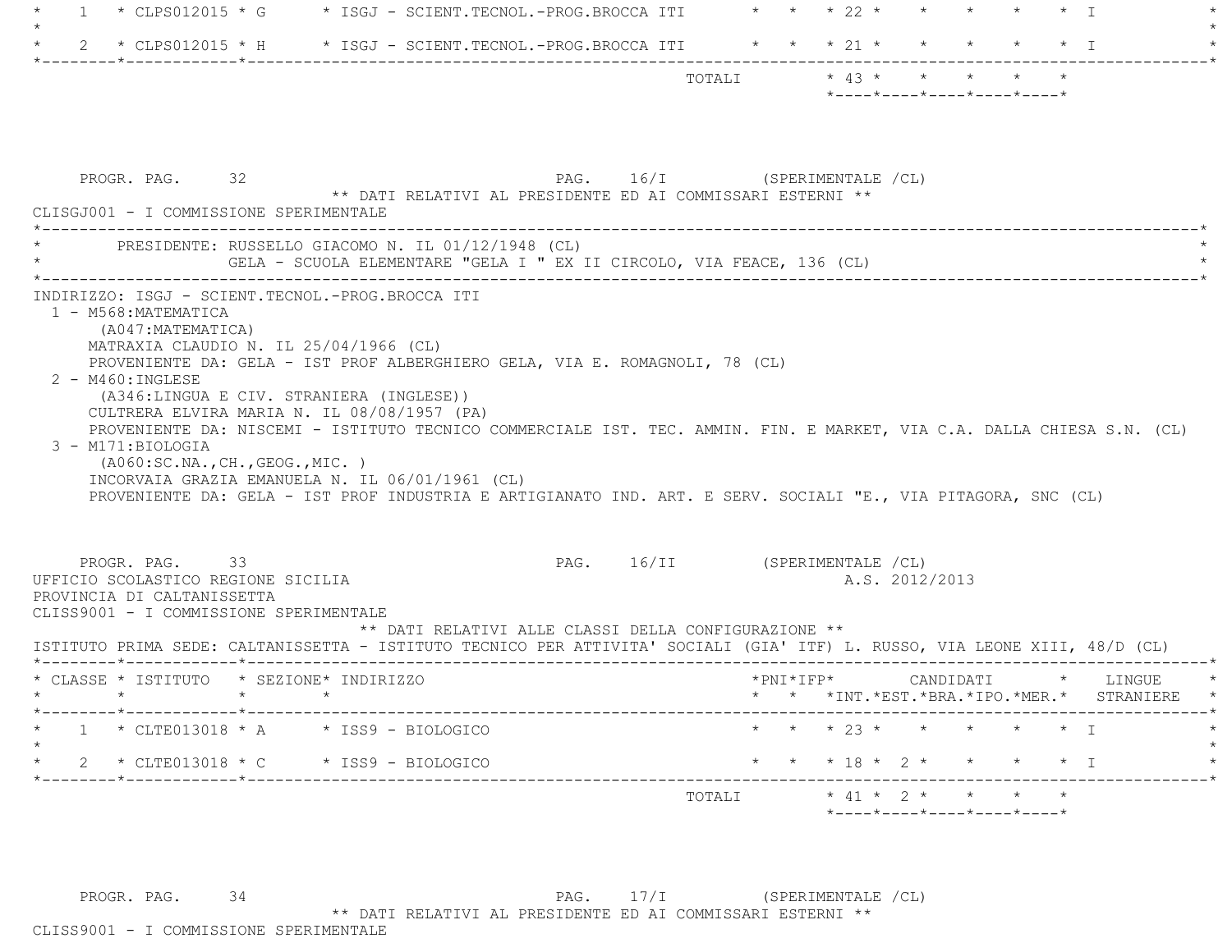| CLASSE | ISTITUTO | SEZIONE | INDIRIZZO | PNI | IFP | INT. | EST. | BRA. | IPO. | MER. | LINGUE STRANIERE |
|---|---|---|---|---|---|---|---|---|---|---|---|
| 1 | CLPS012015 | G | ISGJ - SCIENT.TECNOL.-PROG.BROCCA ITI | | | 22 | | | | | I |
| 2 | CLPS012015 | H | ISGJ - SCIENT.TECNOL.-PROG.BROCCA ITI | | | 21 | | | | | I |
| | | | TOTALI | | | 43 | | | | | |

PROGR. PAG. 32 PAG. 16/I (SPERIMENTALE /CL)

** DATI RELATIVI AL PRESIDENTE ED AI COMMISSARI ESTERNI **

CLISGJ001 - I COMMISSIONE SPERIMENTALE

PRESIDENTE: RUSSELLO GIACOMO N. IL 01/12/1948 (CL)
GELA - SCUOLA ELEMENTARE "GELA I " EX II CIRCOLO, VIA FEACE, 136 (CL)

INDIRIZZO: ISGJ - SCIENT.TECNOL.-PROG.BROCCA ITI

1 - M568:MATEMATICA
   (A047:MATEMATICA)
   MATRAXIA CLAUDIO N. IL 25/04/1966 (CL)
   PROVENIENTE DA: GELA - IST PROF ALBERGHIERO GELA, VIA E. ROMAGNOLI, 78 (CL)
2 - M460:INGLESE
   (A346:LINGUA E CIV. STRANIERA (INGLESE))
   CULTRERA ELVIRA MARIA N. IL 08/08/1957 (PA)
   PROVENIENTE DA: NISCEMI - ISTITUTO TECNICO COMMERCIALE IST. TEC. AMMIN. FIN. E MARKET, VIA C.A. DALLA CHIESA S.N. (CL)
3 - M171:BIOLOGIA
   (A060:SC.NA.,CH.,GEOG.,MIC. )
   INCORVAIA GRAZIA EMANUELA N. IL 06/01/1961 (CL)
   PROVENIENTE DA: GELA - IST PROF INDUSTRIA E ARTIGIANATO IND. ART. E SERV. SOCIALI "E., VIA PITAGORA, SNC (CL)

PROGR. PAG. 33 PAG. 16/II (SPERIMENTALE /CL)

UFFICIO SCOLASTICO REGIONE SICILIA A.S. 2012/2013

PROVINCIA DI CALTANISSETTA

CLISS9001 - I COMMISSIONE SPERIMENTALE

** DATI RELATIVI ALLE CLASSI DELLA CONFIGURAZIONE **

ISTITUTO PRIMA SEDE: CALTANISSETTA - ISTITUTO TECNICO PER ATTIVITA' SOCIALI (GIA' ITF) L. RUSSO, VIA LEONE XIII, 48/D (CL)

| CLASSE | ISTITUTO | SEZIONE | INDIRIZZO | PNI | IFP | INT. | EST. | BRA. | IPO. | MER. | LINGUE STRANIERE |
|---|---|---|---|---|---|---|---|---|---|---|---|
| 1 | CLTE013018 | A | ISS9 - BIOLOGICO | | | 23 | | | | | I |
| 2 | CLTE013018 | C | ISS9 - BIOLOGICO | | | 18 | 2 | | | | I |
| | | | TOTALI | | | 41 | 2 | | | | |

PROGR. PAG. 34 PAG. 17/I (SPERIMENTALE /CL)

** DATI RELATIVI AL PRESIDENTE ED AI COMMISSARI ESTERNI **

CLISS9001 - I COMMISSIONE SPERIMENTALE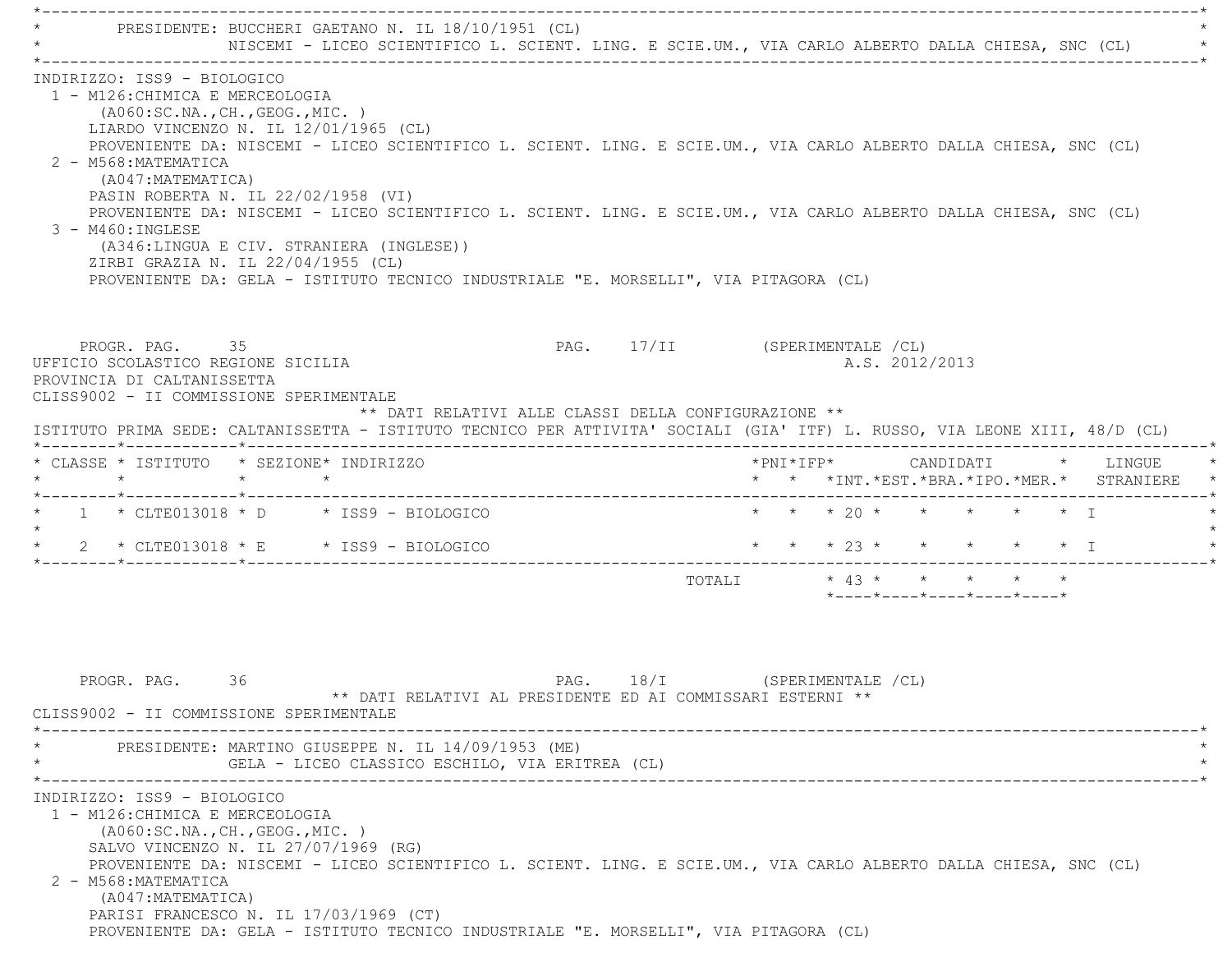PRESIDENTE: BUCCHERI GAETANO N. IL 18/10/1951 (CL)
NISCEMI - LICEO SCIENTIFICO L. SCIENT. LING. E SCIE.UM., VIA CARLO ALBERTO DALLA CHIESA, SNC (CL)

INDIRIZZO: ISS9 - BIOLOGICO

1 - M126:CHIMICA E MERCEOLOGIA
(A060:SC.NA.,CH.,GEOG.,MIC. )
LIARDO VINCENZO N. IL 12/01/1965 (CL)
PROVENIENTE DA: NISCEMI - LICEO SCIENTIFICO L. SCIENT. LING. E SCIE.UM., VIA CARLO ALBERTO DALLA CHIESA, SNC (CL)

2 - M568:MATEMATICA
(A047:MATEMATICA)
PASIN ROBERTA N. IL 22/02/1958 (VI)
PROVENIENTE DA: NISCEMI - LICEO SCIENTIFICO L. SCIENT. LING. E SCIE.UM., VIA CARLO ALBERTO DALLA CHIESA, SNC (CL)

3 - M460:INGLESE
(A346:LINGUA E CIV. STRANIERA (INGLESE))
ZIRBI GRAZIA N. IL 22/04/1955 (CL)
PROVENIENTE DA: GELA - ISTITUTO TECNICO INDUSTRIALE "E. MORSELLI", VIA PITAGORA (CL)

PROGR. PAG. 35 PAG. 17/II (SPERIMENTALE /CL)

UFFICIO SCOLASTICO REGIONE SICILIA A.S. 2012/2013
PROVINCIA DI CALTANISSETTA
CLISS9002 - II COMMISSIONE SPERIMENTALE

** DATI RELATIVI ALLE CLASSI DELLA CONFIGURAZIONE **

ISTITUTO PRIMA SEDE: CALTANISSETTA - ISTITUTO TECNICO PER ATTIVITA' SOCIALI (GIA' ITF) L. RUSSO, VIA LEONE XIII, 48/D (CL)

| CLASSE | ISTITUTO | SEZIONE | INDIRIZZO | PNI | IFP | CANDIDATI INT. | EST. | BRA. | IPO. | MER. | LINGUE STRANIERE |
|---|---|---|---|---|---|---|---|---|---|---|---|
| 1 | CLTE013018 | D | ISS9 - BIOLOGICO | | | 20 | | | | | I |
| 2 | CLTE013018 | E | ISS9 - BIOLOGICO | | | 23 | | | | | I |
| | | | TOTALI | | | 43 | | | | | |

PROGR. PAG. 36 PAG. 18/I (SPERIMENTALE /CL)

** DATI RELATIVI AL PRESIDENTE ED AI COMMISSARI ESTERNI **

CLISS9002 - II COMMISSIONE SPERIMENTALE

PRESIDENTE: MARTINO GIUSEPPE N. IL 14/09/1953 (ME)
GELA - LICEO CLASSICO ESCHILO, VIA ERITREA (CL)

INDIRIZZO: ISS9 - BIOLOGICO

1 - M126:CHIMICA E MERCEOLOGIA
(A060:SC.NA.,CH.,GEOG.,MIC. )
SALVO VINCENZO N. IL 27/07/1969 (RG)
PROVENIENTE DA: NISCEMI - LICEO SCIENTIFICO L. SCIENT. LING. E SCIE.UM., VIA CARLO ALBERTO DALLA CHIESA, SNC (CL)

2 - M568:MATEMATICA
(A047:MATEMATICA)
PARISI FRANCESCO N. IL 17/03/1969 (CT)
PROVENIENTE DA: GELA - ISTITUTO TECNICO INDUSTRIALE "E. MORSELLI", VIA PITAGORA (CL)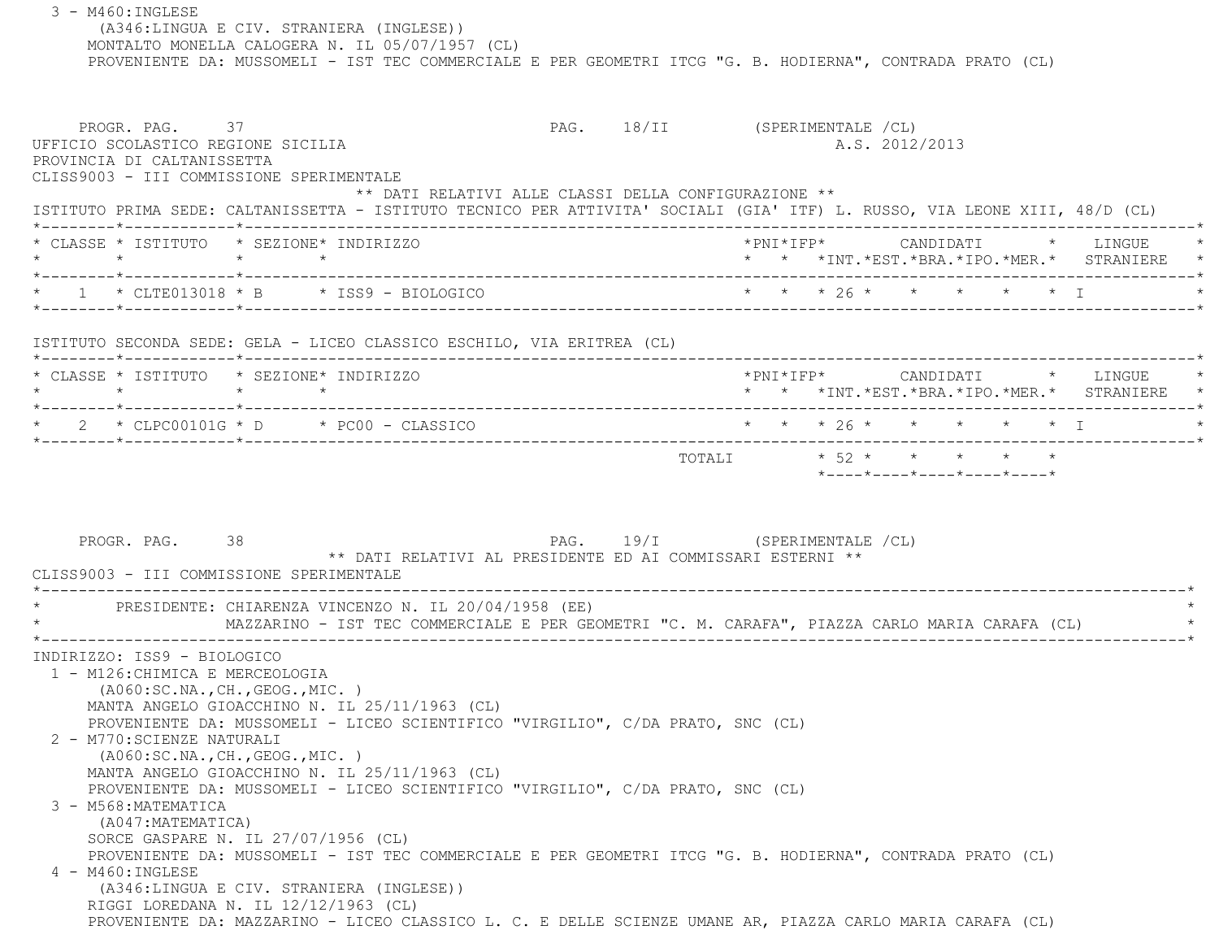3 - M460:INGLESE
(A346:LINGUA E CIV. STRANIERA (INGLESE))
MONTALTO MONELLA CALOGERA N. IL 05/07/1957 (CL)
PROVENIENTE DA: MUSSOMELI - IST TEC COMMERCIALE E PER GEOMETRI ITCG "G. B. HODIERNA", CONTRADA PRATO (CL)

PROGR. PAG. 37 PAG. 18/II (SPERIMENTALE /CL)

UFFICIO SCOLASTICO REGIONE SICILIA A.S. 2012/2013

PROVINCIA DI CALTANISSETTA

CLISS9003 - III COMMISSIONE SPERIMENTALE

** DATI RELATIVI ALLE CLASSI DELLA CONFIGURAZIONE **

ISTITUTO PRIMA SEDE: CALTANISSETTA - ISTITUTO TECNICO PER ATTIVITA' SOCIALI (GIA' ITF) L. RUSSO, VIA LEONE XIII, 48/D (CL)

| CLASSE | ISTITUTO | SEZIONE | INDIRIZZO | PNI | IFP | CANDIDATI INT. | EST. | BRA. | IPO. | MER. | LINGUE STRANIERE |
|---|---|---|---|---|---|---|---|---|---|---|---|
| 1 | CLTE013018 | B | ISS9 - BIOLOGICO | | | 26 | | | | | I |

ISTITUTO SECONDA SEDE: GELA - LICEO CLASSICO ESCHILO, VIA ERITREA (CL)

| CLASSE | ISTITUTO | SEZIONE | INDIRIZZO | PNI | IFP | CANDIDATI INT. | EST. | BRA. | IPO. | MER. | LINGUE STRANIERE |
|---|---|---|---|---|---|---|---|---|---|---|---|
| 2 | CLPC00101G | D | PC00 - CLASSICO | | | 26 | | | | | I |
| | | | TOTALI | | | 52 | | | | | |

PROGR. PAG. 38 PAG. 19/I (SPERIMENTALE /CL)

** DATI RELATIVI AL PRESIDENTE ED AI COMMISSARI ESTERNI **

CLISS9003 - III COMMISSIONE SPERIMENTALE

PRESIDENTE: CHIARENZA VINCENZO N. IL 20/04/1958 (EE)
MAZZARINO - IST TEC COMMERCIALE E PER GEOMETRI "C. M. CARAFA", PIAZZA CARLO MARIA CARAFA (CL)

INDIRIZZO: ISS9 - BIOLOGICO

1 - M126:CHIMICA E MERCEOLOGIA
(A060:SC.NA.,CH.,GEOG.,MIC. )
MANTA ANGELO GIOACCHINO N. IL 25/11/1963 (CL)
PROVENIENTE DA: MUSSOMELI - LICEO SCIENTIFICO "VIRGILIO", C/DA PRATO, SNC (CL)

2 - M770:SCIENZE NATURALI
(A060:SC.NA.,CH.,GEOG.,MIC. )
MANTA ANGELO GIOACCHINO N. IL 25/11/1963 (CL)
PROVENIENTE DA: MUSSOMELI - LICEO SCIENTIFICO "VIRGILIO", C/DA PRATO, SNC (CL)

3 - M568:MATEMATICA
(A047:MATEMATICA)
SORCE GASPARE N. IL 27/07/1956 (CL)
PROVENIENTE DA: MUSSOMELI - IST TEC COMMERCIALE E PER GEOMETRI ITCG "G. B. HODIERNA", CONTRADA PRATO (CL)

4 - M460:INGLESE
(A346:LINGUA E CIV. STRANIERA (INGLESE))
RIGGI LOREDANA N. IL 12/12/1963 (CL)
PROVENIENTE DA: MAZZARINO - LICEO CLASSICO L. C. E DELLE SCIENZE UMANE AR, PIAZZA CARLO MARIA CARAFA (CL)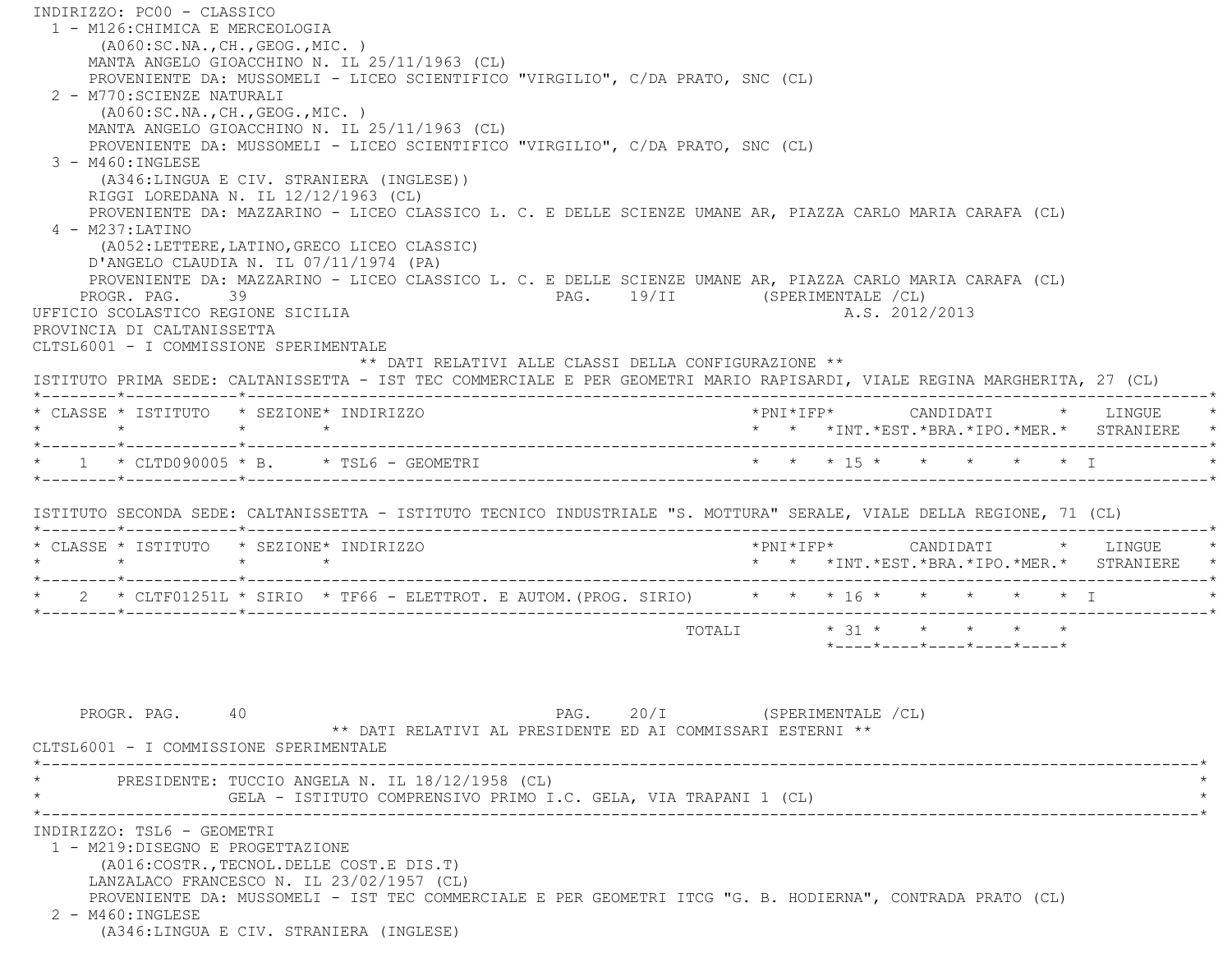INDIRIZZO: PC00 - CLASSICO

1 - M126:CHIMICA E MERCEOLOGIA
   (A060:SC.NA.,CH.,GEOG.,MIC. )
   MANTA ANGELO GIOACCHINO N. IL 25/11/1963 (CL)
   PROVENIENTE DA: MUSSOMELI - LICEO SCIENTIFICO "VIRGILIO", C/DA PRATO, SNC (CL)
2 - M770:SCIENZE NATURALI
   (A060:SC.NA.,CH.,GEOG.,MIC. )
   MANTA ANGELO GIOACCHINO N. IL 25/11/1963 (CL)
   PROVENIENTE DA: MUSSOMELI - LICEO SCIENTIFICO "VIRGILIO", C/DA PRATO, SNC (CL)
3 - M460:INGLESE
   (A346:LINGUA E CIV. STRANIERA (INGLESE))
   RIGGI LOREDANA N. IL 12/12/1963 (CL)
   PROVENIENTE DA: MAZZARINO - LICEO CLASSICO L. C. E DELLE SCIENZE UMANE AR, PIAZZA CARLO MARIA CARAFA (CL)
4 - M237:LATINO
   (A052:LETTERE,LATINO,GRECO LICEO CLASSIC)
   D'ANGELO CLAUDIA N. IL 07/11/1974 (PA)
   PROVENIENTE DA: MAZZARINO - LICEO CLASSICO L. C. E DELLE SCIENZE UMANE AR, PIAZZA CARLO MARIA CARAFA (CL)

PROGR. PAG. 39 PAG. 19/II (SPERIMENTALE /CL)

UFFICIO SCOLASTICO REGIONE SICILIA A.S. 2012/2013
PROVINCIA DI CALTANISSETTA
CLTSL6001 - I COMMISSIONE SPERIMENTALE

** DATI RELATIVI ALLE CLASSI DELLA CONFIGURAZIONE **

ISTITUTO PRIMA SEDE: CALTANISSETTA - IST TEC COMMERCIALE E PER GEOMETRI MARIO RAPISARDI, VIALE REGINA MARGHERITA, 27 (CL)

| CLASSE | ISTITUTO | SEZIONE | INDIRIZZO | PNI | IFP | CANDIDATI INT. | EST. | BRA. | IPO. | MER. | LINGUE STRANIERE |
|---|---|---|---|---|---|---|---|---|---|---|---|
| 1 | CLTD090005 | B. | TSL6 - GEOMETRI | | | 15 | | | | | I |

ISTITUTO SECONDA SEDE: CALTANISSETTA - ISTITUTO TECNICO INDUSTRIALE "S. MOTTURA" SERALE, VIALE DELLA REGIONE, 71 (CL)

| CLASSE | ISTITUTO | SEZIONE | INDIRIZZO | PNI | IFP | CANDIDATI INT. | EST. | BRA. | IPO. | MER. | LINGUE STRANIERE |
|---|---|---|---|---|---|---|---|---|---|---|---|
| 2 | CLTF01251L | SIRIO | TF66 - ELETTROT. E AUTOM.(PROG. SIRIO) | | | 16 | | | | | I |
| | | | TOTALI | | | 31 | | | | | |

PROGR. PAG. 40 PAG. 20/I (SPERIMENTALE /CL)

** DATI RELATIVI AL PRESIDENTE ED AI COMMISSARI ESTERNI **

CLTSL6001 - I COMMISSIONE SPERIMENTALE

PRESIDENTE: TUCCIO ANGELA N. IL 18/12/1958 (CL)
GELA - ISTITUTO COMPRENSIVO PRIMO I.C. GELA, VIA TRAPANI 1 (CL)

INDIRIZZO: TSL6 - GEOMETRI

1 - M219:DISEGNO E PROGETTAZIONE
   (A016:COSTR.,TECNOL.DELLE COST.E DIS.T)
   LANZALACO FRANCESCO N. IL 23/02/1957 (CL)
   PROVENIENTE DA: MUSSOMELI - IST TEC COMMERCIALE E PER GEOMETRI ITCG "G. B. HODIERNA", CONTRADA PRATO (CL)
2 - M460:INGLESE
   (A346:LINGUA E CIV. STRANIERA (INGLESE)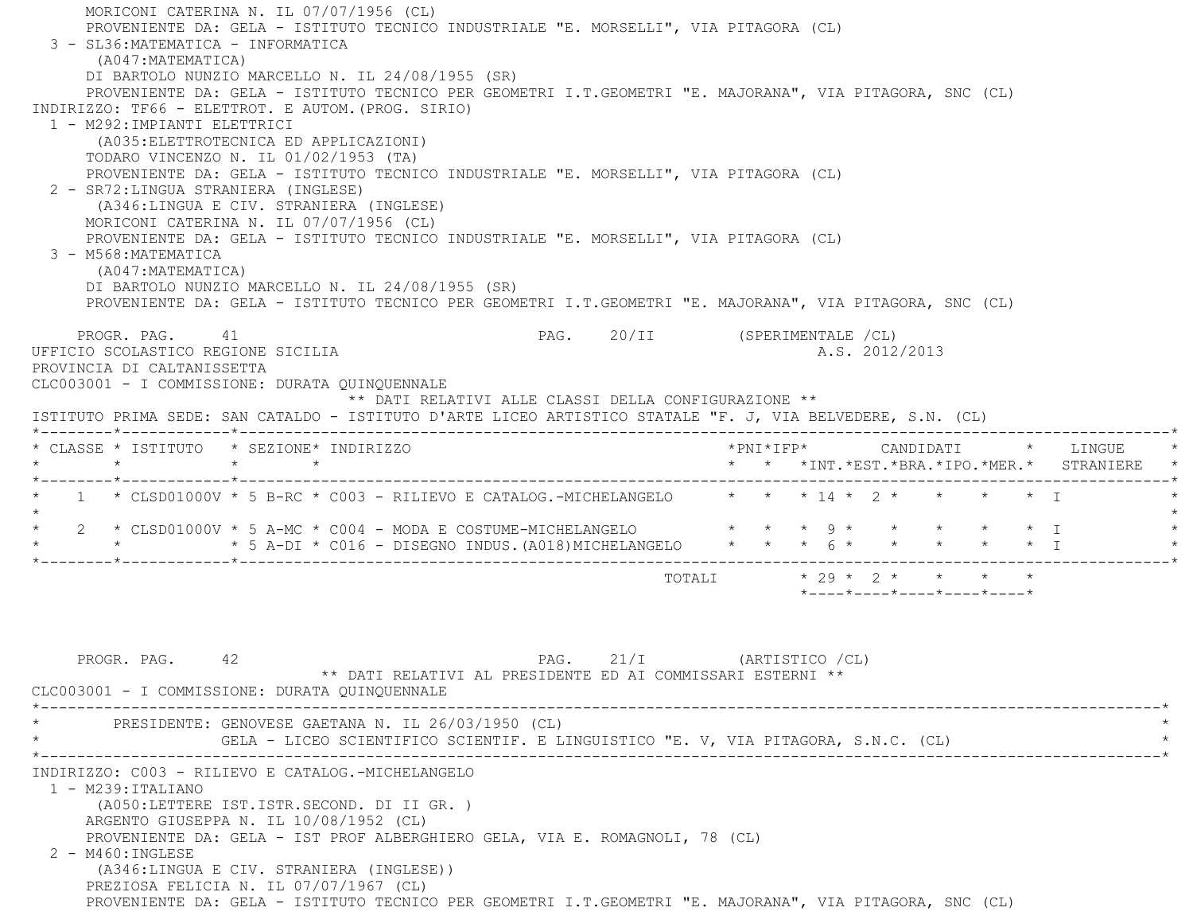MORICONI CATERINA N. IL 07/07/1956 (CL)
PROVENIENTE DA: GELA - ISTITUTO TECNICO INDUSTRIALE "E. MORSELLI", VIA PITAGORA (CL)

3 - SL36:MATEMATICA - INFORMATICA
(A047:MATEMATICA)
DI BARTOLO NUNZIO MARCELLO N. IL 24/08/1955 (SR)
PROVENIENTE DA: GELA - ISTITUTO TECNICO PER GEOMETRI I.T.GEOMETRI "E. MAJORANA", VIA PITAGORA, SNC (CL)

INDIRIZZO: TF66 - ELETTROT. E AUTOM.(PROG. SIRIO)

1 - M292:IMPIANTI ELETTRICI
(A035:ELETTROTECNICA ED APPLICAZIONI)
TODARO VINCENZO N. IL 01/02/1953 (TA)
PROVENIENTE DA: GELA - ISTITUTO TECNICO INDUSTRIALE "E. MORSELLI", VIA PITAGORA (CL)

2 - SR72:LINGUA STRANIERA (INGLESE)
(A346:LINGUA E CIV. STRANIERA (INGLESE)
MORICONI CATERINA N. IL 07/07/1956 (CL)
PROVENIENTE DA: GELA - ISTITUTO TECNICO INDUSTRIALE "E. MORSELLI", VIA PITAGORA (CL)

3 - M568:MATEMATICA
(A047:MATEMATICA)
DI BARTOLO NUNZIO MARCELLO N. IL 24/08/1955 (SR)
PROVENIENTE DA: GELA - ISTITUTO TECNICO PER GEOMETRI I.T.GEOMETRI "E. MAJORANA", VIA PITAGORA, SNC (CL)

PROGR. PAG. 41 PAG. 20/II (SPERIMENTALE /CL)

UFFICIO SCOLASTICO REGIONE SICILIA A.S. 2012/2013
PROVINCIA DI CALTANISSETTA
CLC003001 - I COMMISSIONE: DURATA QUINQUENNALE

** DATI RELATIVI ALLE CLASSI DELLA CONFIGURAZIONE **

ISTITUTO PRIMA SEDE: SAN CATALDO - ISTITUTO D'ARTE LICEO ARTISTICO STATALE "F. J, VIA BELVEDERE, S.N. (CL)

| CLASSE | ISTITUTO | SEZIONE | INDIRIZZO | PNI | IFP | CANDIDATI INT. | EST. | BRA. | IPO. | MER. | LINGUE STRANIERE |
|---|---|---|---|---|---|---|---|---|---|---|---|
| 1 | CLSD01000V | 5 B-RC | C003 - RILIEVO E CATALOG.-MICHELANGELO | | | 14 | 2 | | | | I |
| 2 | CLSD01000V | 5 A-MC | C004 - MODA E COSTUME-MICHELANGELO | | | 9 | | | | | I |
| | | 5 A-DI | C016 - DISEGNO INDUS.(A018)MICHELANGELO | | | 6 | | | | | I |
| | | | TOTALI | | | 29 | 2 | | | | |

PROGR. PAG. 42 PAG. 21/I (ARTISTICO /CL)

** DATI RELATIVI AL PRESIDENTE ED AI COMMISSARI ESTERNI **

CLC003001 - I COMMISSIONE: DURATA QUINQUENNALE

PRESIDENTE: GENOVESE GAETANA N. IL 26/03/1950 (CL)
GELA - LICEO SCIENTIFICO SCIENTIF. E LINGUISTICO "E. V, VIA PITAGORA, S.N.C. (CL)

INDIRIZZO: C003 - RILIEVO E CATALOG.-MICHELANGELO

1 - M239:ITALIANO
(A050:LETTERE IST.ISTR.SECOND. DI II GR. )
ARGENTO GIUSEPPA N. IL 10/08/1952 (CL)
PROVENIENTE DA: GELA - IST PROF ALBERGHIERO GELA, VIA E. ROMAGNOLI, 78 (CL)

2 - M460:INGLESE
(A346:LINGUA E CIV. STRANIERA (INGLESE))
PREZIOSA FELICIA N. IL 07/07/1967 (CL)
PROVENIENTE DA: GELA - ISTITUTO TECNICO PER GEOMETRI I.T.GEOMETRI "E. MAJORANA", VIA PITAGORA, SNC (CL)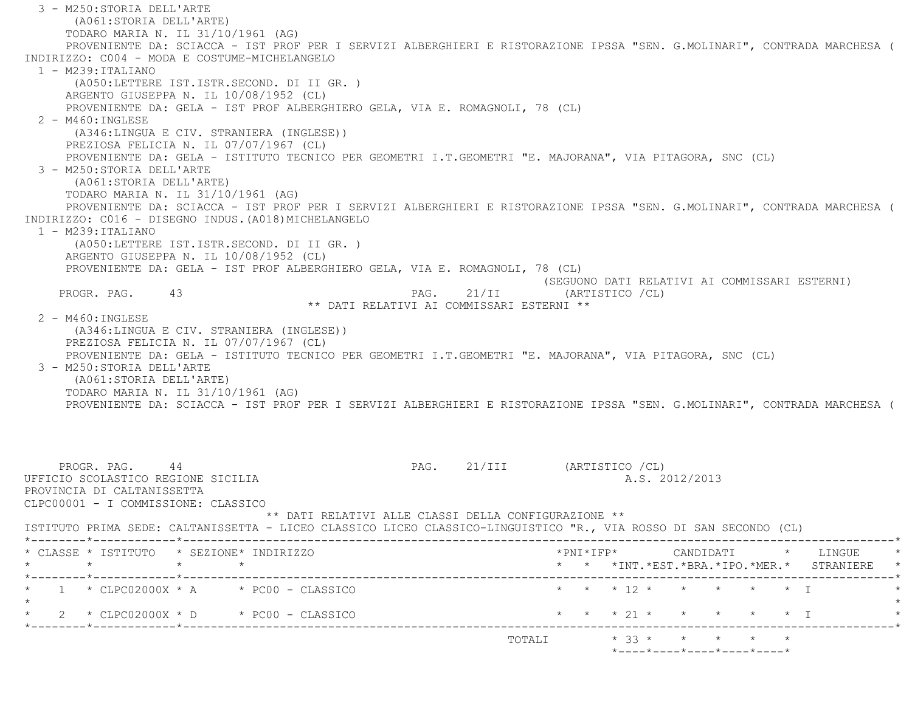3 - M250:STORIA DELL'ARTE
(A061:STORIA DELL'ARTE)
TODARO MARIA N. IL 31/10/1961 (AG)
PROVENIENTE DA: SCIACCA - IST PROF PER I SERVIZI ALBERGHIERI E RISTORAZIONE IPSSA "SEN. G.MOLINARI", CONTRADA MARCHESA (

INDIRIZZO: C004 - MODA E COSTUME-MICHELANGELO

1 - M239:ITALIANO
(A050:LETTERE IST.ISTR.SECOND. DI II GR. )
ARGENTO GIUSEPPA N. IL 10/08/1952 (CL)
PROVENIENTE DA: GELA - IST PROF ALBERGHIERO GELA, VIA E. ROMAGNOLI, 78 (CL)

2 - M460:INGLESE
(A346:LINGUA E CIV. STRANIERA (INGLESE))
PREZIOSA FELICIA N. IL 07/07/1967 (CL)
PROVENIENTE DA: GELA - ISTITUTO TECNICO PER GEOMETRI I.T.GEOMETRI "E. MAJORANA", VIA PITAGORA, SNC (CL)

3 - M250:STORIA DELL'ARTE
(A061:STORIA DELL'ARTE)
TODARO MARIA N. IL 31/10/1961 (AG)
PROVENIENTE DA: SCIACCA - IST PROF PER I SERVIZI ALBERGHIERI E RISTORAZIONE IPSSA "SEN. G.MOLINARI", CONTRADA MARCHESA (

INDIRIZZO: C016 - DISEGNO INDUS.(A018)MICHELANGELO

1 - M239:ITALIANO
(A050:LETTERE IST.ISTR.SECOND. DI II GR. )
ARGENTO GIUSEPPA N. IL 10/08/1952 (CL)
PROVENIENTE DA: GELA - IST PROF ALBERGHIERO GELA, VIA E. ROMAGNOLI, 78 (CL)

(SEGUONO DATI RELATIVI AI COMMISSARI ESTERNI)

** DATI RELATIVI AI COMMISSARI ESTERNI **

2 - M460:INGLESE
(A346:LINGUA E CIV. STRANIERA (INGLESE))
PREZIOSA FELICIA N. IL 07/07/1967 (CL)
PROVENIENTE DA: GELA - ISTITUTO TECNICO PER GEOMETRI I.T.GEOMETRI "E. MAJORANA", VIA PITAGORA, SNC (CL)

3 - M250:STORIA DELL'ARTE
(A061:STORIA DELL'ARTE)
TODARO MARIA N. IL 31/10/1961 (AG)
PROVENIENTE DA: SCIACCA - IST PROF PER I SERVIZI ALBERGHIERI E RISTORAZIONE IPSSA "SEN. G.MOLINARI", CONTRADA MARCHESA (

UFFICIO SCOLASTICO REGIONE SICILIA — A.S. 2012/2013
PROVINCIA DI CALTANISSETTA
CLPC00001 - I COMMISSIONE: CLASSICO

** DATI RELATIVI ALLE CLASSI DELLA CONFIGURAZIONE **

ISTITUTO PRIMA SEDE: CALTANISSETTA - LICEO CLASSICO LICEO CLASSICO-LINGUISTICO "R., VIA ROSSO DI SAN SECONDO (CL)

| CLASSE | ISTITUTO | SEZIONE | INDIRIZZO | PNI | IFP | CANDIDATI INT. | EST. | BRA. | IPO. | MER. | LINGUE STRANIERE |
|---|---|---|---|---|---|---|---|---|---|---|---|
| 1 | CLPC02000X | A | PC00 - CLASSICO | | | 12 | | | | | I |
| 2 | CLPC02000X | D | PC00 - CLASSICO | | | 21 | | | | | I |
| | | | TOTALI | | | 33 | | | | | |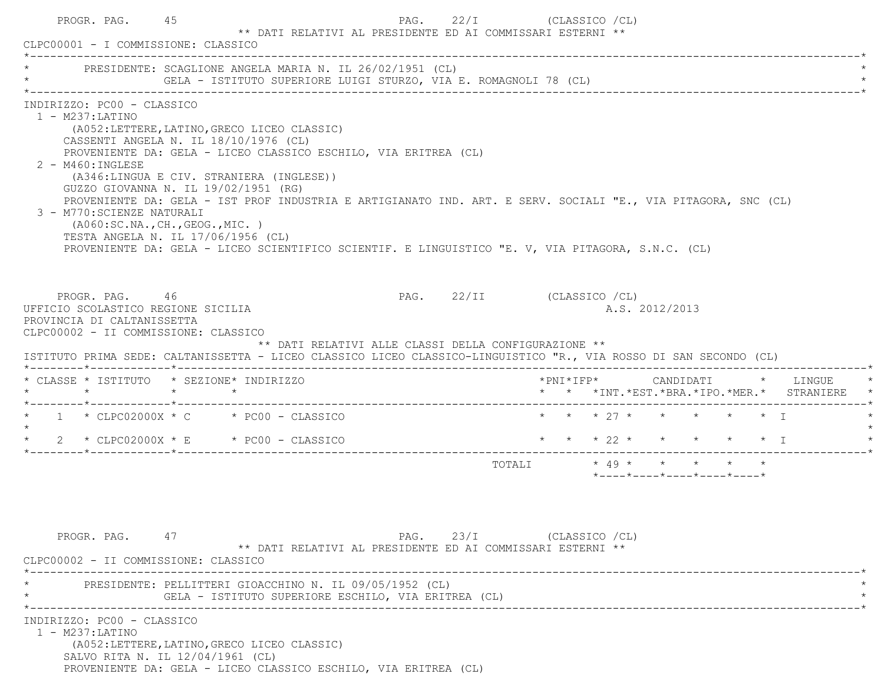PROGR. PAG. 45 — PAG. 22/I (CLASSICO /CL)

** DATI RELATIVI AL PRESIDENTE ED AI COMMISSARI ESTERNI **

CLPC00001 - I COMMISSIONE: CLASSICO

PRESIDENTE: SCAGLIONE ANGELA MARIA N. IL 26/02/1951 (CL)
GELA - ISTITUTO SUPERIORE LUIGI STURZO, VIA E. ROMAGNOLI 78 (CL)

INDIRIZZO: PC00 - CLASSICO

1 - M237:LATINO
(A052:LETTERE,LATINO,GRECO LICEO CLASSIC)
CASSENTI ANGELA N. IL 18/10/1976 (CL)
PROVENIENTE DA: GELA - LICEO CLASSICO ESCHILO, VIA ERITREA (CL)

2 - M460:INGLESE
(A346:LINGUA E CIV. STRANIERA (INGLESE))
GUZZO GIOVANNA N. IL 19/02/1951 (RG)
PROVENIENTE DA: GELA - IST PROF INDUSTRIA E ARTIGIANATO IND. ART. E SERV. SOCIALI "E., VIA PITAGORA, SNC (CL)

3 - M770:SCIENZE NATURALI
(A060:SC.NA.,CH.,GEOG.,MIC. )
TESTA ANGELA N. IL 17/06/1956 (CL)
PROVENIENTE DA: GELA - LICEO SCIENTIFICO SCIENTIF. E LINGUISTICO "E. V, VIA PITAGORA, S.N.C. (CL)

PROGR. PAG. 46 — PAG. 22/II (CLASSICO /CL)

UFFICIO SCOLASTICO REGIONE SICILIA — A.S. 2012/2013

PROVINCIA DI CALTANISSETTA

CLPC00002 - II COMMISSIONE: CLASSICO

** DATI RELATIVI ALLE CLASSI DELLA CONFIGURAZIONE **

ISTITUTO PRIMA SEDE: CALTANISSETTA - LICEO CLASSICO LICEO CLASSICO-LINGUISTICO "R., VIA ROSSO DI SAN SECONDO (CL)

| CLASSE | ISTITUTO | SEZIONE | INDIRIZZO | PNI | IFP | CANDIDATI INT. | EST. | BRA. | IPO. | MER. | LINGUE STRANIERE |
|---|---|---|---|---|---|---|---|---|---|---|---|
| 1 | CLPC02000X | C | PC00 - CLASSICO | | | 27 | | | | | I |
| 2 | CLPC02000X | E | PC00 - CLASSICO | | | 22 | | | | | I |
| | | | TOTALI | | | 49 | | | | | |

PROGR. PAG. 47 — PAG. 23/I (CLASSICO /CL)

** DATI RELATIVI AL PRESIDENTE ED AI COMMISSARI ESTERNI **

CLPC00002 - II COMMISSIONE: CLASSICO

PRESIDENTE: PELLITTERI GIOACCHINO N. IL 09/05/1952 (CL)
GELA - ISTITUTO SUPERIORE ESCHILO, VIA ERITREA (CL)

INDIRIZZO: PC00 - CLASSICO

1 - M237:LATINO
(A052:LETTERE,LATINO,GRECO LICEO CLASSIC)
SALVO RITA N. IL 12/04/1961 (CL)
PROVENIENTE DA: GELA - LICEO CLASSICO ESCHILO, VIA ERITREA (CL)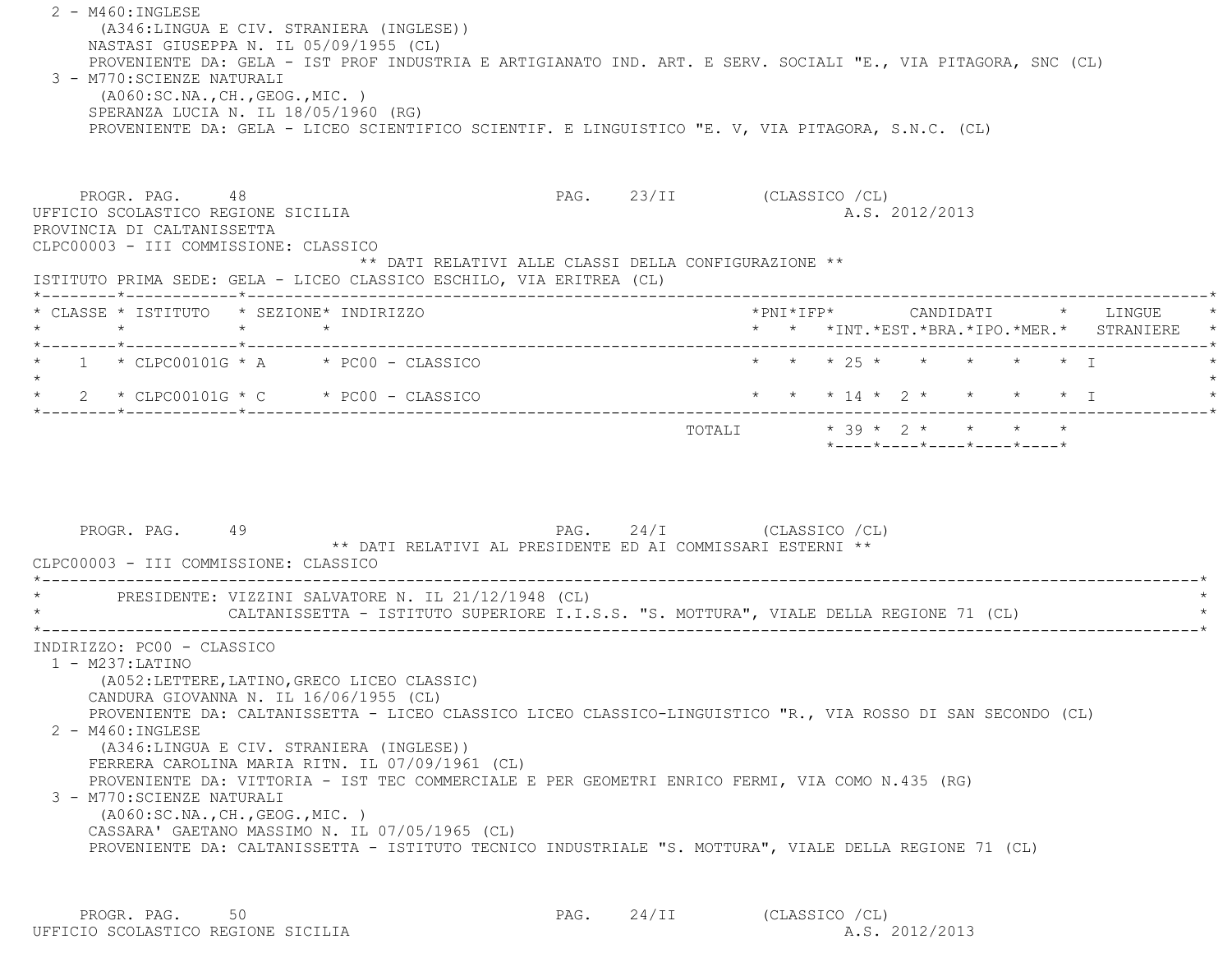2 - M460:INGLESE
(A346:LINGUA E CIV. STRANIERA (INGLESE))
NASTASI GIUSEPPA N. IL 05/09/1955 (CL)
PROVENIENTE DA: GELA - IST PROF INDUSTRIA E ARTIGIANATO IND. ART. E SERV. SOCIALI "E., VIA PITAGORA, SNC (CL)

3 - M770:SCIENZE NATURALI
(A060:SC.NA.,CH.,GEOG.,MIC. )
SPERANZA LUCIA N. IL 18/05/1960 (RG)
PROVENIENTE DA: GELA - LICEO SCIENTIFICO SCIENTIF. E LINGUISTICO "E. V, VIA PITAGORA, S.N.C. (CL)

PROGR. PAG. 48 PAG. 23/II (CLASSICO /CL)

UFFICIO SCOLASTICO REGIONE SICILIA A.S. 2012/2013

PROVINCIA DI CALTANISSETTA

CLPC00003 - III COMMISSIONE: CLASSICO

** DATI RELATIVI ALLE CLASSI DELLA CONFIGURAZIONE **

ISTITUTO PRIMA SEDE: GELA - LICEO CLASSICO ESCHILO, VIA ERITREA (CL)

| CLASSE | ISTITUTO | SEZIONE | INDIRIZZO | PNI | IFP | CANDIDATI INT. | CANDIDATI EST. | CANDIDATI BRA. | CANDIDATI IPO. | CANDIDATI MER. | LINGUE STRANIERE |
|---|---|---|---|---|---|---|---|---|---|---|---|
| 1 | CLPC00101G | A | PC00 - CLASSICO | | | 25 | | | | | I |
| 2 | CLPC00101G | C | PC00 - CLASSICO | | | 14 | 2 | | | | I |
| | | | TOTALI | | | 39 | 2 | | | | |

PROGR. PAG. 49 PAG. 24/I (CLASSICO /CL)

** DATI RELATIVI AL PRESIDENTE ED AI COMMISSARI ESTERNI **

CLPC00003 - III COMMISSIONE: CLASSICO

PRESIDENTE: VIZZINI SALVATORE N. IL 21/12/1948 (CL)
CALTANISSETTA - ISTITUTO SUPERIORE I.I.S.S. "S. MOTTURA", VIALE DELLA REGIONE 71 (CL)

INDIRIZZO: PC00 - CLASSICO

1 - M237:LATINO
(A052:LETTERE,LATINO,GRECO LICEO CLASSIC)
CANDURA GIOVANNA N. IL 16/06/1955 (CL)
PROVENIENTE DA: CALTANISSETTA - LICEO CLASSICO LICEO CLASSICO-LINGUISTICO "R., VIA ROSSO DI SAN SECONDO (CL)

2 - M460:INGLESE
(A346:LINGUA E CIV. STRANIERA (INGLESE))
FERRERA CAROLINA MARIA RITN. IL 07/09/1961 (CL)
PROVENIENTE DA: VITTORIA - IST TEC COMMERCIALE E PER GEOMETRI ENRICO FERMI, VIA COMO N.435 (RG)

3 - M770:SCIENZE NATURALI
(A060:SC.NA.,CH.,GEOG.,MIC. )
CASSARA' GAETANO MASSIMO N. IL 07/05/1965 (CL)
PROVENIENTE DA: CALTANISSETTA - ISTITUTO TECNICO INDUSTRIALE "S. MOTTURA", VIALE DELLA REGIONE 71 (CL)

PROGR. PAG. 50 PAG. 24/II (CLASSICO /CL)

UFFICIO SCOLASTICO REGIONE SICILIA A.S. 2012/2013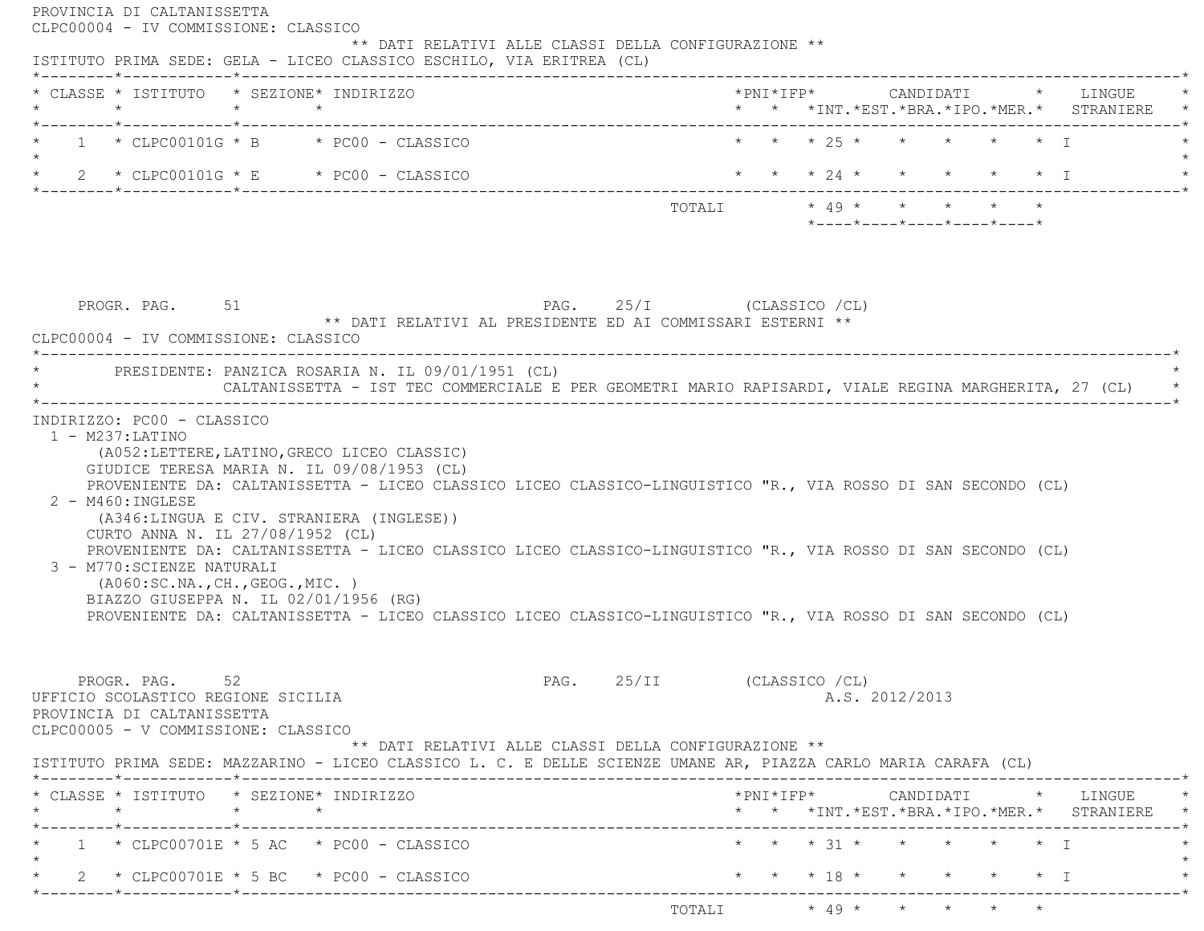PROVINCIA DI CALTANISSETTA

CLPC00004 - IV COMMISSIONE: CLASSICO

** DATI RELATIVI ALLE CLASSI DELLA CONFIGURAZIONE **

ISTITUTO PRIMA SEDE: GELA - LICEO CLASSICO ESCHILO, VIA ERITREA (CL)

| CLASSE | ISTITUTO | SEZIONE | INDIRIZZO | PNI | IFP | CANDIDATI INT. | EST. | BRA. | IPO. | MER. | LINGUE STRANIERE |
|---|---|---|---|---|---|---|---|---|---|---|---|
| 1 | CLPC00101G | B | PC00 - CLASSICO | | | 25 | | | | | I |
| 2 | CLPC00101G | E | PC00 - CLASSICO | | | 24 | | | | | I |
| | | | TOTALI | | | 49 | | | | | |

PROGR. PAG. 51 PAG. 25/I (CLASSICO /CL)

** DATI RELATIVI AL PRESIDENTE ED AI COMMISSARI ESTERNI **

CLPC00004 - IV COMMISSIONE: CLASSICO

PRESIDENTE: PANZICA ROSARIA N. IL 09/01/1951 (CL)
CALTANISSETTA - IST TEC COMMERCIALE E PER GEOMETRI MARIO RAPISARDI, VIALE REGINA MARGHERITA, 27 (CL)

INDIRIZZO: PC00 - CLASSICO

1 - M237:LATINO
(A052:LETTERE,LATINO,GRECO LICEO CLASSIC)
GIUDICE TERESA MARIA N. IL 09/08/1953 (CL)
PROVENIENTE DA: CALTANISSETTA - LICEO CLASSICO LICEO CLASSICO-LINGUISTICO "R., VIA ROSSO DI SAN SECONDO (CL)

2 - M460:INGLESE
(A346:LINGUA E CIV. STRANIERA (INGLESE))
CURTO ANNA N. IL 27/08/1952 (CL)
PROVENIENTE DA: CALTANISSETTA - LICEO CLASSICO LICEO CLASSICO-LINGUISTICO "R., VIA ROSSO DI SAN SECONDO (CL)

3 - M770:SCIENZE NATURALI
(A060:SC.NA.,CH.,GEOG.,MIC. )
BIAZZO GIUSEPPA N. IL 02/01/1956 (RG)
PROVENIENTE DA: CALTANISSETTA - LICEO CLASSICO LICEO CLASSICO-LINGUISTICO "R., VIA ROSSO DI SAN SECONDO (CL)

PROGR. PAG. 52 PAG. 25/II (CLASSICO /CL)

UFFICIO SCOLASTICO REGIONE SICILIA A.S. 2012/2013

PROVINCIA DI CALTANISSETTA

CLPC00005 - V COMMISSIONE: CLASSICO

** DATI RELATIVI ALLE CLASSI DELLA CONFIGURAZIONE **

ISTITUTO PRIMA SEDE: MAZZARINO - LICEO CLASSICO L. C. E DELLE SCIENZE UMANE AR, PIAZZA CARLO MARIA CARAFA (CL)

| CLASSE | ISTITUTO | SEZIONE | INDIRIZZO | PNI | IFP | CANDIDATI INT. | EST. | BRA. | IPO. | MER. | LINGUE STRANIERE |
|---|---|---|---|---|---|---|---|---|---|---|---|
| 1 | CLPC00701E | 5 AC | PC00 - CLASSICO | | | 31 | | | | | I |
| 2 | CLPC00701E | 5 BC | PC00 - CLASSICO | | | 18 | | | | | I |
| | | | TOTALI | | | 49 | | | | | |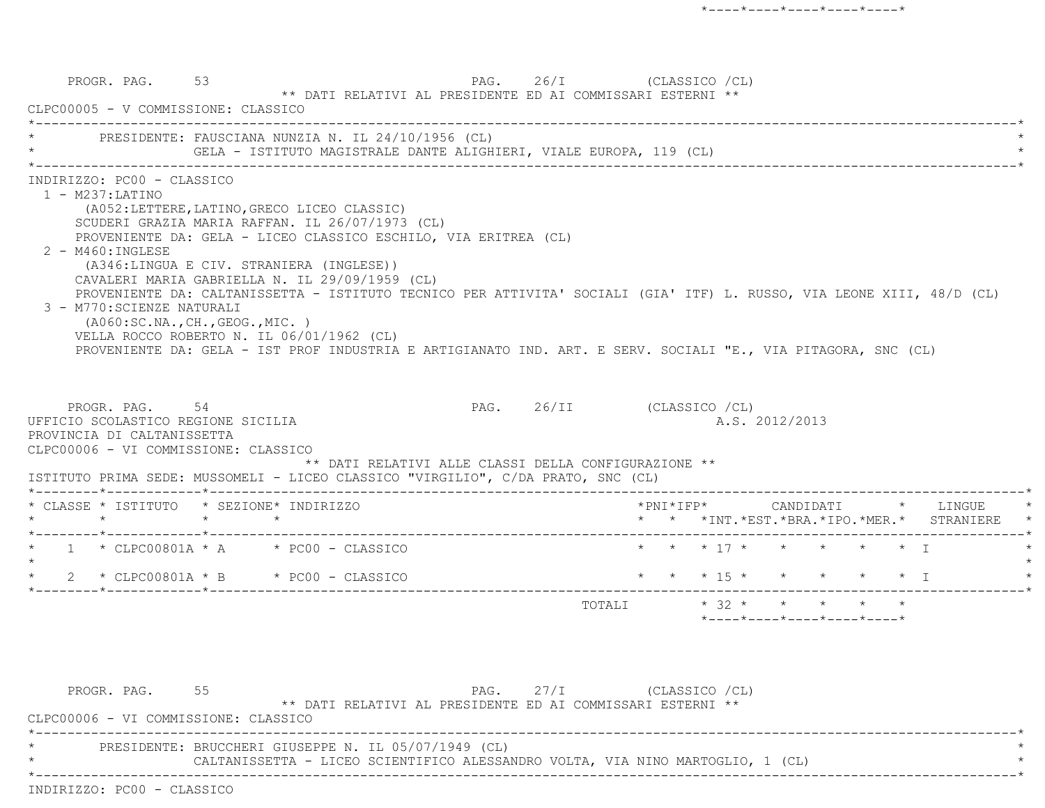PROGR. PAG. 53 PAG. 26/I (CLASSICO /CL)

** DATI RELATIVI AL PRESIDENTE ED AI COMMISSARI ESTERNI **

CLPC00005 - V COMMISSIONE: CLASSICO

PRESIDENTE: FAUSCIANA NUNZIA N. IL 24/10/1956 (CL)
GELA - ISTITUTO MAGISTRALE DANTE ALIGHIERI, VIALE EUROPA, 119 (CL)

INDIRIZZO: PC00 - CLASSICO

1 - M237:LATINO
(A052:LETTERE,LATINO,GRECO LICEO CLASSIC)
SCUDERI GRAZIA MARIA RAFFAN. IL 26/07/1973 (CL)
PROVENIENTE DA: GELA - LICEO CLASSICO ESCHILO, VIA ERITREA (CL)

2 - M460:INGLESE
(A346:LINGUA E CIV. STRANIERA (INGLESE))
CAVALERI MARIA GABRIELLA N. IL 29/09/1959 (CL)
PROVENIENTE DA: CALTANISSETTA - ISTITUTO TECNICO PER ATTIVITA' SOCIALI (GIA' ITF) L. RUSSO, VIA LEONE XIII, 48/D (CL)

3 - M770:SCIENZE NATURALI
(A060:SC.NA.,CH.,GEOG.,MIC. )
VELLA ROCCO ROBERTO N. IL 06/01/1962 (CL)
PROVENIENTE DA: GELA - IST PROF INDUSTRIA E ARTIGIANATO IND. ART. E SERV. SOCIALI "E., VIA PITAGORA, SNC (CL)

PROGR. PAG. 54 PAG. 26/II (CLASSICO /CL)

UFFICIO SCOLASTICO REGIONE SICILIA A.S. 2012/2013

PROVINCIA DI CALTANISSETTA

CLPC00006 - VI COMMISSIONE: CLASSICO

** DATI RELATIVI ALLE CLASSI DELLA CONFIGURAZIONE **

ISTITUTO PRIMA SEDE: MUSSOMELI - LICEO CLASSICO "VIRGILIO", C/DA PRATO, SNC (CL)

| CLASSE | ISTITUTO | SEZIONE | INDIRIZZO | PNI | IFP | CANDIDATI INT. | EST. | BRA. | IPO. | MER. | LINGUE STRANIERE |
|---|---|---|---|---|---|---|---|---|---|---|---|
| 1 | CLPC00801A | A | PC00 - CLASSICO | | | 17 | | | | | I |
| 2 | CLPC00801A | B | PC00 - CLASSICO | | | 15 | | | | | I |
| | | | TOTALI | | | 32 | | | | | |

PROGR. PAG. 55 PAG. 27/I (CLASSICO /CL)

** DATI RELATIVI AL PRESIDENTE ED AI COMMISSARI ESTERNI **

CLPC00006 - VI COMMISSIONE: CLASSICO

PRESIDENTE: BRUCCHERI GIUSEPPE N. IL 05/07/1949 (CL)
CALTANISSETTA - LICEO SCIENTIFICO ALESSANDRO VOLTA, VIA NINO MARTOGLIO, 1 (CL)

INDIRIZZO: PC00 - CLASSICO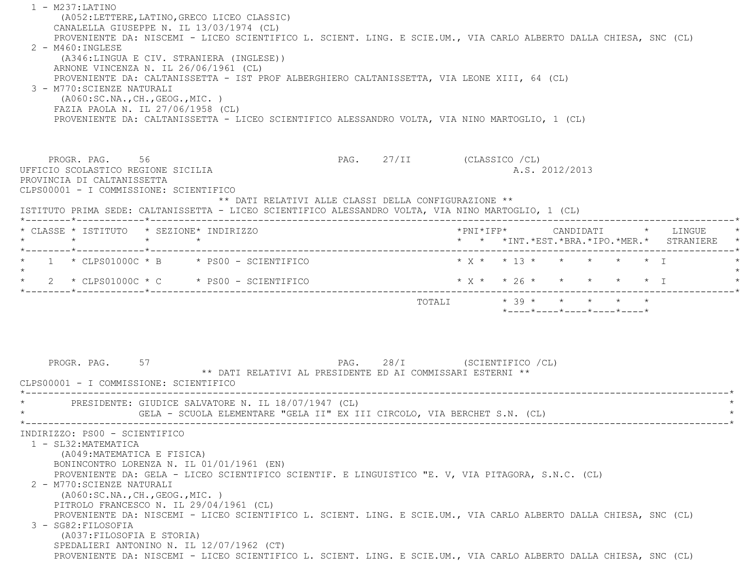1 - M237:LATINO
(A052:LETTERE,LATINO,GRECO LICEO CLASSIC)
CANALELLA GIUSEPPE N. IL 13/03/1974 (CL)
PROVENIENTE DA: NISCEMI - LICEO SCIENTIFICO L. SCIENT. LING. E SCIE.UM., VIA CARLO ALBERTO DALLA CHIESA, SNC (CL)

2 - M460:INGLESE
(A346:LINGUA E CIV. STRANIERA (INGLESE))
ARNONE VINCENZA N. IL 26/06/1961 (CL)
PROVENIENTE DA: CALTANISSETTA - IST PROF ALBERGHIERO CALTANISSETTA, VIA LEONE XIII, 64 (CL)

3 - M770:SCIENZE NATURALI
(A060:SC.NA.,CH.,GEOG.,MIC. )
FAZIA PAOLA N. IL 27/06/1958 (CL)
PROVENIENTE DA: CALTANISSETTA - LICEO SCIENTIFICO ALESSANDRO VOLTA, VIA NINO MARTOGLIO, 1 (CL)

PROGR. PAG. 56 PAG. 27/II (CLASSICO /CL)

UFFICIO SCOLASTICO REGIONE SICILIA A.S. 2012/2013

PROVINCIA DI CALTANISSETTA

CLPS00001 - I COMMISSIONE: SCIENTIFICO

** DATI RELATIVI ALLE CLASSI DELLA CONFIGURAZIONE **

ISTITUTO PRIMA SEDE: CALTANISSETTA - LICEO SCIENTIFICO ALESSANDRO VOLTA, VIA NINO MARTOGLIO, 1 (CL)

| CLASSE | ISTITUTO | SEZIONE | INDIRIZZO | PNI | IFP | CANDIDATI INT. | EST. | BRA. | IPO. | MER. | LINGUE STRANIERE |
|---|---|---|---|---|---|---|---|---|---|---|---|
| 1 | CLPS01000C | B | PS00 - SCIENTIFICO | X | | 13 | | | | | I |
| 2 | CLPS01000C | C | PS00 - SCIENTIFICO | X | | 26 | | | | | I |
| | | | TOTALI | | | 39 | | | | | |

PROGR. PAG. 57 PAG. 28/I (SCIENTIFICO /CL)

** DATI RELATIVI AL PRESIDENTE ED AI COMMISSARI ESTERNI **

CLPS00001 - I COMMISSIONE: SCIENTIFICO

PRESIDENTE: GIUDICE SALVATORE N. IL 18/07/1947 (CL)
GELA - SCUOLA ELEMENTARE "GELA II" EX III CIRCOLO, VIA BERCHET S.N. (CL)

INDIRIZZO: PS00 - SCIENTIFICO

1 - SL32:MATEMATICA
(A049:MATEMATICA E FISICA)
BONINCONTRO LORENZA N. IL 01/01/1961 (EN)
PROVENIENTE DA: GELA - LICEO SCIENTIFICO SCIENTIF. E LINGUISTICO "E. V, VIA PITAGORA, S.N.C. (CL)

2 - M770:SCIENZE NATURALI
(A060:SC.NA.,CH.,GEOG.,MIC. )
PITROLO FRANCESCO N. IL 29/04/1961 (CL)
PROVENIENTE DA: NISCEMI - LICEO SCIENTIFICO L. SCIENT. LING. E SCIE.UM., VIA CARLO ALBERTO DALLA CHIESA, SNC (CL)

3 - SG82:FILOSOFIA
(A037:FILOSOFIA E STORIA)
SPEDALIERI ANTONINO N. IL 12/07/1962 (CT)
PROVENIENTE DA: NISCEMI - LICEO SCIENTIFICO L. SCIENT. LING. E SCIE.UM., VIA CARLO ALBERTO DALLA CHIESA, SNC (CL)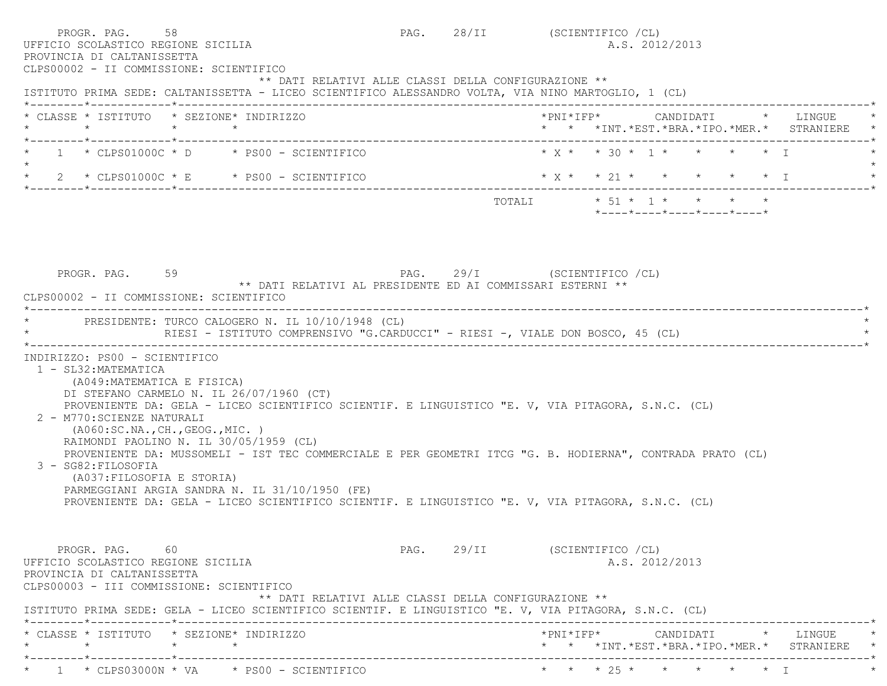PROGR. PAG. 58 PAG. 28/II (SCIENTIFICO /CL)

UFFICIO SCOLASTICO REGIONE SICILIA A.S. 2012/2013

PROVINCIA DI CALTANISSETTA

CLPS00002 - II COMMISSIONE: SCIENTIFICO

** DATI RELATIVI ALLE CLASSI DELLA CONFIGURAZIONE **

ISTITUTO PRIMA SEDE: CALTANISSETTA - LICEO SCIENTIFICO ALESSANDRO VOLTA, VIA NINO MARTOGLIO, 1 (CL)

| CLASSE | ISTITUTO | SEZIONE | INDIRIZZO | PNI | IFP | CANDIDATI INT. | EST. | BRA. | IPO. | MER. | LINGUE STRANIERE |
|---|---|---|---|---|---|---|---|---|---|---|---|
| 1 | CLPS01000C | D | PS00 - SCIENTIFICO | X | | 30 | 1 | | | | I |
| 2 | CLPS01000C | E | PS00 - SCIENTIFICO | X | | 21 | | | | | I |
| | | | TOTALI | | | 51 | 1 | | | | |

PROGR. PAG. 59 PAG. 29/I (SCIENTIFICO /CL)

** DATI RELATIVI AL PRESIDENTE ED AI COMMISSARI ESTERNI **

CLPS00002 - II COMMISSIONE: SCIENTIFICO

PRESIDENTE: TURCO CALOGERO N. IL 10/10/1948 (CL)
RIESI - ISTITUTO COMPRENSIVO "G.CARDUCCI" - RIESI -, VIALE DON BOSCO, 45 (CL)

INDIRIZZO: PS00 - SCIENTIFICO

1 - SL32:MATEMATICA
(A049:MATEMATICA E FISICA)
DI STEFANO CARMELO N. IL 26/07/1960 (CT)
PROVENIENTE DA: GELA - LICEO SCIENTIFICO SCIENTIF. E LINGUISTICO "E. V, VIA PITAGORA, S.N.C. (CL)

2 - M770:SCIENZE NATURALI
(A060:SC.NA.,CH.,GEOG.,MIC. )
RAIMONDI PAOLINO N. IL 30/05/1959 (CL)
PROVENIENTE DA: MUSSOMELI - IST TEC COMMERCIALE E PER GEOMETRI ITCG "G. B. HODIERNA", CONTRADA PRATO (CL)

3 - SG82:FILOSOFIA
(A037:FILOSOFIA E STORIA)
PARMEGGIANI ARGIA SANDRA N. IL 31/10/1950 (FE)
PROVENIENTE DA: GELA - LICEO SCIENTIFICO SCIENTIF. E LINGUISTICO "E. V, VIA PITAGORA, S.N.C. (CL)

PROGR. PAG. 60 PAG. 29/II (SCIENTIFICO /CL)

UFFICIO SCOLASTICO REGIONE SICILIA A.S. 2012/2013

PROVINCIA DI CALTANISSETTA

CLPS00003 - III COMMISSIONE: SCIENTIFICO

** DATI RELATIVI ALLE CLASSI DELLA CONFIGURAZIONE **

ISTITUTO PRIMA SEDE: GELA - LICEO SCIENTIFICO SCIENTIF. E LINGUISTICO "E. V, VIA PITAGORA, S.N.C. (CL)

| CLASSE | ISTITUTO | SEZIONE | INDIRIZZO | PNI | IFP | CANDIDATI INT. | EST. | BRA. | IPO. | MER. | LINGUE STRANIERE |
|---|---|---|---|---|---|---|---|---|---|---|---|
| 1 | CLPS03000N | VA | PS00 - SCIENTIFICO | | | 25 | | | | | I |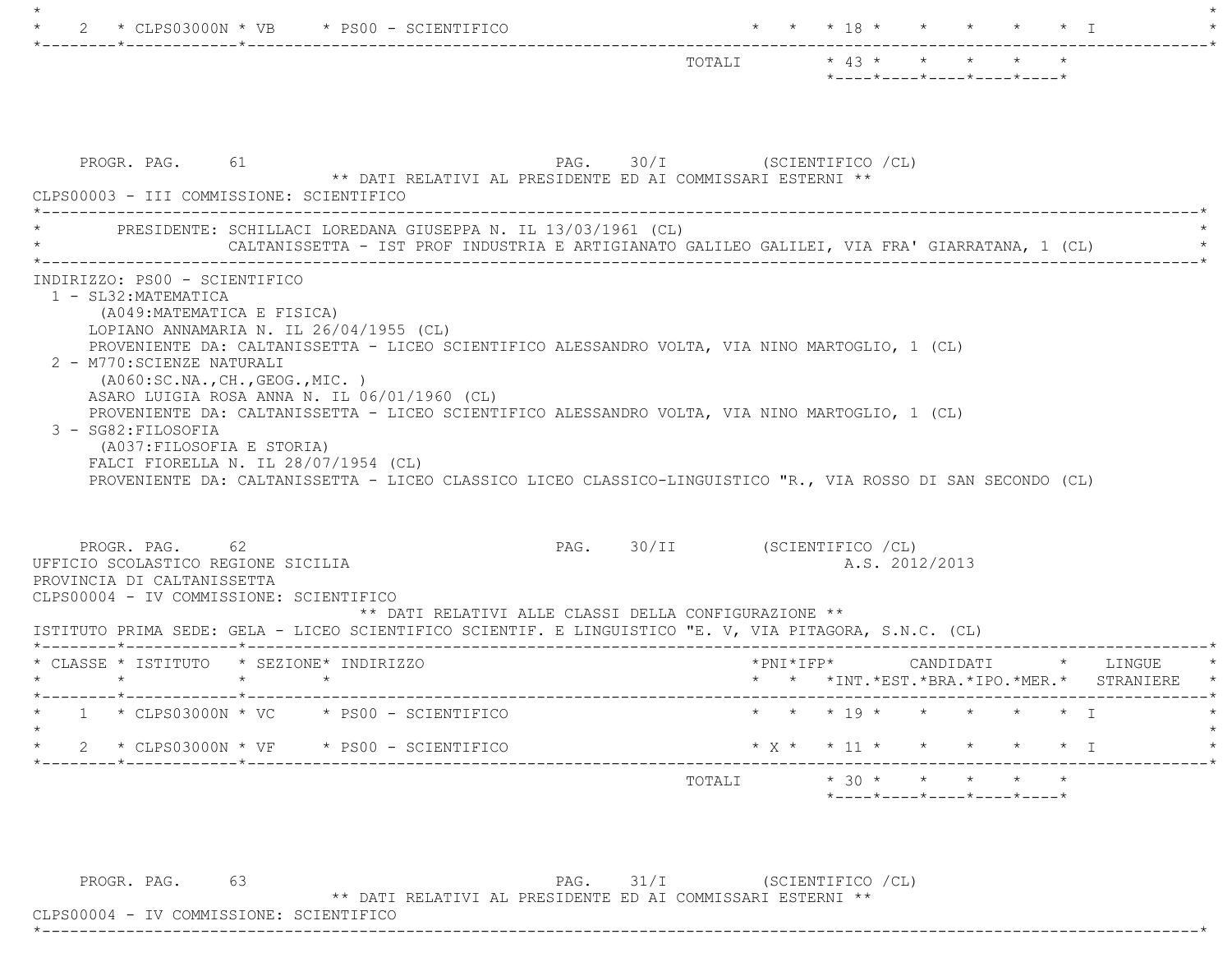| CLASSE | ISTITUTO | SEZIONE | INDIRIZZO | PNI | IFP | CANDIDATI INT. | EST. | BRA. | IPO. | MER. | LINGUE STRANIERE |
|---|---|---|---|---|---|---|---|---|---|---|---|
| 2 | CLPS03000N | VB | PS00 - SCIENTIFICO | | | 18 | | | | | I |
| | | | TOTALI | | | 43 | | | | | |

PROGR. PAG. 61 PAG. 30/I (SCIENTIFICO /CL)

** DATI RELATIVI AL PRESIDENTE ED AI COMMISSARI ESTERNI **

CLPS00003 - III COMMISSIONE: SCIENTIFICO

PRESIDENTE: SCHILLACI LOREDANA GIUSEPPA N. IL 13/03/1961 (CL)
CALTANISSETTA - IST PROF INDUSTRIA E ARTIGIANATO GALILEO GALILEI, VIA FRA' GIARRATANA, 1 (CL)

INDIRIZZO: PS00 - SCIENTIFICO

1 - SL32:MATEMATICA
(A049:MATEMATICA E FISICA)
LOPIANO ANNAMARIA N. IL 26/04/1955 (CL)
PROVENIENTE DA: CALTANISSETTA - LICEO SCIENTIFICO ALESSANDRO VOLTA, VIA NINO MARTOGLIO, 1 (CL)

2 - M770:SCIENZE NATURALI
(A060:SC.NA.,CH.,GEOG.,MIC. )
ASARO LUIGIA ROSA ANNA N. IL 06/01/1960 (CL)
PROVENIENTE DA: CALTANISSETTA - LICEO SCIENTIFICO ALESSANDRO VOLTA, VIA NINO MARTOGLIO, 1 (CL)

3 - SG82:FILOSOFIA
(A037:FILOSOFIA E STORIA)
FALCI FIORELLA N. IL 28/07/1954 (CL)
PROVENIENTE DA: CALTANISSETTA - LICEO CLASSICO LICEO CLASSICO-LINGUISTICO "R., VIA ROSSO DI SAN SECONDO (CL)

PROGR. PAG. 62 PAG. 30/II (SCIENTIFICO /CL)

UFFICIO SCOLASTICO REGIONE SICILIA A.S. 2012/2013

PROVINCIA DI CALTANISSETTA

CLPS00004 - IV COMMISSIONE: SCIENTIFICO

** DATI RELATIVI ALLE CLASSI DELLA CONFIGURAZIONE **

ISTITUTO PRIMA SEDE: GELA - LICEO SCIENTIFICO SCIENTIF. E LINGUISTICO "E. V, VIA PITAGORA, S.N.C. (CL)

| CLASSE | ISTITUTO | SEZIONE | INDIRIZZO | PNI | IFP | CANDIDATI INT. | EST. | BRA. | IPO. | MER. | LINGUE STRANIERE |
|---|---|---|---|---|---|---|---|---|---|---|---|
| 1 | CLPS03000N | VC | PS00 - SCIENTIFICO | | | 19 | | | | | I |
| 2 | CLPS03000N | VF | PS00 - SCIENTIFICO | X | | 11 | | | | | I |
| | | | TOTALI | | | 30 | | | | | |

PROGR. PAG. 63 PAG. 31/I (SCIENTIFICO /CL)

** DATI RELATIVI AL PRESIDENTE ED AI COMMISSARI ESTERNI **

CLPS00004 - IV COMMISSIONE: SCIENTIFICO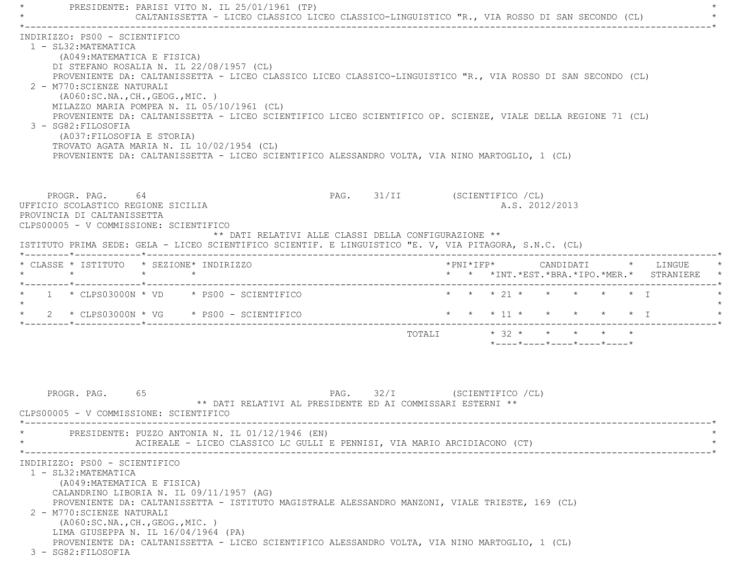PRESIDENTE: PARISI VITO N. IL 25/01/1961 (TP)
CALTANISSETTA - LICEO CLASSICO LICEO CLASSICO-LINGUISTICO "R., VIA ROSSO DI SAN SECONDO (CL)

INDIRIZZO: PS00 - SCIENTIFICO

1 - SL32:MATEMATICA
(A049:MATEMATICA E FISICA)
DI STEFANO ROSALIA N. IL 22/08/1957 (CL)
PROVENIENTE DA: CALTANISSETTA - LICEO CLASSICO LICEO CLASSICO-LINGUISTICO "R., VIA ROSSO DI SAN SECONDO (CL)

2 - M770:SCIENZE NATURALI
(A060:SC.NA.,CH.,GEOG.,MIC. )
MILAZZO MARIA POMPEA N. IL 05/10/1961 (CL)
PROVENIENTE DA: CALTANISSETTA - LICEO SCIENTIFICO LICEO SCIENTIFICO OP. SCIENZE, VIALE DELLA REGIONE 71 (CL)

3 - SG82:FILOSOFIA
(A037:FILOSOFIA E STORIA)
TROVATO AGATA MARIA N. IL 10/02/1954 (CL)
PROVENIENTE DA: CALTANISSETTA - LICEO SCIENTIFICO ALESSANDRO VOLTA, VIA NINO MARTOGLIO, 1 (CL)

PROGR. PAG. 64 PAG. 31/II (SCIENTIFICO /CL)
UFFICIO SCOLASTICO REGIONE SICILIA A.S. 2012/2013
PROVINCIA DI CALTANISSETTA
CLPS00005 - V COMMISSIONE: SCIENTIFICO

** DATI RELATIVI ALLE CLASSI DELLA CONFIGURAZIONE **

ISTITUTO PRIMA SEDE: GELA - LICEO SCIENTIFICO SCIENTIF. E LINGUISTICO "E. V, VIA PITAGORA, S.N.C. (CL)

| CLASSE | ISTITUTO | SEZIONE | INDIRIZZO | PNI | IFP | CANDIDATI INT. | EST. | BRA. | IPO. | MER. | LINGUE STRANIERE |
|---|---|---|---|---|---|---|---|---|---|---|---|
| 1 | CLPS03000N | VD | PS00 - SCIENTIFICO | | | 21 | | | | | I |
| 2 | CLPS03000N | VG | PS00 - SCIENTIFICO | | | 11 | | | | | I |
| | | | TOTALI | | | 32 | | | | | |

PROGR. PAG. 65 PAG. 32/I (SCIENTIFICO /CL)

** DATI RELATIVI AL PRESIDENTE ED AI COMMISSARI ESTERNI **

CLPS00005 - V COMMISSIONE: SCIENTIFICO

PRESIDENTE: PUZZO ANTONIA N. IL 01/12/1946 (EN)
ACIREALE - LICEO CLASSICO LC GULLI E PENNISI, VIA MARIO ARCIDIACONO (CT)

INDIRIZZO: PS00 - SCIENTIFICO

1 - SL32:MATEMATICA
(A049:MATEMATICA E FISICA)
CALANDRINO LIBORIA N. IL 09/11/1957 (AG)
PROVENIENTE DA: CALTANISSETTA - ISTITUTO MAGISTRALE ALESSANDRO MANZONI, VIALE TRIESTE, 169 (CL)

2 - M770:SCIENZE NATURALI
(A060:SC.NA.,CH.,GEOG.,MIC. )
LIMA GIUSEPPA N. IL 16/04/1964 (PA)
PROVENIENTE DA: CALTANISSETTA - LICEO SCIENTIFICO ALESSANDRO VOLTA, VIA NINO MARTOGLIO, 1 (CL)

3 - SG82:FILOSOFIA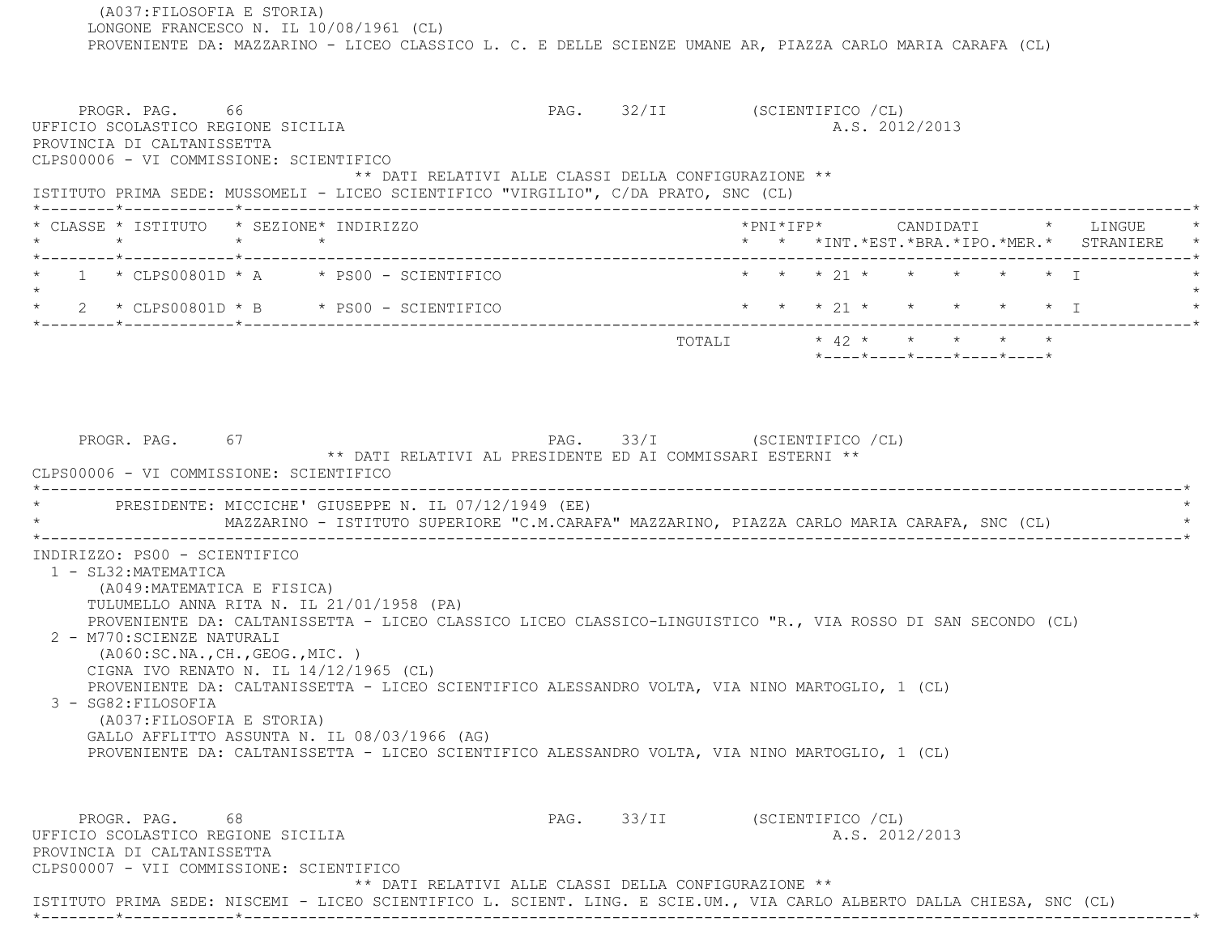(A037:FILOSOFIA E STORIA)
LONGONE FRANCESCO N. IL 10/08/1961 (CL)
PROVENIENTE DA: MAZZARINO - LICEO CLASSICO L. C. E DELLE SCIENZE UMANE AR, PIAZZA CARLO MARIA CARAFA (CL)

PROGR. PAG. 66 PAG. 32/II (SCIENTIFICO /CL)
UFFICIO SCOLASTICO REGIONE SICILIA A.S. 2012/2013
PROVINCIA DI CALTANISSETTA
CLPS00006 - VI COMMISSIONE: SCIENTIFICO

** DATI RELATIVI ALLE CLASSI DELLA CONFIGURAZIONE **

ISTITUTO PRIMA SEDE: MUSSOMELI - LICEO SCIENTIFICO "VIRGILIO", C/DA PRATO, SNC (CL)

| CLASSE | ISTITUTO | SEZIONE | INDIRIZZO | PNI | IFP | CANDIDATI INT. | EST. | BRA. | IPO. | MER. | LINGUE STRANIERE |
|---|---|---|---|---|---|---|---|---|---|---|---|
| 1 | CLPS00801D | A | PS00 - SCIENTIFICO | | | 21 | | | | | I |
| 2 | CLPS00801D | B | PS00 - SCIENTIFICO | | | 21 | | | | | I |
| | | | TOTALI | | | 42 | | | | | |

PROGR. PAG. 67 PAG. 33/I (SCIENTIFICO /CL)

** DATI RELATIVI AL PRESIDENTE ED AI COMMISSARI ESTERNI **

CLPS00006 - VI COMMISSIONE: SCIENTIFICO

PRESIDENTE: MICCICHE' GIUSEPPE N. IL 07/12/1949 (EE)
MAZZARINO - ISTITUTO SUPERIORE "C.M.CARAFA" MAZZARINO, PIAZZA CARLO MARIA CARAFA, SNC (CL)

INDIRIZZO: PS00 - SCIENTIFICO

1 - SL32:MATEMATICA
(A049:MATEMATICA E FISICA)
TULUMELLO ANNA RITA N. IL 21/01/1958 (PA)
PROVENIENTE DA: CALTANISSETTA - LICEO CLASSICO LICEO CLASSICO-LINGUISTICO "R., VIA ROSSO DI SAN SECONDO (CL)

2 - M770:SCIENZE NATURALI
(A060:SC.NA.,CH.,GEOG.,MIC. )
CIGNA IVO RENATO N. IL 14/12/1965 (CL)
PROVENIENTE DA: CALTANISSETTA - LICEO SCIENTIFICO ALESSANDRO VOLTA, VIA NINO MARTOGLIO, 1 (CL)

3 - SG82:FILOSOFIA
(A037:FILOSOFIA E STORIA)
GALLO AFFLITTO ASSUNTA N. IL 08/03/1966 (AG)
PROVENIENTE DA: CALTANISSETTA - LICEO SCIENTIFICO ALESSANDRO VOLTA, VIA NINO MARTOGLIO, 1 (CL)

PROGR. PAG. 68 PAG. 33/II (SCIENTIFICO /CL)
UFFICIO SCOLASTICO REGIONE SICILIA A.S. 2012/2013
PROVINCIA DI CALTANISSETTA
CLPS00007 - VII COMMISSIONE: SCIENTIFICO

** DATI RELATIVI ALLE CLASSI DELLA CONFIGURAZIONE **

ISTITUTO PRIMA SEDE: NISCEMI - LICEO SCIENTIFICO L. SCIENT. LING. E SCIE.UM., VIA CARLO ALBERTO DALLA CHIESA, SNC (CL)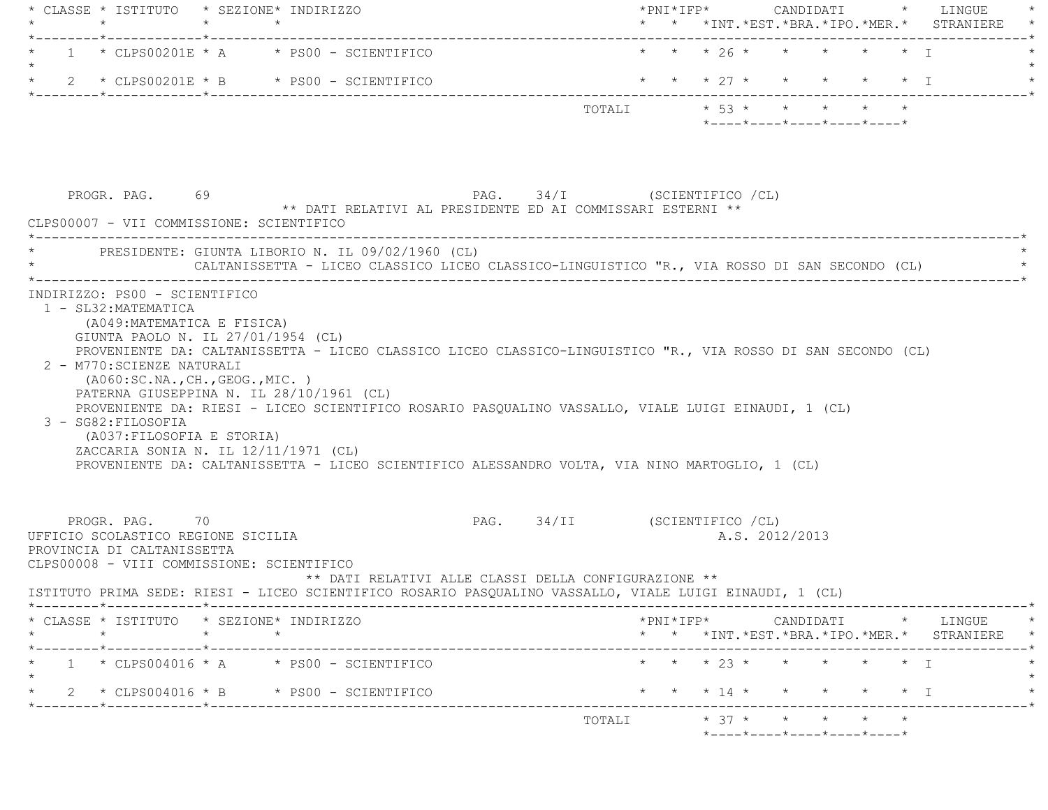| CLASSE | ISTITUTO | SEZIONE | INDIRIZZO | PNI | IFP | INT. | EST. | BRA. | IPO. | MER. | LINGUE STRANIERE |
|---|---|---|---|---|---|---|---|---|---|---|---|
| 1 | CLPS00201E | A | PS00 - SCIENTIFICO | | | 26 | | | | | I |
| 2 | CLPS00201E | B | PS00 - SCIENTIFICO | | | 27 | | | | | I |
| | | | TOTALI | | | 53 | | | | | |

PROGR. PAG. 69 PAG. 34/I (SCIENTIFICO /CL)

** DATI RELATIVI AL PRESIDENTE ED AI COMMISSARI ESTERNI **

CLPS00007 - VII COMMISSIONE: SCIENTIFICO

PRESIDENTE: GIUNTA LIBORIO N. IL 09/02/1960 (CL)
CALTANISSETTA - LICEO CLASSICO LICEO CLASSICO-LINGUISTICO "R., VIA ROSSO DI SAN SECONDO (CL)

INDIRIZZO: PS00 - SCIENTIFICO

1 - SL32:MATEMATICA
(A049:MATEMATICA E FISICA)
GIUNTA PAOLO N. IL 27/01/1954 (CL)
PROVENIENTE DA: CALTANISSETTA - LICEO CLASSICO LICEO CLASSICO-LINGUISTICO "R., VIA ROSSO DI SAN SECONDO (CL)

2 - M770:SCIENZE NATURALI
(A060:SC.NA.,CH.,GEOG.,MIC. )
PATERNA GIUSEPPINA N. IL 28/10/1961 (CL)
PROVENIENTE DA: RIESI - LICEO SCIENTIFICO ROSARIO PASQUALINO VASSALLO, VIALE LUIGI EINAUDI, 1 (CL)

3 - SG82:FILOSOFIA
(A037:FILOSOFIA E STORIA)
ZACCARIA SONIA N. IL 12/11/1971 (CL)
PROVENIENTE DA: CALTANISSETTA - LICEO SCIENTIFICO ALESSANDRO VOLTA, VIA NINO MARTOGLIO, 1 (CL)

PROGR. PAG. 70 PAG. 34/II (SCIENTIFICO /CL)

UFFICIO SCOLASTICO REGIONE SICILIA A.S. 2012/2013

PROVINCIA DI CALTANISSETTA

CLPS00008 - VIII COMMISSIONE: SCIENTIFICO

** DATI RELATIVI ALLE CLASSI DELLA CONFIGURAZIONE **

ISTITUTO PRIMA SEDE: RIESI - LICEO SCIENTIFICO ROSARIO PASQUALINO VASSALLO, VIALE LUIGI EINAUDI, 1 (CL)

| CLASSE | ISTITUTO | SEZIONE | INDIRIZZO | PNI | IFP | INT. | EST. | BRA. | IPO. | MER. | LINGUE STRANIERE |
|---|---|---|---|---|---|---|---|---|---|---|---|
| 1 | CLPS004016 | A | PS00 - SCIENTIFICO | | | 23 | | | | | I |
| 2 | CLPS004016 | B | PS00 - SCIENTIFICO | | | 14 | | | | | I |
| | | | TOTALI | | | 37 | | | | | |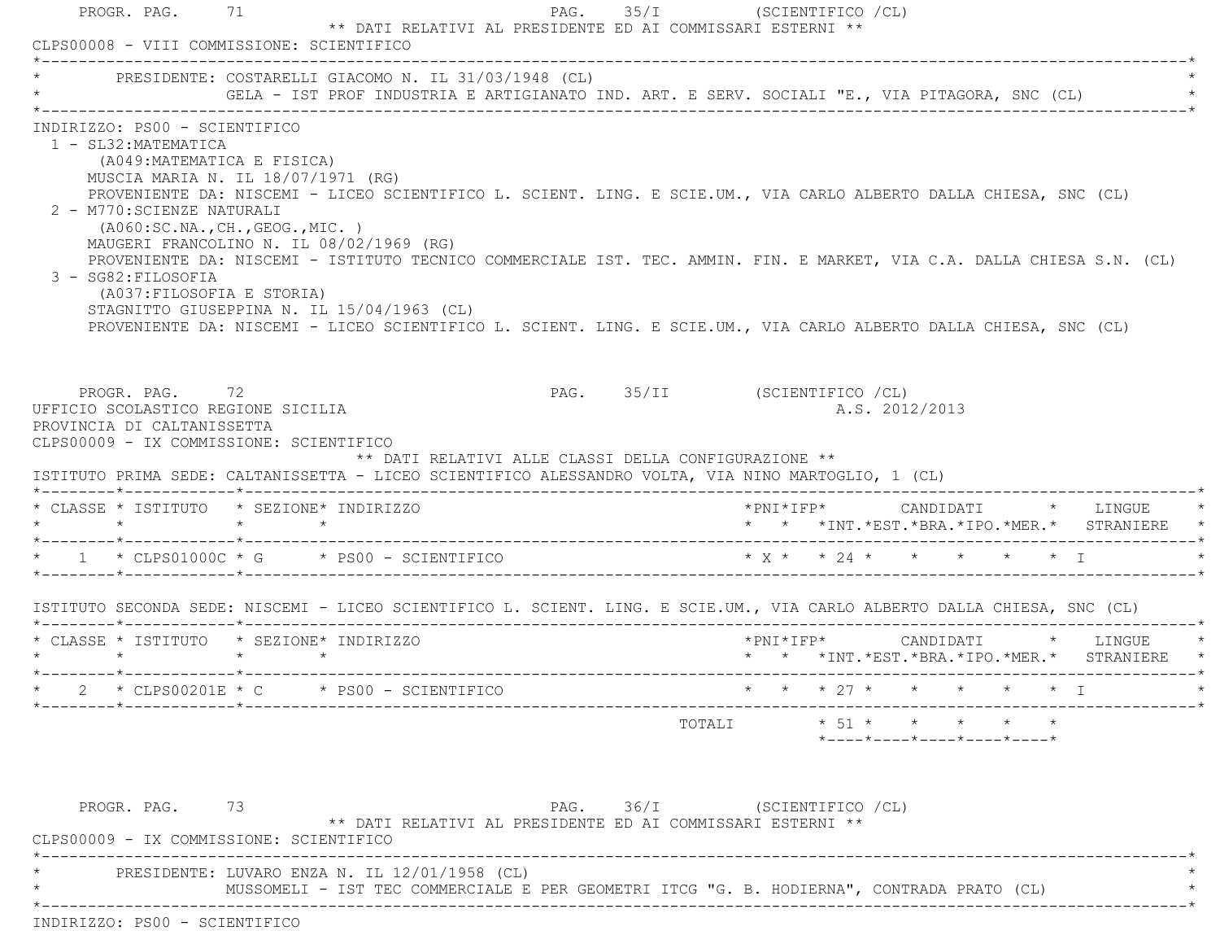PROGR. PAG. 71 PAG. 35/I (SCIENTIFICO /CL)

** DATI RELATIVI AL PRESIDENTE ED AI COMMISSARI ESTERNI **

CLPS00008 - VIII COMMISSIONE: SCIENTIFICO

PRESIDENTE: COSTARELLI GIACOMO N. IL 31/03/1948 (CL)
GELA - IST PROF INDUSTRIA E ARTIGIANATO IND. ART. E SERV. SOCIALI "E., VIA PITAGORA, SNC (CL)

INDIRIZZO: PS00 - SCIENTIFICO

1 - SL32:MATEMATICA
(A049:MATEMATICA E FISICA)
MUSCIA MARIA N. IL 18/07/1971 (RG)
PROVENIENTE DA: NISCEMI - LICEO SCIENTIFICO L. SCIENT. LING. E SCIE.UM., VIA CARLO ALBERTO DALLA CHIESA, SNC (CL)

2 - M770:SCIENZE NATURALI
(A060:SC.NA.,CH.,GEOG.,MIC. )
MAUGERI FRANCOLINO N. IL 08/02/1969 (RG)
PROVENIENTE DA: NISCEMI - ISTITUTO TECNICO COMMERCIALE IST. TEC. AMMIN. FIN. E MARKET, VIA C.A. DALLA CHIESA S.N. (CL)

3 - SG82:FILOSOFIA
(A037:FILOSOFIA E STORIA)
STAGNITTO GIUSEPPINA N. IL 15/04/1963 (CL)
PROVENIENTE DA: NISCEMI - LICEO SCIENTIFICO L. SCIENT. LING. E SCIE.UM., VIA CARLO ALBERTO DALLA CHIESA, SNC (CL)

PROGR. PAG. 72 PAG. 35/II (SCIENTIFICO /CL)

UFFICIO SCOLASTICO REGIONE SICILIA A.S. 2012/2013

PROVINCIA DI CALTANISSETTA

CLPS00009 - IX COMMISSIONE: SCIENTIFICO

** DATI RELATIVI ALLE CLASSI DELLA CONFIGURAZIONE **

ISTITUTO PRIMA SEDE: CALTANISSETTA - LICEO SCIENTIFICO ALESSANDRO VOLTA, VIA NINO MARTOGLIO, 1 (CL)

| CLASSE | ISTITUTO | SEZIONE | INDIRIZZO | PNI | IFP | CANDIDATI INT. | EST. | BRA. | IPO. | MER. | LINGUE STRANIERE |
|---|---|---|---|---|---|---|---|---|---|---|---|
| 1 | CLPS01000C | G | PS00 - SCIENTIFICO | X | | 24 | | | | | I |

ISTITUTO SECONDA SEDE: NISCEMI - LICEO SCIENTIFICO L. SCIENT. LING. E SCIE.UM., VIA CARLO ALBERTO DALLA CHIESA, SNC (CL)

| CLASSE | ISTITUTO | SEZIONE | INDIRIZZO | PNI | IFP | CANDIDATI INT. | EST. | BRA. | IPO. | MER. | LINGUE STRANIERE |
|---|---|---|---|---|---|---|---|---|---|---|---|
| 2 | CLPS00201E | C | PS00 - SCIENTIFICO | | | 27 | | | | | I |
| | | | TOTALI | | | 51 | | | | | |

PROGR. PAG. 73 PAG. 36/I (SCIENTIFICO /CL)

** DATI RELATIVI AL PRESIDENTE ED AI COMMISSARI ESTERNI **

CLPS00009 - IX COMMISSIONE: SCIENTIFICO

PRESIDENTE: LUVARO ENZA N. IL 12/01/1958 (CL)
MUSSOMELI - IST TEC COMMERCIALE E PER GEOMETRI ITCG "G. B. HODIERNA", CONTRADA PRATO (CL)

INDIRIZZO: PS00 - SCIENTIFICO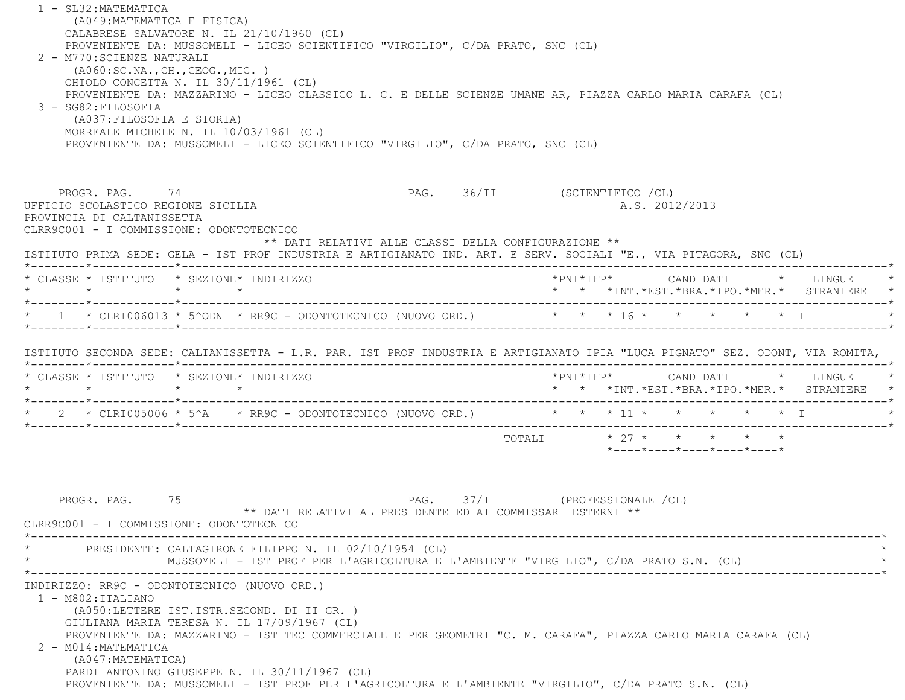1 - SL32:MATEMATICA
   (A049:MATEMATICA E FISICA)
   CALABRESE SALVATORE N. IL 21/10/1960 (CL)
   PROVENIENTE DA: MUSSOMELI - LICEO SCIENTIFICO "VIRGILIO", C/DA PRATO, SNC (CL)

2 - M770:SCIENZE NATURALI
   (A060:SC.NA.,CH.,GEOG.,MIC. )
   CHIOLO CONCETTA N. IL 30/11/1961 (CL)
   PROVENIENTE DA: MAZZARINO - LICEO CLASSICO L. C. E DELLE SCIENZE UMANE AR, PIAZZA CARLO MARIA CARAFA (CL)

3 - SG82:FILOSOFIA
   (A037:FILOSOFIA E STORIA)
   MORREALE MICHELE N. IL 10/03/1961 (CL)
   PROVENIENTE DA: MUSSOMELI - LICEO SCIENTIFICO "VIRGILIO", C/DA PRATO, SNC (CL)

PROGR. PAG. 74 PAG. 36/II (SCIENTIFICO /CL)

UFFICIO SCOLASTICO REGIONE SICILIA A.S. 2012/2013

PROVINCIA DI CALTANISSETTA

CLRR9C001 - I COMMISSIONE: ODONTOTECNICO

** DATI RELATIVI ALLE CLASSI DELLA CONFIGURAZIONE **

ISTITUTO PRIMA SEDE: GELA - IST PROF INDUSTRIA E ARTIGIANATO IND. ART. E SERV. SOCIALI "E., VIA PITAGORA, SNC (CL)

| CLASSE | ISTITUTO | SEZIONE | INDIRIZZO | PNI | IFP | CANDIDATI INT. | EST. | BRA. | IPO. | MER. | LINGUE STRANIERE |
|---|---|---|---|---|---|---|---|---|---|---|---|
| 1 | CLRI006013 | 5^ODN | RR9C - ODONTOTECNICO (NUOVO ORD.) | | | 16 | | | | | I |

ISTITUTO SECONDA SEDE: CALTANISSETTA - L.R. PAR. IST PROF INDUSTRIA E ARTIGIANATO IPIA "LUCA PIGNATO" SEZ. ODONT, VIA ROMITA,

| CLASSE | ISTITUTO | SEZIONE | INDIRIZZO | PNI | IFP | CANDIDATI INT. | EST. | BRA. | IPO. | MER. | LINGUE STRANIERE |
|---|---|---|---|---|---|---|---|---|---|---|---|
| 2 | CLRI005006 | 5^A | RR9C - ODONTOTECNICO (NUOVO ORD.) | | | 11 | | | | | I |
| | | | TOTALI | | | 27 | | | | | |

PROGR. PAG. 75 PAG. 37/I (PROFESSIONALE /CL)

** DATI RELATIVI AL PRESIDENTE ED AI COMMISSARI ESTERNI **

CLRR9C001 - I COMMISSIONE: ODONTOTECNICO

PRESIDENTE: CALTAGIRONE FILIPPO N. IL 02/10/1954 (CL)
MUSSOMELI - IST PROF PER L'AGRICOLTURA E L'AMBIENTE "VIRGILIO", C/DA PRATO S.N. (CL)

INDIRIZZO: RR9C - ODONTOTECNICO (NUOVO ORD.)

1 - M802:ITALIANO
   (A050:LETTERE IST.ISTR.SECOND. DI II GR. )
   GIULIANA MARIA TERESA N. IL 17/09/1967 (CL)
   PROVENIENTE DA: MAZZARINO - IST TEC COMMERCIALE E PER GEOMETRI "C. M. CARAFA", PIAZZA CARLO MARIA CARAFA (CL)

2 - M014:MATEMATICA
   (A047:MATEMATICA)
   PARDI ANTONINO GIUSEPPE N. IL 30/11/1967 (CL)
   PROVENIENTE DA: MUSSOMELI - IST PROF PER L'AGRICOLTURA E L'AMBIENTE "VIRGILIO", C/DA PRATO S.N. (CL)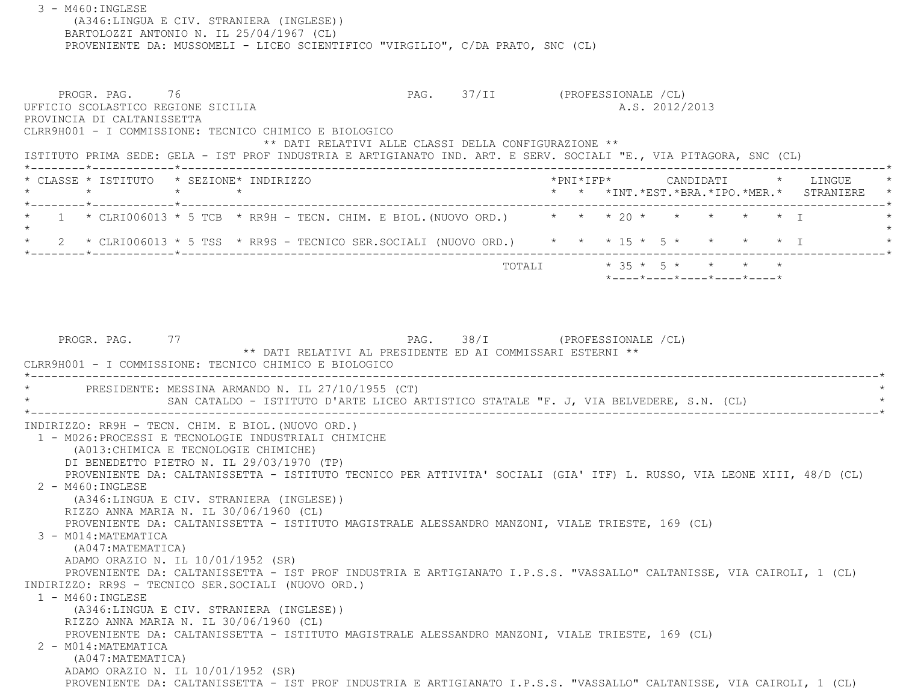3 - M460:INGLESE
(A346:LINGUA E CIV. STRANIERA (INGLESE))
BARTOLOZZI ANTONIO N. IL 25/04/1967 (CL)
PROVENIENTE DA: MUSSOMELI - LICEO SCIENTIFICO "VIRGILIO", C/DA PRATO, SNC (CL)

PROGR. PAG. 76 PAG. 37/II (PROFESSIONALE /CL)
UFFICIO SCOLASTICO REGIONE SICILIA A.S. 2012/2013
PROVINCIA DI CALTANISSETTA
CLRR9H001 - I COMMISSIONE: TECNICO CHIMICO E BIOLOGICO

** DATI RELATIVI ALLE CLASSI DELLA CONFIGURAZIONE **

ISTITUTO PRIMA SEDE: GELA - IST PROF INDUSTRIA E ARTIGIANATO IND. ART. E SERV. SOCIALI "E., VIA PITAGORA, SNC (CL)

| CLASSE | ISTITUTO | SEZIONE | INDIRIZZO | PNI | IFP | CANDIDATI INT. | EST. | BRA. | IPO. | MER. | LINGUE STRANIERE |
|---|---|---|---|---|---|---|---|---|---|---|---|
| 1 | CLRI006013 | 5 TCB | RR9H - TECN. CHIM. E BIOL.(NUOVO ORD.) | | | 20 | | | | | I |
| 2 | CLRI006013 | 5 TSS | RR9S - TECNICO SER.SOCIALI (NUOVO ORD.) | | | 15 | 5 | | | | I |
| | | | TOTALI | | | 35 | 5 | | | | |

PROGR. PAG. 77 PAG. 38/I (PROFESSIONALE /CL)

** DATI RELATIVI AL PRESIDENTE ED AI COMMISSARI ESTERNI **

CLRR9H001 - I COMMISSIONE: TECNICO CHIMICO E BIOLOGICO

PRESIDENTE: MESSINA ARMANDO N. IL 27/10/1955 (CT)
SAN CATALDO - ISTITUTO D'ARTE LICEO ARTISTICO STATALE "F. J, VIA BELVEDERE, S.N. (CL)

INDIRIZZO: RR9H - TECN. CHIM. E BIOL.(NUOVO ORD.)

1 - M026:PROCESSI E TECNOLOGIE INDUSTRIALI CHIMICHE
(A013:CHIMICA E TECNOLOGIE CHIMICHE)
DI BENEDETTO PIETRO N. IL 29/03/1970 (TP)
PROVENIENTE DA: CALTANISSETTA - ISTITUTO TECNICO PER ATTIVITA' SOCIALI (GIA' ITF) L. RUSSO, VIA LEONE XIII, 48/D (CL)

2 - M460:INGLESE
(A346:LINGUA E CIV. STRANIERA (INGLESE))
RIZZO ANNA MARIA N. IL 30/06/1960 (CL)
PROVENIENTE DA: CALTANISSETTA - ISTITUTO MAGISTRALE ALESSANDRO MANZONI, VIALE TRIESTE, 169 (CL)

3 - M014:MATEMATICA
(A047:MATEMATICA)
ADAMO ORAZIO N. IL 10/01/1952 (SR)
PROVENIENTE DA: CALTANISSETTA - IST PROF INDUSTRIA E ARTIGIANATO I.P.S.S. "VASSALLO" CALTANISSE, VIA CAIROLI, 1 (CL)

INDIRIZZO: RR9S - TECNICO SER.SOCIALI (NUOVO ORD.)

1 - M460:INGLESE
(A346:LINGUA E CIV. STRANIERA (INGLESE))
RIZZO ANNA MARIA N. IL 30/06/1960 (CL)
PROVENIENTE DA: CALTANISSETTA - ISTITUTO MAGISTRALE ALESSANDRO MANZONI, VIALE TRIESTE, 169 (CL)

2 - M014:MATEMATICA
(A047:MATEMATICA)
ADAMO ORAZIO N. IL 10/01/1952 (SR)
PROVENIENTE DA: CALTANISSETTA - IST PROF INDUSTRIA E ARTIGIANATO I.P.S.S. "VASSALLO" CALTANISSE, VIA CAIROLI, 1 (CL)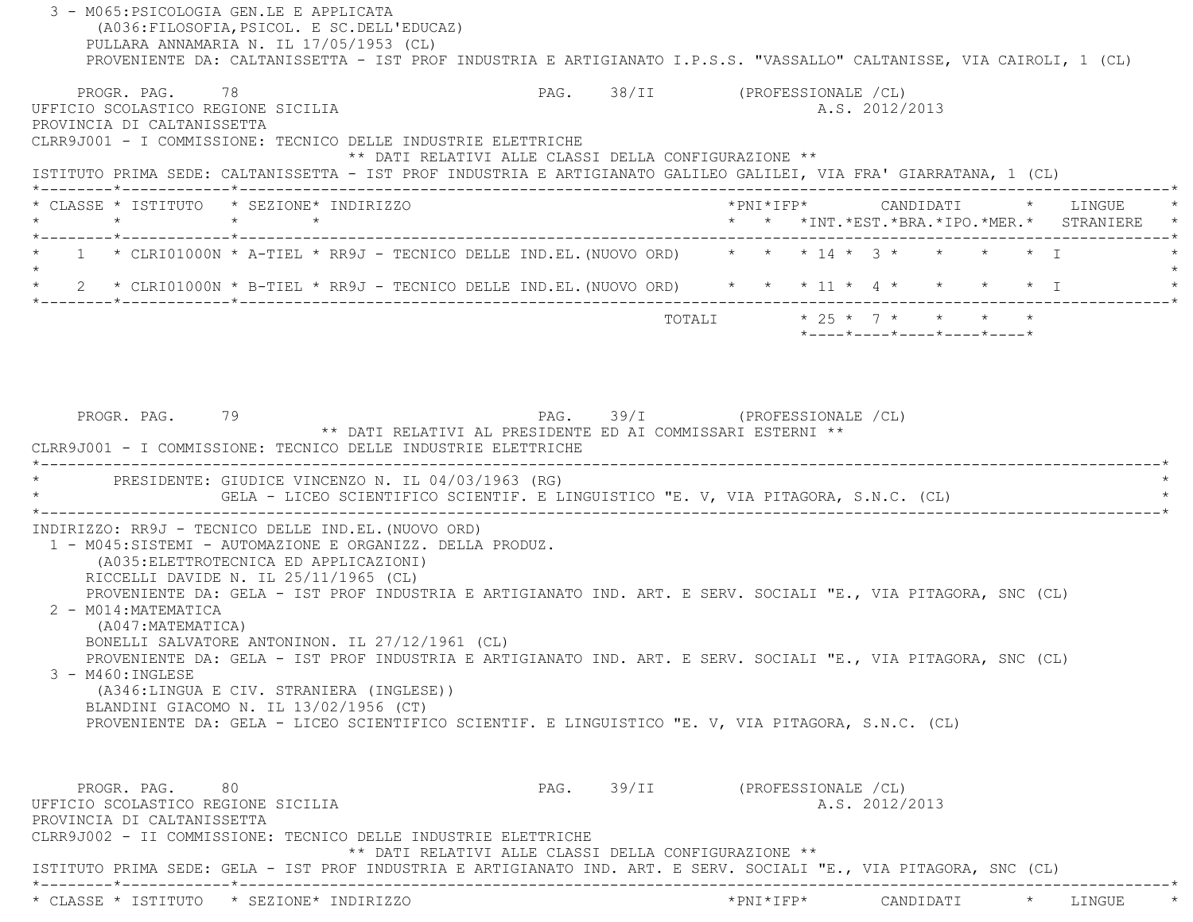3 - M065:PSICOLOGIA GEN.LE E APPLICATA
(A036:FILOSOFIA,PSICOL. E SC.DELL'EDUCAZ)
PULLARA ANNAMARIA N. IL 17/05/1953 (CL)
PROVENIENTE DA: CALTANISSETTA - IST PROF INDUSTRIA E ARTIGIANATO I.P.S.S. "VASSALLO" CALTANISSE, VIA CAIROLI, 1 (CL)

PROGR. PAG. 78 PAG. 38/II (PROFESSIONALE /CL)
UFFICIO SCOLASTICO REGIONE SICILIA A.S. 2012/2013
PROVINCIA DI CALTANISSETTA
CLRR9J001 - I COMMISSIONE: TECNICO DELLE INDUSTRIE ELETTRICHE

** DATI RELATIVI ALLE CLASSI DELLA CONFIGURAZIONE **

ISTITUTO PRIMA SEDE: CALTANISSETTA - IST PROF INDUSTRIA E ARTIGIANATO GALILEO GALILEI, VIA FRA' GIARRATANA, 1 (CL)

| CLASSE | ISTITUTO | SEZIONE | INDIRIZZO | PNI | IFP | CANDIDATI INT. | EST. | BRA. | IPO. | MER. | LINGUE STRANIERE |
|---|---|---|---|---|---|---|---|---|---|---|---|
| 1 | CLRI01000N | A-TIEL | RR9J - TECNICO DELLE IND.EL.(NUOVO ORD) | | | 14 | 3 | | | | I |
| 2 | CLRI01000N | B-TIEL | RR9J - TECNICO DELLE IND.EL.(NUOVO ORD) | | | 11 | 4 | | | | I |
| | | | TOTALI | | | 25 | 7 | | | | |

PROGR. PAG. 79 PAG. 39/I (PROFESSIONALE /CL)

** DATI RELATIVI AL PRESIDENTE ED AI COMMISSARI ESTERNI **

CLRR9J001 - I COMMISSIONE: TECNICO DELLE INDUSTRIE ELETTRICHE

PRESIDENTE: GIUDICE VINCENZO N. IL 04/03/1963 (RG)
GELA - LICEO SCIENTIFICO SCIENTIF. E LINGUISTICO "E. V, VIA PITAGORA, S.N.C. (CL)

INDIRIZZO: RR9J - TECNICO DELLE IND.EL.(NUOVO ORD)

1 - M045:SISTEMI - AUTOMAZIONE E ORGANIZZ. DELLA PRODUZ.
(A035:ELETTROTECNICA ED APPLICAZIONI)
RICCELLI DAVIDE N. IL 25/11/1965 (CL)
PROVENIENTE DA: GELA - IST PROF INDUSTRIA E ARTIGIANATO IND. ART. E SERV. SOCIALI "E., VIA PITAGORA, SNC (CL)

2 - M014:MATEMATICA
(A047:MATEMATICA)
BONELLI SALVATORE ANTONINON. IL 27/12/1961 (CL)
PROVENIENTE DA: GELA - IST PROF INDUSTRIA E ARTIGIANATO IND. ART. E SERV. SOCIALI "E., VIA PITAGORA, SNC (CL)

3 - M460:INGLESE
(A346:LINGUA E CIV. STRANIERA (INGLESE))
BLANDINI GIACOMO N. IL 13/02/1956 (CT)
PROVENIENTE DA: GELA - LICEO SCIENTIFICO SCIENTIF. E LINGUISTICO "E. V, VIA PITAGORA, S.N.C. (CL)

PROGR. PAG. 80 PAG. 39/II (PROFESSIONALE /CL)
UFFICIO SCOLASTICO REGIONE SICILIA A.S. 2012/2013
PROVINCIA DI CALTANISSETTA
CLRR9J002 - II COMMISSIONE: TECNICO DELLE INDUSTRIE ELETTRICHE

** DATI RELATIVI ALLE CLASSI DELLA CONFIGURAZIONE **

ISTITUTO PRIMA SEDE: GELA - IST PROF INDUSTRIA E ARTIGIANATO IND. ART. E SERV. SOCIALI "E., VIA PITAGORA, SNC (CL)

| CLASSE | ISTITUTO | SEZIONE | INDIRIZZO | PNI | IFP | CANDIDATI | LINGUE |
|---|---|---|---|---|---|---|---|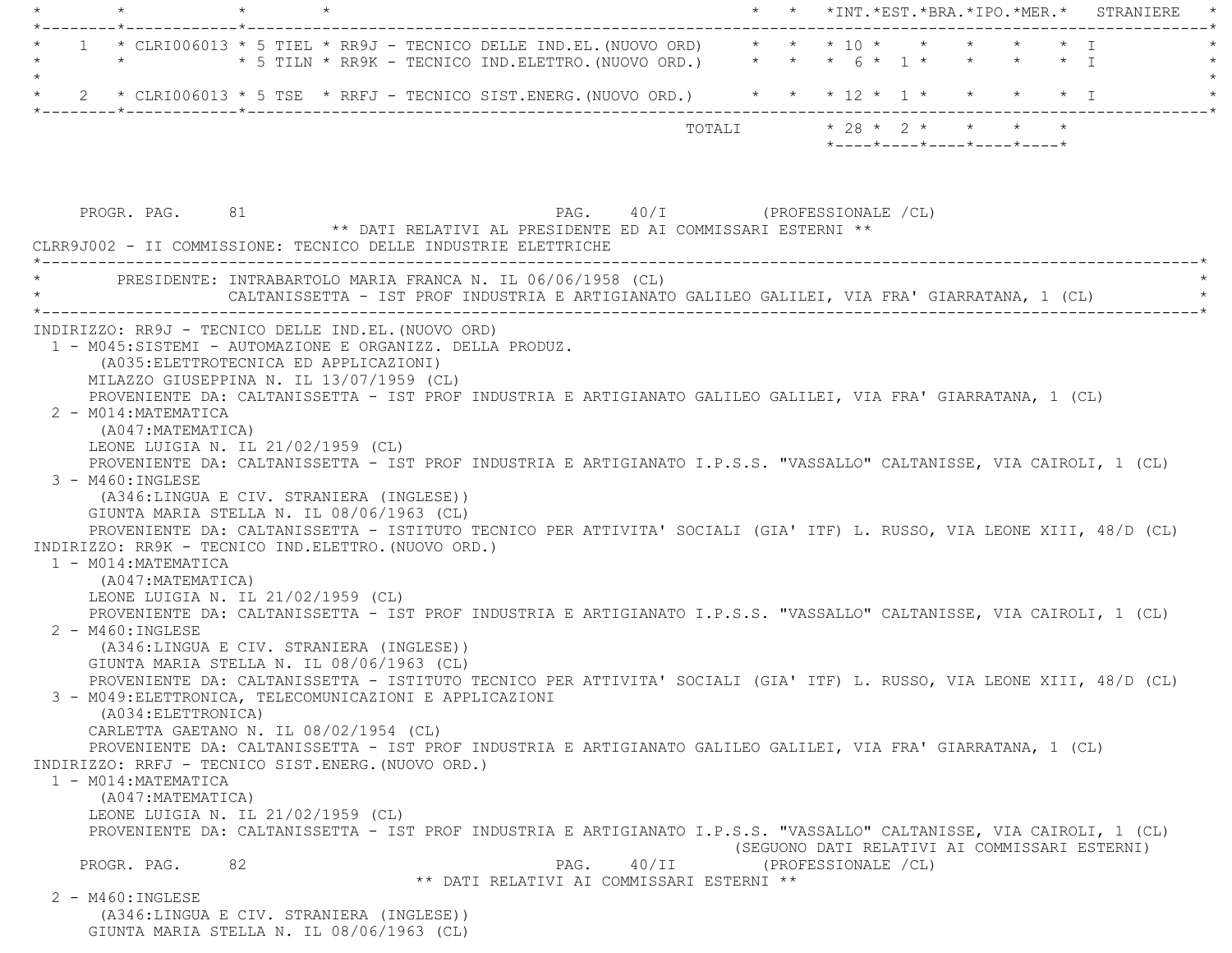| | | | | | | INT. | EST. | BRA. | IPO. | MER. | STRANIERE |
|---|---|---|---|---|---|---|---|---|---|---|---|
| 1 | CLRI006013 | 5 TIEL | RR9J - TECNICO DELLE IND.EL.(NUOVO ORD) | | | 10 | | | | | I |
| | | 5 TILN | RR9K - TECNICO IND.ELETTRO.(NUOVO ORD.) | | | 6 | 1 | | | | I |
| 2 | CLRI006013 | 5 TSE | RRFJ - TECNICO SIST.ENERG.(NUOVO ORD.) | | | 12 | 1 | | | | I |
| | | | TOTALI | | | 28 | 2 | | | | |

PROGR. PAG. 81 PAG. 40/I (PROFESSIONALE /CL)

** DATI RELATIVI AL PRESIDENTE ED AI COMMISSARI ESTERNI **

CLRR9J002 - II COMMISSIONE: TECNICO DELLE INDUSTRIE ELETTRICHE

PRESIDENTE: INTRABARTOLO MARIA FRANCA N. IL 06/06/1958 (CL)
CALTANISSETTA - IST PROF INDUSTRIA E ARTIGIANATO GALILEO GALILEI, VIA FRA' GIARRATANA, 1 (CL)

INDIRIZZO: RR9J - TECNICO DELLE IND.EL.(NUOVO ORD)

1 - M045:SISTEMI - AUTOMAZIONE E ORGANIZZ. DELLA PRODUZ.
(A035:ELETTROTECNICA ED APPLICAZIONI)
MILAZZO GIUSEPPINA N. IL 13/07/1959 (CL)
PROVENIENTE DA: CALTANISSETTA - IST PROF INDUSTRIA E ARTIGIANATO GALILEO GALILEI, VIA FRA' GIARRATANA, 1 (CL)

2 - M014:MATEMATICA
(A047:MATEMATICA)
LEONE LUIGIA N. IL 21/02/1959 (CL)
PROVENIENTE DA: CALTANISSETTA - IST PROF INDUSTRIA E ARTIGIANATO I.P.S.S. "VASSALLO" CALTANISSE, VIA CAIROLI, 1 (CL)

3 - M460:INGLESE
(A346:LINGUA E CIV. STRANIERA (INGLESE))
GIUNTA MARIA STELLA N. IL 08/06/1963 (CL)
PROVENIENTE DA: CALTANISSETTA - ISTITUTO TECNICO PER ATTIVITA' SOCIALI (GIA' ITF) L. RUSSO, VIA LEONE XIII, 48/D (CL)

INDIRIZZO: RR9K - TECNICO IND.ELETTRO.(NUOVO ORD.)

1 - M014:MATEMATICA
(A047:MATEMATICA)
LEONE LUIGIA N. IL 21/02/1959 (CL)
PROVENIENTE DA: CALTANISSETTA - IST PROF INDUSTRIA E ARTIGIANATO I.P.S.S. "VASSALLO" CALTANISSE, VIA CAIROLI, 1 (CL)

2 - M460:INGLESE
(A346:LINGUA E CIV. STRANIERA (INGLESE))
GIUNTA MARIA STELLA N. IL 08/06/1963 (CL)
PROVENIENTE DA: CALTANISSETTA - ISTITUTO TECNICO PER ATTIVITA' SOCIALI (GIA' ITF) L. RUSSO, VIA LEONE XIII, 48/D (CL)

3 - M049:ELETTRONICA, TELECOMUNICAZIONI E APPLICAZIONI
(A034:ELETTRONICA)
CARLETTA GAETANO N. IL 08/02/1954 (CL)
PROVENIENTE DA: CALTANISSETTA - IST PROF INDUSTRIA E ARTIGIANATO GALILEO GALILEI, VIA FRA' GIARRATANA, 1 (CL)

INDIRIZZO: RRFJ - TECNICO SIST.ENERG.(NUOVO ORD.)

1 - M014:MATEMATICA
(A047:MATEMATICA)
LEONE LUIGIA N. IL 21/02/1959 (CL)
PROVENIENTE DA: CALTANISSETTA - IST PROF INDUSTRIA E ARTIGIANATO I.P.S.S. "VASSALLO" CALTANISSE, VIA CAIROLI, 1 (CL)

(SEGUONO DATI RELATIVI AI COMMISSARI ESTERNI)

PROGR. PAG. 82 PAG. 40/II (PROFESSIONALE /CL)

** DATI RELATIVI AI COMMISSARI ESTERNI **

2 - M460:INGLESE
(A346:LINGUA E CIV. STRANIERA (INGLESE))
GIUNTA MARIA STELLA N. IL 08/06/1963 (CL)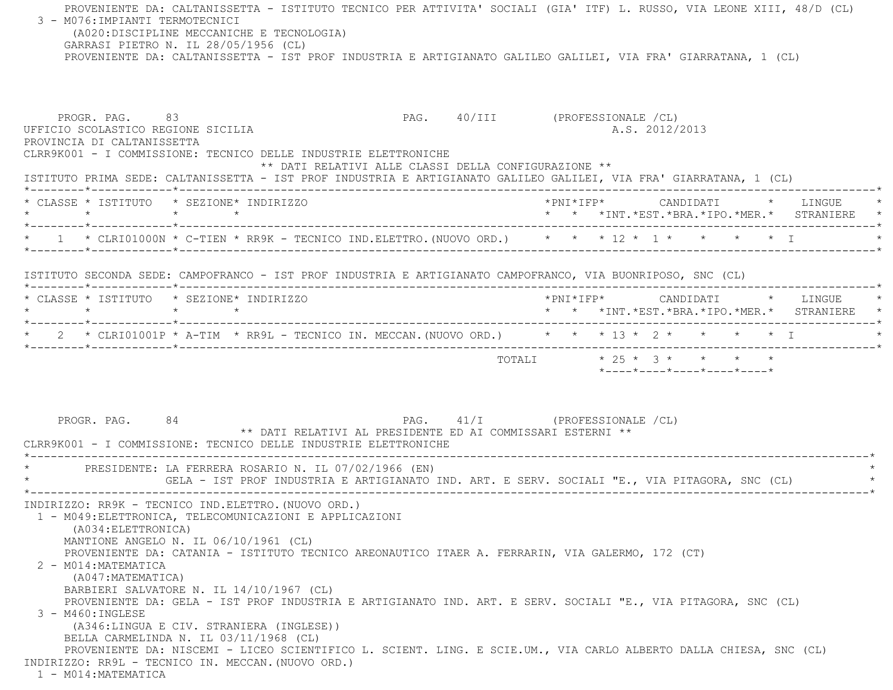PROVENIENTE DA: CALTANISSETTA - ISTITUTO TECNICO PER ATTIVITA' SOCIALI (GIA' ITF) L. RUSSO, VIA LEONE XIII, 48/D (CL)

3 - M076:IMPIANTI TERMOTECNICI
(A020:DISCIPLINE MECCANICHE E TECNOLOGIA)
GARRASI PIETRO N. IL 28/05/1956 (CL)
PROVENIENTE DA: CALTANISSETTA - IST PROF INDUSTRIA E ARTIGIANATO GALILEO GALILEI, VIA FRA' GIARRATANA, 1 (CL)

PROGR. PAG. 83 PAG. 40/III (PROFESSIONALE /CL)

UFFICIO SCOLASTICO REGIONE SICILIA A.S. 2012/2013

PROVINCIA DI CALTANISSETTA

CLRR9K001 - I COMMISSIONE: TECNICO DELLE INDUSTRIE ELETTRONICHE

** DATI RELATIVI ALLE CLASSI DELLA CONFIGURAZIONE **

ISTITUTO PRIMA SEDE: CALTANISSETTA - IST PROF INDUSTRIA E ARTIGIANATO GALILEO GALILEI, VIA FRA' GIARRATANA, 1 (CL)

| CLASSE | ISTITUTO | SEZIONE | INDIRIZZO | PNI | IFP | CANDIDATI INT. | EST. | BRA. | IPO. | MER. | LINGUE STRANIERE |
|---|---|---|---|---|---|---|---|---|---|---|---|
| 1 | CLRI01000N | C-TIEN | RR9K - TECNICO IND.ELETTRO.(NUOVO ORD.) | | | 12 | 1 | | | | I |

ISTITUTO SECONDA SEDE: CAMPOFRANCO - IST PROF INDUSTRIA E ARTIGIANATO CAMPOFRANCO, VIA BUONRIPOSO, SNC (CL)

| CLASSE | ISTITUTO | SEZIONE | INDIRIZZO | PNI | IFP | CANDIDATI INT. | EST. | BRA. | IPO. | MER. | LINGUE STRANIERE |
|---|---|---|---|---|---|---|---|---|---|---|---|
| 2 | CLRI01001P | A-TIM | RR9L - TECNICO IN. MECCAN.(NUOVO ORD.) | | | 13 | 2 | | | | I |
| | | | TOTALI | | | 25 | 3 | | | | |

PROGR. PAG. 84 PAG. 41/I (PROFESSIONALE /CL)

** DATI RELATIVI AL PRESIDENTE ED AI COMMISSARI ESTERNI **

CLRR9K001 - I COMMISSIONE: TECNICO DELLE INDUSTRIE ELETTRONICHE

PRESIDENTE: LA FERRERA ROSARIO N. IL 07/02/1966 (EN)
GELA - IST PROF INDUSTRIA E ARTIGIANATO IND. ART. E SERV. SOCIALI "E., VIA PITAGORA, SNC (CL)

INDIRIZZO: RR9K - TECNICO IND.ELETTRO.(NUOVO ORD.)

1 - M049:ELETTRONICA, TELECOMUNICAZIONI E APPLICAZIONI
(A034:ELETTRONICA)
MANTIONE ANGELO N. IL 06/10/1961 (CL)
PROVENIENTE DA: CATANIA - ISTITUTO TECNICO AREONAUTICO ITAER A. FERRARIN, VIA GALERMO, 172 (CT)

2 - M014:MATEMATICA
(A047:MATEMATICA)
BARBIERI SALVATORE N. IL 14/10/1967 (CL)
PROVENIENTE DA: GELA - IST PROF INDUSTRIA E ARTIGIANATO IND. ART. E SERV. SOCIALI "E., VIA PITAGORA, SNC (CL)

3 - M460:INGLESE
(A346:LINGUA E CIV. STRANIERA (INGLESE))
BELLA CARMELINDA N. IL 03/11/1968 (CL)
PROVENIENTE DA: NISCEMI - LICEO SCIENTIFICO L. SCIENT. LING. E SCIE.UM., VIA CARLO ALBERTO DALLA CHIESA, SNC (CL)

INDIRIZZO: RR9L - TECNICO IN. MECCAN.(NUOVO ORD.)

1 - M014:MATEMATICA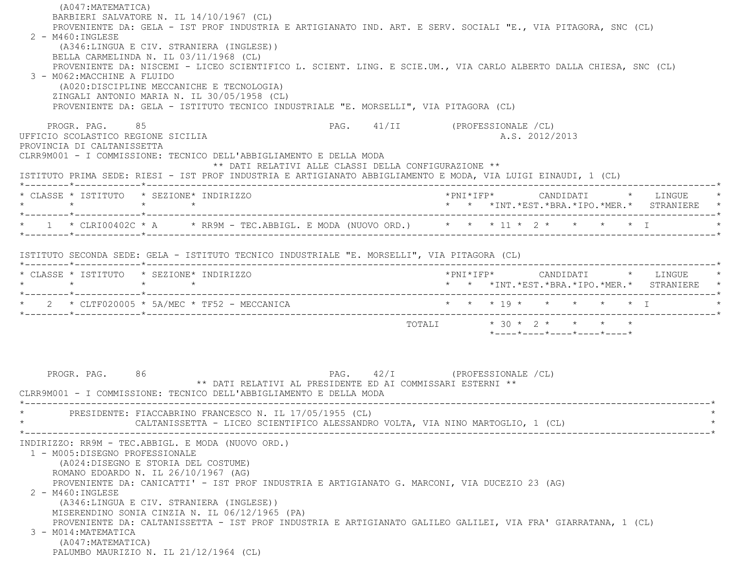(A047:MATEMATICA)
BARBIERI SALVATORE N. IL 14/10/1967 (CL)
PROVENIENTE DA: GELA - IST PROF INDUSTRIA E ARTIGIANATO IND. ART. E SERV. SOCIALI "E., VIA PITAGORA, SNC (CL)

2 - M460:INGLESE
(A346:LINGUA E CIV. STRANIERA (INGLESE))
BELLA CARMELINDA N. IL 03/11/1968 (CL)
PROVENIENTE DA: NISCEMI - LICEO SCIENTIFICO L. SCIENT. LING. E SCIE.UM., VIA CARLO ALBERTO DALLA CHIESA, SNC (CL)

3 - M062:MACCHINE A FLUIDO
(A020:DISCIPLINE MECCANICHE E TECNOLOGIA)
ZINGALI ANTONIO MARIA N. IL 30/05/1958 (CL)
PROVENIENTE DA: GELA - ISTITUTO TECNICO INDUSTRIALE "E. MORSELLI", VIA PITAGORA (CL)

PROGR. PAG. 85 PAG. 41/II (PROFESSIONALE /CL)

UFFICIO SCOLASTICO REGIONE SICILIA A.S. 2012/2013
PROVINCIA DI CALTANISSETTA
CLRR9M001 - I COMMISSIONE: TECNICO DELL'ABBIGLIAMENTO E DELLA MODA

** DATI RELATIVI ALLE CLASSI DELLA CONFIGURAZIONE **

ISTITUTO PRIMA SEDE: RIESI - IST PROF INDUSTRIA E ARTIGIANATO ABBIGLIAMENTO E MODA, VIA LUIGI EINAUDI, 1 (CL)

| CLASSE | ISTITUTO | SEZIONE | INDIRIZZO | PNI | IFP | CANDIDATI INT. | EST. | BRA. | IPO. | MER. | LINGUE STRANIERE |
|---|---|---|---|---|---|---|---|---|---|---|---|
| 1 | CLRI00402C | A | RR9M - TEC.ABBIGL. E MODA (NUOVO ORD.) | | | 11 | 2 | | | | I |

ISTITUTO SECONDA SEDE: GELA - ISTITUTO TECNICO INDUSTRIALE "E. MORSELLI", VIA PITAGORA (CL)

| CLASSE | ISTITUTO | SEZIONE | INDIRIZZO | PNI | IFP | CANDIDATI INT. | EST. | BRA. | IPO. | MER. | LINGUE STRANIERE |
|---|---|---|---|---|---|---|---|---|---|---|---|
| 2 | CLTF020005 | 5A/MEC | TF52 - MECCANICA | | | 19 | | | | | I |
| | | | TOTALI | | | 30 | 2 | | | | |

PROGR. PAG. 86 PAG. 42/I (PROFESSIONALE /CL)

** DATI RELATIVI AL PRESIDENTE ED AI COMMISSARI ESTERNI **

CLRR9M001 - I COMMISSIONE: TECNICO DELL'ABBIGLIAMENTO E DELLA MODA

PRESIDENTE: FIACCABRINO FRANCESCO N. IL 17/05/1955 (CL)
CALTANISSETTA - LICEO SCIENTIFICO ALESSANDRO VOLTA, VIA NINO MARTOGLIO, 1 (CL)

INDIRIZZO: RR9M - TEC.ABBIGL. E MODA (NUOVO ORD.)

1 - M005:DISEGNO PROFESSIONALE
(A024:DISEGNO E STORIA DEL COSTUME)
ROMANO EDOARDO N. IL 26/10/1967 (AG)
PROVENIENTE DA: CANICATTI' - IST PROF INDUSTRIA E ARTIGIANATO G. MARCONI, VIA DUCEZIO 23 (AG)

2 - M460:INGLESE
(A346:LINGUA E CIV. STRANIERA (INGLESE))
MISERENDINO SONIA CINZIA N. IL 06/12/1965 (PA)
PROVENIENTE DA: CALTANISSETTA - IST PROF INDUSTRIA E ARTIGIANATO GALILEO GALILEI, VIA FRA' GIARRATANA, 1 (CL)

3 - M014:MATEMATICA
(A047:MATEMATICA)
PALUMBO MAURIZIO N. IL 21/12/1964 (CL)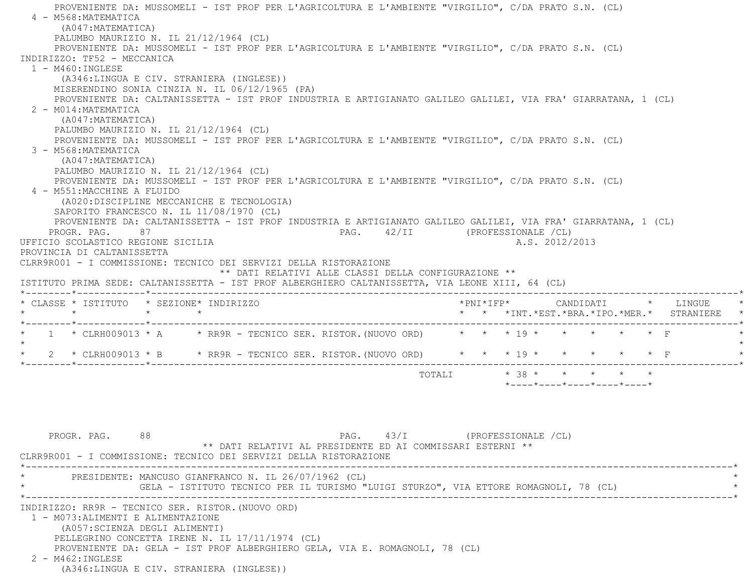PROVENIENTE DA: MUSSOMELI - IST PROF PER L'AGRICOLTURA E L'AMBIENTE "VIRGILIO", C/DA PRATO S.N. (CL)

4 - M568:MATEMATICA
(A047:MATEMATICA)
PALUMBO MAURIZIO N. IL 21/12/1964 (CL)
PROVENIENTE DA: MUSSOMELI - IST PROF PER L'AGRICOLTURA E L'AMBIENTE "VIRGILIO", C/DA PRATO S.N. (CL)

INDIRIZZO: TF52 - MECCANICA

1 - M460:INGLESE
(A346:LINGUA E CIV. STRANIERA (INGLESE))
MISERENDINO SONIA CINZIA N. IL 06/12/1965 (PA)
PROVENIENTE DA: CALTANISSETTA - IST PROF INDUSTRIA E ARTIGIANATO GALILEO GALILEI, VIA FRA' GIARRATANA, 1 (CL)

2 - M014:MATEMATICA
(A047:MATEMATICA)
PALUMBO MAURIZIO N. IL 21/12/1964 (CL)
PROVENIENTE DA: MUSSOMELI - IST PROF PER L'AGRICOLTURA E L'AMBIENTE "VIRGILIO", C/DA PRATO S.N. (CL)

3 - M568:MATEMATICA
(A047:MATEMATICA)
PALUMBO MAURIZIO N. IL 21/12/1964 (CL)
PROVENIENTE DA: MUSSOMELI - IST PROF PER L'AGRICOLTURA E L'AMBIENTE "VIRGILIO", C/DA PRATO S.N. (CL)

4 - M551:MACCHINE A FLUIDO
(A020:DISCIPLINE MECCANICHE E TECNOLOGIA)
SAPORITO FRANCESCO N. IL 11/08/1970 (CL)
PROVENIENTE DA: CALTANISSETTA - IST PROF INDUSTRIA E ARTIGIANATO GALILEO GALILEI, VIA FRA' GIARRATANA, 1 (CL)

UFFICIO SCOLASTICO REGIONE SICILIA A.S. 2012/2013
PROVINCIA DI CALTANISSETTA

CLRR9R001 - I COMMISSIONE: TECNICO DEI SERVIZI DELLA RISTORAZIONE

** DATI RELATIVI ALLE CLASSI DELLA CONFIGURAZIONE **

ISTITUTO PRIMA SEDE: CALTANISSETTA - IST PROF ALBERGHIERO CALTANISSETTA, VIA LEONE XIII, 64 (CL)

| CLASSE | ISTITUTO | SEZIONE | INDIRIZZO | PNI | IFP | CANDIDATI INT. | EST. | BRA. | IPO. | MER. | LINGUE STRANIERE |
|---|---|---|---|---|---|---|---|---|---|---|---|
| 1 | CLRH009013 | A | RR9R - TECNICO SER. RISTOR.(NUOVO ORD) | | | 19 | | | | | F |
| 2 | CLRH009013 | B | RR9R - TECNICO SER. RISTOR.(NUOVO ORD) | | | 19 | | | | | F |
| | | | TOTALI | | | 38 | | | | | |

** DATI RELATIVI AL PRESIDENTE ED AI COMMISSARI ESTERNI **

CLRR9R001 - I COMMISSIONE: TECNICO DEI SERVIZI DELLA RISTORAZIONE

PRESIDENTE: MANCUSO GIANFRANCO N. IL 26/07/1962 (CL)
GELA - ISTITUTO TECNICO PER IL TURISMO "LUIGI STURZO", VIA ETTORE ROMAGNOLI, 78 (CL)

INDIRIZZO: RR9R - TECNICO SER. RISTOR.(NUOVO ORD)

1 - M073:ALIMENTI E ALIMENTAZIONE
(A057:SCIENZA DEGLI ALIMENTI)
PELLEGRINO CONCETTA IRENE N. IL 17/11/1974 (CL)
PROVENIENTE DA: GELA - IST PROF ALBERGHIERO GELA, VIA E. ROMAGNOLI, 78 (CL)

2 - M462:INGLESE
(A346:LINGUA E CIV. STRANIERA (INGLESE))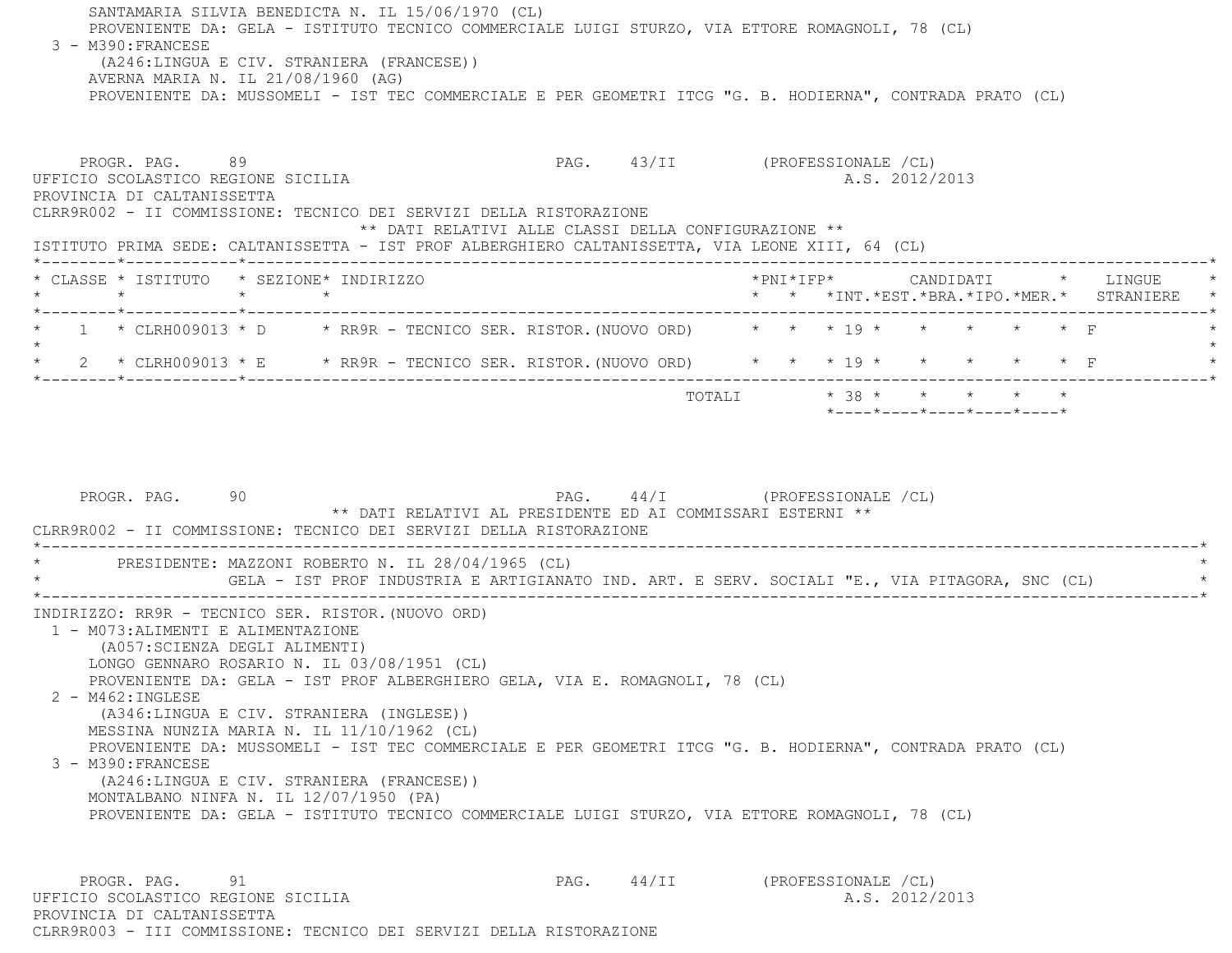SANTAMARIA SILVIA BENEDICTA N. IL 15/06/1970 (CL)
PROVENIENTE DA: GELA - ISTITUTO TECNICO COMMERCIALE LUIGI STURZO, VIA ETTORE ROMAGNOLI, 78 (CL)

3 - M390:FRANCESE
(A246:LINGUA E CIV. STRANIERA (FRANCESE))
AVERNA MARIA N. IL 21/08/1960 (AG)
PROVENIENTE DA: MUSSOMELI - IST TEC COMMERCIALE E PER GEOMETRI ITCG "G. B. HODIERNA", CONTRADA PRATO (CL)

PROGR. PAG. 89 PAG. 43/II (PROFESSIONALE /CL)

UFFICIO SCOLASTICO REGIONE SICILIA A.S. 2012/2013
PROVINCIA DI CALTANISSETTA
CLRR9R002 - II COMMISSIONE: TECNICO DEI SERVIZI DELLA RISTORAZIONE

** DATI RELATIVI ALLE CLASSI DELLA CONFIGURAZIONE **

ISTITUTO PRIMA SEDE: CALTANISSETTA - IST PROF ALBERGHIERO CALTANISSETTA, VIA LEONE XIII, 64 (CL)

| CLASSE | ISTITUTO | SEZIONE | INDIRIZZO | PNI | IFP | CANDIDATI INT. | EST. | BRA. | IPO. | MER. | LINGUE STRANIERE |
|---|---|---|---|---|---|---|---|---|---|---|---|
| 1 | CLRH009013 | D | RR9R - TECNICO SER. RISTOR.(NUOVO ORD) | | | 19 | | | | | F |
| 2 | CLRH009013 | E | RR9R - TECNICO SER. RISTOR.(NUOVO ORD) | | | 19 | | | | | F |
| | | | TOTALI | | | 38 | | | | | |

PROGR. PAG. 90 PAG. 44/I (PROFESSIONALE /CL)

** DATI RELATIVI AL PRESIDENTE ED AI COMMISSARI ESTERNI **

CLRR9R002 - II COMMISSIONE: TECNICO DEI SERVIZI DELLA RISTORAZIONE

PRESIDENTE: MAZZONI ROBERTO N. IL 28/04/1965 (CL)
GELA - IST PROF INDUSTRIA E ARTIGIANATO IND. ART. E SERV. SOCIALI "E., VIA PITAGORA, SNC (CL)

INDIRIZZO: RR9R - TECNICO SER. RISTOR.(NUOVO ORD)

1 - M073:ALIMENTI E ALIMENTAZIONE
(A057:SCIENZA DEGLI ALIMENTI)
LONGO GENNARO ROSARIO N. IL 03/08/1951 (CL)
PROVENIENTE DA: GELA - IST PROF ALBERGHIERO GELA, VIA E. ROMAGNOLI, 78 (CL)

2 - M462:INGLESE
(A346:LINGUA E CIV. STRANIERA (INGLESE))
MESSINA NUNZIA MARIA N. IL 11/10/1962 (CL)
PROVENIENTE DA: MUSSOMELI - IST TEC COMMERCIALE E PER GEOMETRI ITCG "G. B. HODIERNA", CONTRADA PRATO (CL)

3 - M390:FRANCESE
(A246:LINGUA E CIV. STRANIERA (FRANCESE))
MONTALBANO NINFA N. IL 12/07/1950 (PA)
PROVENIENTE DA: GELA - ISTITUTO TECNICO COMMERCIALE LUIGI STURZO, VIA ETTORE ROMAGNOLI, 78 (CL)

PROGR. PAG. 91 PAG. 44/II (PROFESSIONALE /CL)

UFFICIO SCOLASTICO REGIONE SICILIA A.S. 2012/2013
PROVINCIA DI CALTANISSETTA
CLRR9R003 - III COMMISSIONE: TECNICO DEI SERVIZI DELLA RISTORAZIONE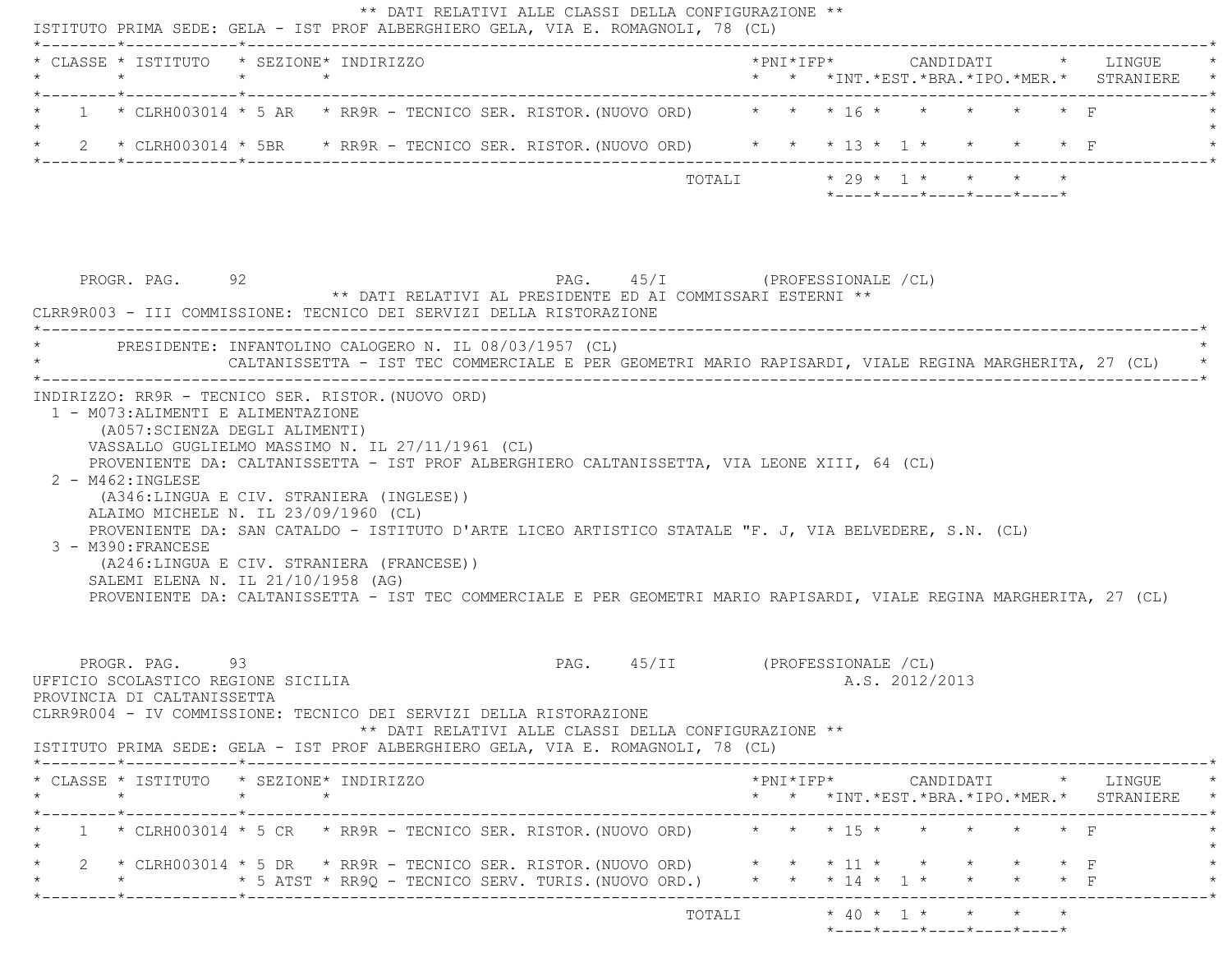** DATI RELATIVI ALLE CLASSI DELLA CONFIGURAZIONE **

ISTITUTO PRIMA SEDE: GELA - IST PROF ALBERGHIERO GELA, VIA E. ROMAGNOLI, 78 (CL)

| CLASSE | ISTITUTO | SEZIONE | INDIRIZZO | PNI | IFP | CANDIDATI INT. | CANDIDATI EST. | CANDIDATI BRA. | CANDIDATI IPO. | CANDIDATI MER. | LINGUE STRANIERE |
|---|---|---|---|---|---|---|---|---|---|---|---|
| 1 | CLRH003014 | 5 AR | RR9R - TECNICO SER. RISTOR.(NUOVO ORD) | | | 16 | | | | | F |
| 2 | CLRH003014 | 5BR | RR9R - TECNICO SER. RISTOR.(NUOVO ORD) | | | 13 | 1 | | | | F |
| | | | TOTALI | | | 29 | 1 | | | | |

PROGR. PAG. 92 PAG. 45/I (PROFESSIONALE /CL)

** DATI RELATIVI AL PRESIDENTE ED AI COMMISSARI ESTERNI **

CLRR9R003 - III COMMISSIONE: TECNICO DEI SERVIZI DELLA RISTORAZIONE

PRESIDENTE: INFANTOLINO CALOGERO N. IL 08/03/1957 (CL)
CALTANISSETTA - IST TEC COMMERCIALE E PER GEOMETRI MARIO RAPISARDI, VIALE REGINA MARGHERITA, 27 (CL)

INDIRIZZO: RR9R - TECNICO SER. RISTOR.(NUOVO ORD)

1 - M073:ALIMENTI E ALIMENTAZIONE
(A057:SCIENZA DEGLI ALIMENTI)
VASSALLO GUGLIELMO MASSIMO N. IL 27/11/1961 (CL)
PROVENIENTE DA: CALTANISSETTA - IST PROF ALBERGHIERO CALTANISSETTA, VIA LEONE XIII, 64 (CL)

2 - M462:INGLESE
(A346:LINGUA E CIV. STRANIERA (INGLESE))
ALAIMO MICHELE N. IL 23/09/1960 (CL)
PROVENIENTE DA: SAN CATALDO - ISTITUTO D'ARTE LICEO ARTISTICO STATALE "F. J, VIA BELVEDERE, S.N. (CL)

3 - M390:FRANCESE
(A246:LINGUA E CIV. STRANIERA (FRANCESE))
SALEMI ELENA N. IL 21/10/1958 (AG)
PROVENIENTE DA: CALTANISSETTA - IST TEC COMMERCIALE E PER GEOMETRI MARIO RAPISARDI, VIALE REGINA MARGHERITA, 27 (CL)

PROGR. PAG. 93 PAG. 45/II (PROFESSIONALE /CL)

UFFICIO SCOLASTICO REGIONE SICILIA A.S. 2012/2013

PROVINCIA DI CALTANISSETTA

CLRR9R004 - IV COMMISSIONE: TECNICO DEI SERVIZI DELLA RISTORAZIONE

** DATI RELATIVI ALLE CLASSI DELLA CONFIGURAZIONE **

ISTITUTO PRIMA SEDE: GELA - IST PROF ALBERGHIERO GELA, VIA E. ROMAGNOLI, 78 (CL)

| CLASSE | ISTITUTO | SEZIONE | INDIRIZZO | PNI | IFP | CANDIDATI INT. | CANDIDATI EST. | CANDIDATI BRA. | CANDIDATI IPO. | CANDIDATI MER. | LINGUE STRANIERE |
|---|---|---|---|---|---|---|---|---|---|---|---|
| 1 | CLRH003014 | 5 CR | RR9R - TECNICO SER. RISTOR.(NUOVO ORD) | | | 15 | | | | | F |
| 2 | CLRH003014 | 5 DR | RR9R - TECNICO SER. RISTOR.(NUOVO ORD) | | | 11 | | | | | F |
| | | 5 ATST | RR9Q - TECNICO SERV. TURIS.(NUOVO ORD.) | | | 14 | 1 | | | | F |
| | | | TOTALI | | | 40 | 1 | | | | |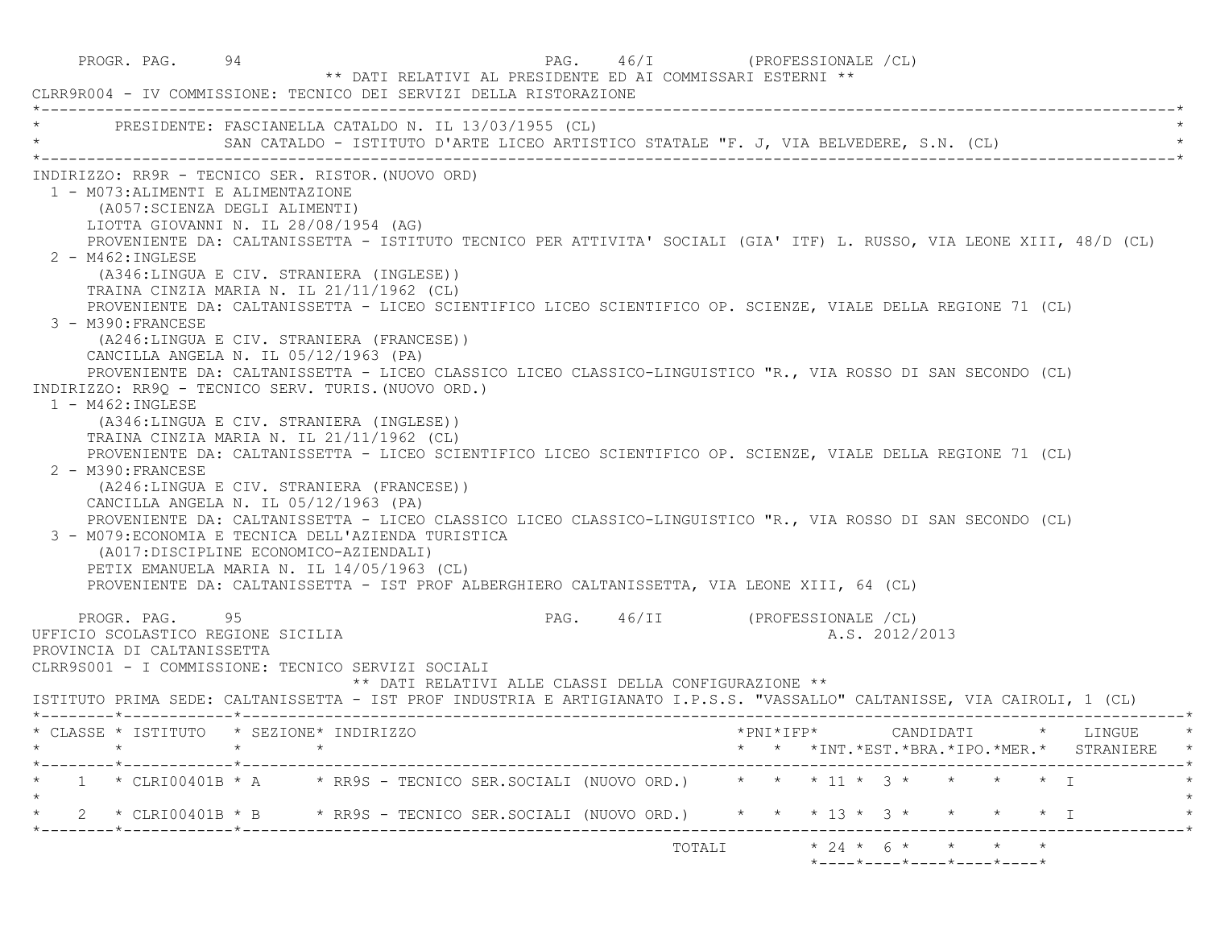PROGR. PAG. 94 PAG. 46/I (PROFESSIONALE /CL)

** DATI RELATIVI AL PRESIDENTE ED AI COMMISSARI ESTERNI **

CLRR9R004 - IV COMMISSIONE: TECNICO DEI SERVIZI DELLA RISTORAZIONE

PRESIDENTE: FASCIANELLA CATALDO N. IL 13/03/1955 (CL)
SAN CATALDO - ISTITUTO D'ARTE LICEO ARTISTICO STATALE "F. J, VIA BELVEDERE, S.N. (CL)

INDIRIZZO: RR9R - TECNICO SER. RISTOR.(NUOVO ORD)

1 - M073:ALIMENTI E ALIMENTAZIONE
(A057:SCIENZA DEGLI ALIMENTI)
LIOTTA GIOVANNI N. IL 28/08/1954 (AG)
PROVENIENTE DA: CALTANISSETTA - ISTITUTO TECNICO PER ATTIVITA' SOCIALI (GIA' ITF) L. RUSSO, VIA LEONE XIII, 48/D (CL)

2 - M462:INGLESE
(A346:LINGUA E CIV. STRANIERA (INGLESE))
TRAINA CINZIA MARIA N. IL 21/11/1962 (CL)
PROVENIENTE DA: CALTANISSETTA - LICEO SCIENTIFICO LICEO SCIENTIFICO OP. SCIENZE, VIALE DELLA REGIONE 71 (CL)

3 - M390:FRANCESE
(A246:LINGUA E CIV. STRANIERA (FRANCESE))
CANCILLA ANGELA N. IL 05/12/1963 (PA)
PROVENIENTE DA: CALTANISSETTA - LICEO CLASSICO LICEO CLASSICO-LINGUISTICO "R., VIA ROSSO DI SAN SECONDO (CL)

INDIRIZZO: RR9Q - TECNICO SERV. TURIS.(NUOVO ORD.)

1 - M462:INGLESE
(A346:LINGUA E CIV. STRANIERA (INGLESE))
TRAINA CINZIA MARIA N. IL 21/11/1962 (CL)
PROVENIENTE DA: CALTANISSETTA - LICEO SCIENTIFICO LICEO SCIENTIFICO OP. SCIENZE, VIALE DELLA REGIONE 71 (CL)

2 - M390:FRANCESE
(A246:LINGUA E CIV. STRANIERA (FRANCESE))
CANCILLA ANGELA N. IL 05/12/1963 (PA)
PROVENIENTE DA: CALTANISSETTA - LICEO CLASSICO LICEO CLASSICO-LINGUISTICO "R., VIA ROSSO DI SAN SECONDO (CL)

3 - M079:ECONOMIA E TECNICA DELL'AZIENDA TURISTICA
(A017:DISCIPLINE ECONOMICO-AZIENDALI)
PETIX EMANUELA MARIA N. IL 14/05/1963 (CL)
PROVENIENTE DA: CALTANISSETTA - IST PROF ALBERGHIERO CALTANISSETTA, VIA LEONE XIII, 64 (CL)

PROGR. PAG. 95 PAG. 46/II (PROFESSIONALE /CL)

UFFICIO SCOLASTICO REGIONE SICILIA A.S. 2012/2013

PROVINCIA DI CALTANISSETTA

CLRR9S001 - I COMMISSIONE: TECNICO SERVIZI SOCIALI

** DATI RELATIVI ALLE CLASSI DELLA CONFIGURAZIONE **

ISTITUTO PRIMA SEDE: CALTANISSETTA - IST PROF INDUSTRIA E ARTIGIANATO I.P.S.S. "VASSALLO" CALTANISSE, VIA CAIROLI, 1 (CL)

| CLASSE | ISTITUTO | SEZIONE | INDIRIZZO | PNI | IFP | CANDIDATI INT. | EST. | BRA. | IPO. | MER. | LINGUE STRANIERE |
|---|---|---|---|---|---|---|---|---|---|---|---|
| 1 | CLRI00401B | A | RR9S - TECNICO SER.SOCIALI (NUOVO ORD.) | | | 11 | 3 | | | | I |
| 2 | CLRI00401B | B | RR9S - TECNICO SER.SOCIALI (NUOVO ORD.) | | | 13 | 3 | | | | I |
| | | | TOTALI | | | 24 | 6 | | | | |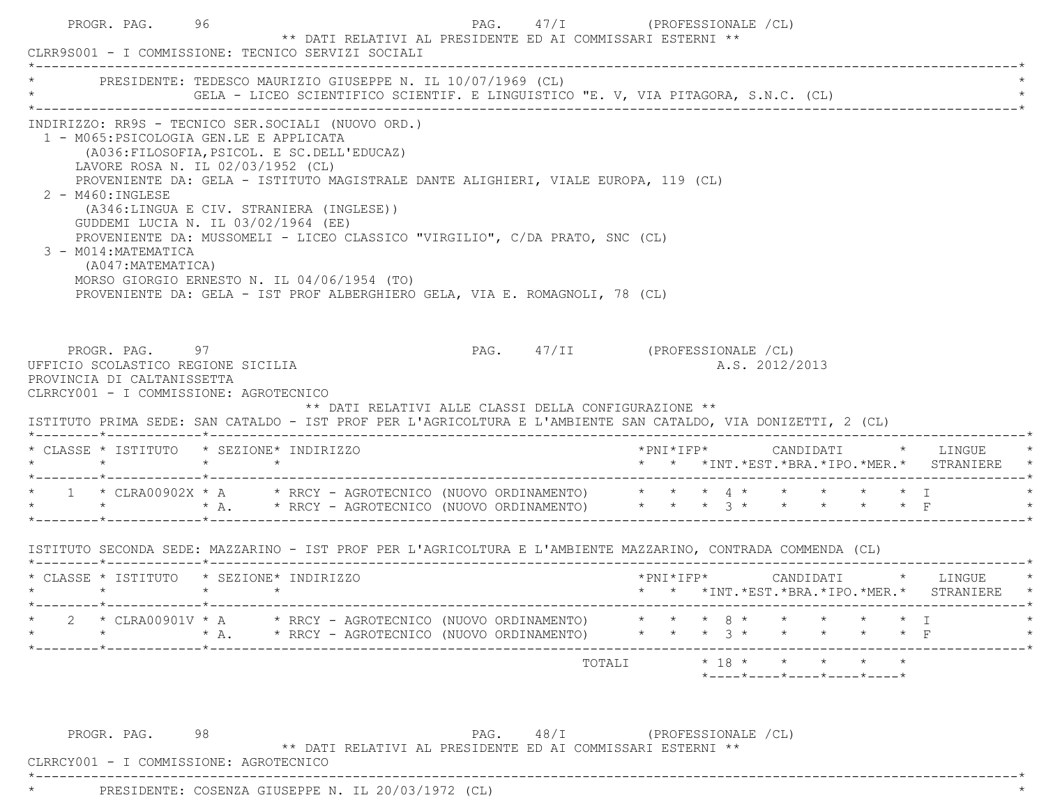PROGR. PAG. 96 PAG. 47/I (PROFESSIONALE /CL)

** DATI RELATIVI AL PRESIDENTE ED AI COMMISSARI ESTERNI **

CLRR9S001 - I COMMISSIONE: TECNICO SERVIZI SOCIALI

PRESIDENTE: TEDESCO MAURIZIO GIUSEPPE N. IL 10/07/1969 (CL)
GELA - LICEO SCIENTIFICO SCIENTIF. E LINGUISTICO "E. V, VIA PITAGORA, S.N.C. (CL)

INDIRIZZO: RR9S - TECNICO SER.SOCIALI (NUOVO ORD.)

1 - M065:PSICOLOGIA GEN.LE E APPLICATA
(A036:FILOSOFIA,PSICOL. E SC.DELL'EDUCAZ)
LAVORE ROSA N. IL 02/03/1952 (CL)
PROVENIENTE DA: GELA - ISTITUTO MAGISTRALE DANTE ALIGHIERI, VIALE EUROPA, 119 (CL)

2 - M460:INGLESE
(A346:LINGUA E CIV. STRANIERA (INGLESE))
GUDDEMI LUCIA N. IL 03/02/1964 (EE)
PROVENIENTE DA: MUSSOMELI - LICEO CLASSICO "VIRGILIO", C/DA PRATO, SNC (CL)

3 - M014:MATEMATICA
(A047:MATEMATICA)
MORSO GIORGIO ERNESTO N. IL 04/06/1954 (TO)
PROVENIENTE DA: GELA - IST PROF ALBERGHIERO GELA, VIA E. ROMAGNOLI, 78 (CL)

PROGR. PAG. 97 PAG. 47/II (PROFESSIONALE /CL)

UFFICIO SCOLASTICO REGIONE SICILIA A.S. 2012/2013
PROVINCIA DI CALTANISSETTA
CLRRCY001 - I COMMISSIONE: AGROTECNICO

** DATI RELATIVI ALLE CLASSI DELLA CONFIGURAZIONE **

ISTITUTO PRIMA SEDE: SAN CATALDO - IST PROF PER L'AGRICOLTURA E L'AMBIENTE SAN CATALDO, VIA DONIZETTI, 2 (CL)

| CLASSE | ISTITUTO | SEZIONE | INDIRIZZO | PNI | IFP | CANDIDATI INT. | EST. | BRA. | IPO. | MER. | LINGUE STRANIERE |
|---|---|---|---|---|---|---|---|---|---|---|---|
| 1 | CLRA00902X | A | RRCY - AGROTECNICO (NUOVO ORDINAMENTO) | | | 4 | | | | | I |
| | | A. | RRCY - AGROTECNICO (NUOVO ORDINAMENTO) | | | 3 | | | | | F |

ISTITUTO SECONDA SEDE: MAZZARINO - IST PROF PER L'AGRICOLTURA E L'AMBIENTE MAZZARINO, CONTRADA COMMENDA (CL)

| CLASSE | ISTITUTO | SEZIONE | INDIRIZZO | PNI | IFP | CANDIDATI INT. | EST. | BRA. | IPO. | MER. | LINGUE STRANIERE |
|---|---|---|---|---|---|---|---|---|---|---|---|
| 2 | CLRA00901V | A | RRCY - AGROTECNICO (NUOVO ORDINAMENTO) | | | 8 | | | | | I |
| | | A. | RRCY - AGROTECNICO (NUOVO ORDINAMENTO) | | | 3 | | | | | F |
| | | | TOTALI | | | 18 | | | | | |

PROGR. PAG. 98 PAG. 48/I (PROFESSIONALE /CL)

** DATI RELATIVI AL PRESIDENTE ED AI COMMISSARI ESTERNI **

CLRRCY001 - I COMMISSIONE: AGROTECNICO

PRESIDENTE: COSENZA GIUSEPPE N. IL 20/03/1972 (CL)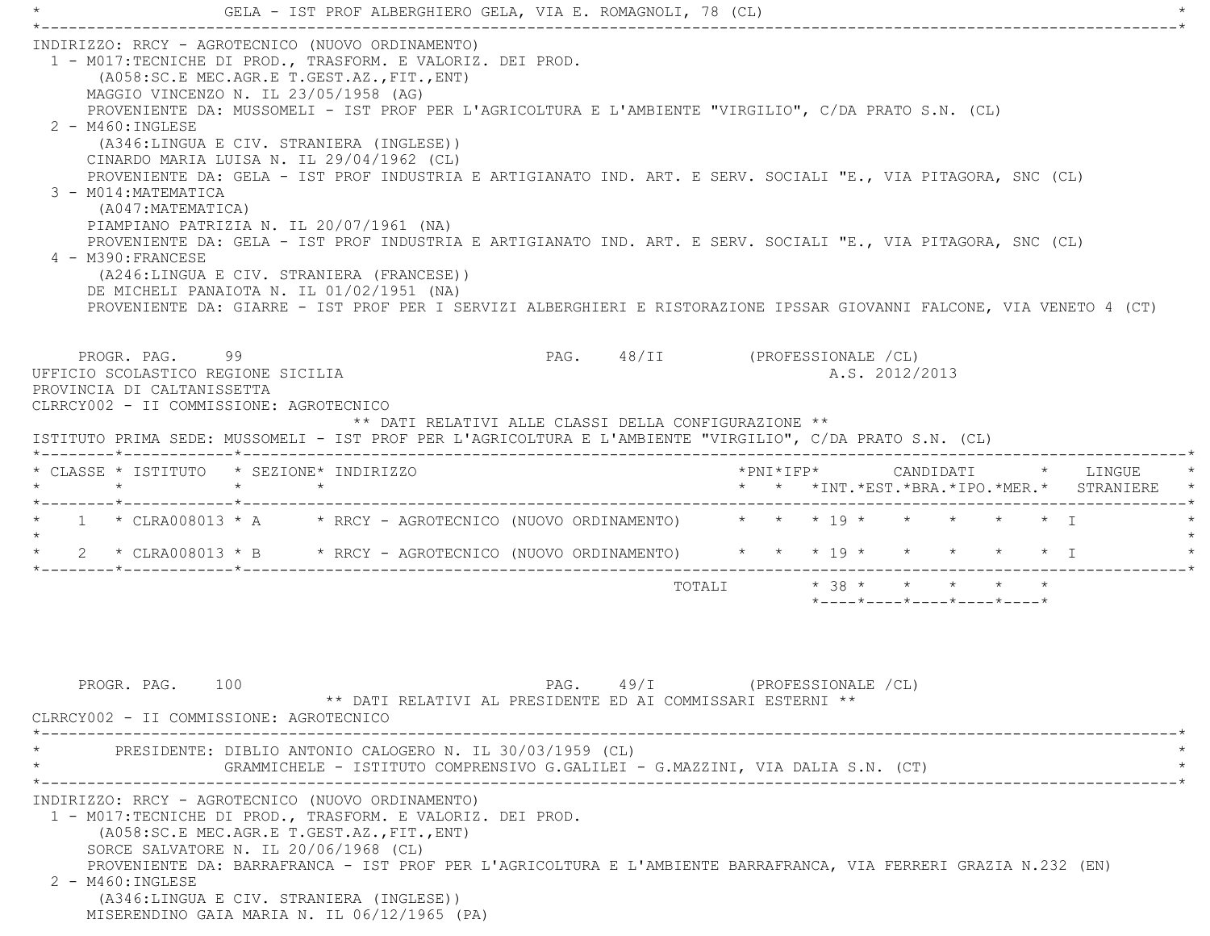GELA - IST PROF ALBERGHIERO GELA, VIA E. ROMAGNOLI, 78 (CL)

INDIRIZZO: RRCY - AGROTECNICO (NUOVO ORDINAMENTO)

1 - M017:TECNICHE DI PROD., TRASFORM. E VALORIZ. DEI PROD.
   (A058:SC.E MEC.AGR.E T.GEST.AZ.,FIT.,ENT)
   MAGGIO VINCENZO N. IL 23/05/1958 (AG)
   PROVENIENTE DA: MUSSOMELI - IST PROF PER L'AGRICOLTURA E L'AMBIENTE "VIRGILIO", C/DA PRATO S.N. (CL)
2 - M460:INGLESE
   (A346:LINGUA E CIV. STRANIERA (INGLESE))
   CINARDO MARIA LUISA N. IL 29/04/1962 (CL)
   PROVENIENTE DA: GELA - IST PROF INDUSTRIA E ARTIGIANATO IND. ART. E SERV. SOCIALI "E., VIA PITAGORA, SNC (CL)
3 - M014:MATEMATICA
   (A047:MATEMATICA)
   PIAMPIANO PATRIZIA N. IL 20/07/1961 (NA)
   PROVENIENTE DA: GELA - IST PROF INDUSTRIA E ARTIGIANATO IND. ART. E SERV. SOCIALI "E., VIA PITAGORA, SNC (CL)
4 - M390:FRANCESE
   (A246:LINGUA E CIV. STRANIERA (FRANCESE))
   DE MICHELI PANAIOTA N. IL 01/02/1951 (NA)
   PROVENIENTE DA: GIARRE - IST PROF PER I SERVIZI ALBERGHIERI E RISTORAZIONE IPSSAR GIOVANNI FALCONE, VIA VENETO 4 (CT)

PROGR. PAG. 99 PAG. 48/II (PROFESSIONALE /CL)

UFFICIO SCOLASTICO REGIONE SICILIA A.S. 2012/2013

PROVINCIA DI CALTANISSETTA

CLRRCY002 - II COMMISSIONE: AGROTECNICO

** DATI RELATIVI ALLE CLASSI DELLA CONFIGURAZIONE **

ISTITUTO PRIMA SEDE: MUSSOMELI - IST PROF PER L'AGRICOLTURA E L'AMBIENTE "VIRGILIO", C/DA PRATO S.N. (CL)

| CLASSE | ISTITUTO | SEZIONE | INDIRIZZO | PNI | IFP | CANDIDATI INT. | EST. | BRA. | IPO. | MER. | LINGUE STRANIERE |
|---|---|---|---|---|---|---|---|---|---|---|---|
| 1 | CLRA008013 | A | RRCY - AGROTECNICO (NUOVO ORDINAMENTO) | | | 19 | | | | | I |
| 2 | CLRA008013 | B | RRCY - AGROTECNICO (NUOVO ORDINAMENTO) | | | 19 | | | | | I |
| | | | TOTALI | | | 38 | | | | | |

PROGR. PAG. 100 PAG. 49/I (PROFESSIONALE /CL)

** DATI RELATIVI AL PRESIDENTE ED AI COMMISSARI ESTERNI **

CLRRCY002 - II COMMISSIONE: AGROTECNICO

PRESIDENTE: DIBLIO ANTONIO CALOGERO N. IL 30/03/1959 (CL)
GRAMMICHELE - ISTITUTO COMPRENSIVO G.GALILEI - G.MAZZINI, VIA DALIA S.N. (CT)

INDIRIZZO: RRCY - AGROTECNICO (NUOVO ORDINAMENTO)

1 - M017:TECNICHE DI PROD., TRASFORM. E VALORIZ. DEI PROD.
   (A058:SC.E MEC.AGR.E T.GEST.AZ.,FIT.,ENT)
   SORCE SALVATORE N. IL 20/06/1968 (CL)
   PROVENIENTE DA: BARRAFRANCA - IST PROF PER L'AGRICOLTURA E L'AMBIENTE BARRAFRANCA, VIA FERRERI GRAZIA N.232 (EN)
2 - M460:INGLESE
   (A346:LINGUA E CIV. STRANIERA (INGLESE))
   MISERENDINO GAIA MARIA N. IL 06/12/1965 (PA)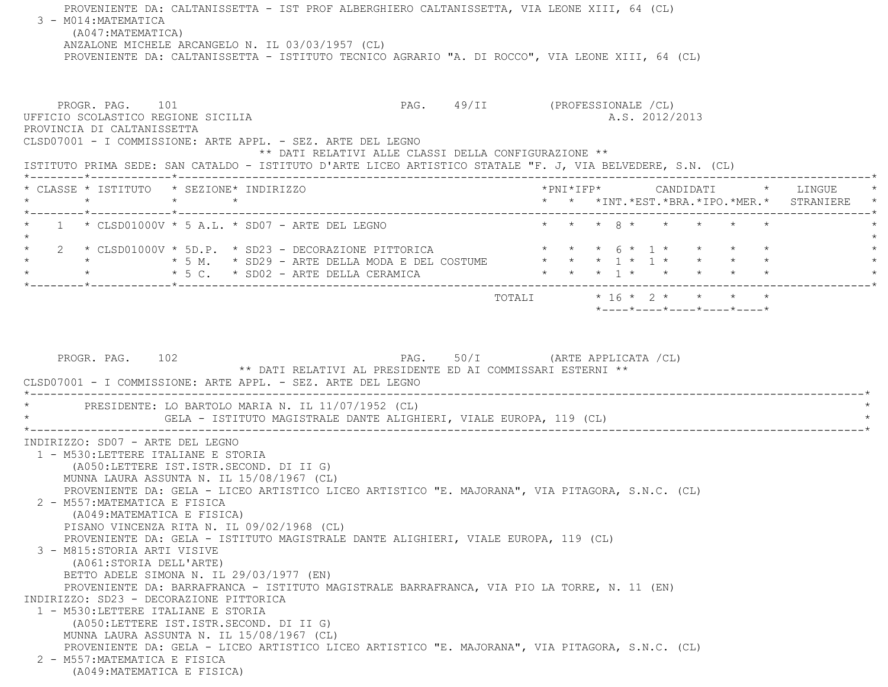PROVENIENTE DA: CALTANISSETTA - IST PROF ALBERGHIERO CALTANISSETTA, VIA LEONE XIII, 64 (CL)

3 - M014:MATEMATICA
(A047:MATEMATICA)
ANZALONE MICHELE ARCANGELO N. IL 03/03/1957 (CL)
PROVENIENTE DA: CALTANISSETTA - ISTITUTO TECNICO AGRARIO "A. DI ROCCO", VIA LEONE XIII, 64 (CL)

PROGR. PAG. 101 PAG. 49/II (PROFESSIONALE /CL)

UFFICIO SCOLASTICO REGIONE SICILIA A.S. 2012/2013

PROVINCIA DI CALTANISSETTA

CLSD07001 - I COMMISSIONE: ARTE APPL. - SEZ. ARTE DEL LEGNO

** DATI RELATIVI ALLE CLASSI DELLA CONFIGURAZIONE **

ISTITUTO PRIMA SEDE: SAN CATALDO - ISTITUTO D'ARTE LICEO ARTISTICO STATALE "F. J, VIA BELVEDERE, S.N. (CL)

| CLASSE | ISTITUTO | SEZIONE | INDIRIZZO | PNI | IFP | CANDIDATI INT. | EST. | BRA. | IPO. | MER. | LINGUE STRANIERE |
|---|---|---|---|---|---|---|---|---|---|---|---|
| 1 | CLSD01000V | 5 A.L. | SD07 - ARTE DEL LEGNO | | | 8 | | | | | |
| 2 | CLSD01000V | 5D.P. | SD23 - DECORAZIONE PITTORICA | | | 6 | 1 | | | | |
| | | 5 M. | SD29 - ARTE DELLA MODA E DEL COSTUME | | | 1 | 1 | | | | |
| | | 5 C. | SD02 - ARTE DELLA CERAMICA | | | 1 | | | | | |
| | | | TOTALI | | | 16 | 2 | | | | |

PROGR. PAG. 102 PAG. 50/I (ARTE APPLICATA /CL)

** DATI RELATIVI AL PRESIDENTE ED AI COMMISSARI ESTERNI **

CLSD07001 - I COMMISSIONE: ARTE APPL. - SEZ. ARTE DEL LEGNO

PRESIDENTE: LO BARTOLO MARIA N. IL 11/07/1952 (CL)
GELA - ISTITUTO MAGISTRALE DANTE ALIGHIERI, VIALE EUROPA, 119 (CL)

INDIRIZZO: SD07 - ARTE DEL LEGNO

1 - M530:LETTERE ITALIANE E STORIA
(A050:LETTERE IST.ISTR.SECOND. DI II G)
MUNNA LAURA ASSUNTA N. IL 15/08/1967 (CL)
PROVENIENTE DA: GELA - LICEO ARTISTICO LICEO ARTISTICO "E. MAJORANA", VIA PITAGORA, S.N.C. (CL)

2 - M557:MATEMATICA E FISICA
(A049:MATEMATICA E FISICA)
PISANO VINCENZA RITA N. IL 09/02/1968 (CL)
PROVENIENTE DA: GELA - ISTITUTO MAGISTRALE DANTE ALIGHIERI, VIALE EUROPA, 119 (CL)

3 - M815:STORIA ARTI VISIVE
(A061:STORIA DELL'ARTE)
BETTO ADELE SIMONA N. IL 29/03/1977 (EN)
PROVENIENTE DA: BARRAFRANCA - ISTITUTO MAGISTRALE BARRAFRANCA, VIA PIO LA TORRE, N. 11 (EN)

INDIRIZZO: SD23 - DECORAZIONE PITTORICA

1 - M530:LETTERE ITALIANE E STORIA
(A050:LETTERE IST.ISTR.SECOND. DI II G)
MUNNA LAURA ASSUNTA N. IL 15/08/1967 (CL)
PROVENIENTE DA: GELA - LICEO ARTISTICO LICEO ARTISTICO "E. MAJORANA", VIA PITAGORA, S.N.C. (CL)

2 - M557:MATEMATICA E FISICA
(A049:MATEMATICA E FISICA)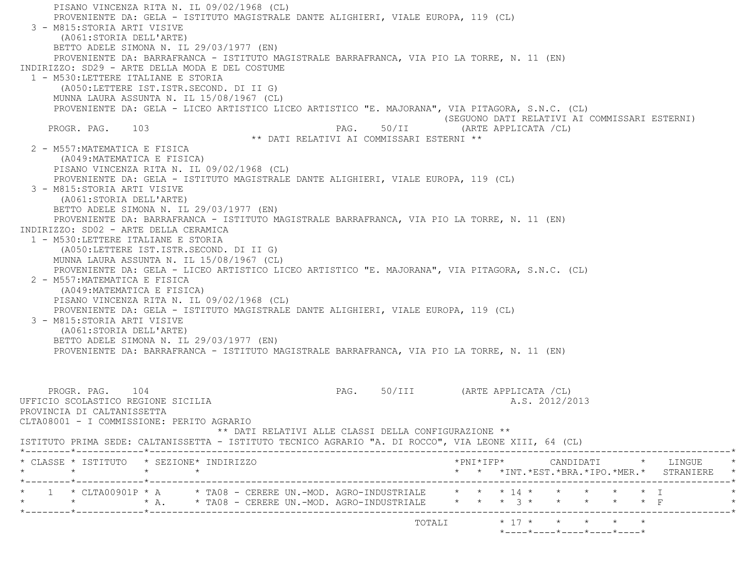PISANO VINCENZA RITA N. IL 09/02/1968 (CL)
PROVENIENTE DA: GELA - ISTITUTO MAGISTRALE DANTE ALIGHIERI, VIALE EUROPA, 119 (CL)

3 - M815:STORIA ARTI VISIVE
(A061:STORIA DELL'ARTE)
BETTO ADELE SIMONA N. IL 29/03/1977 (EN)
PROVENIENTE DA: BARRAFRANCA - ISTITUTO MAGISTRALE BARRAFRANCA, VIA PIO LA TORRE, N. 11 (EN)

INDIRIZZO: SD29 - ARTE DELLA MODA E DEL COSTUME

1 - M530:LETTERE ITALIANE E STORIA
(A050:LETTERE IST.ISTR.SECOND. DI II G)
MUNNA LAURA ASSUNTA N. IL 15/08/1967 (CL)
PROVENIENTE DA: GELA - LICEO ARTISTICO LICEO ARTISTICO "E. MAJORANA", VIA PITAGORA, S.N.C. (CL)

(SEGUONO DATI RELATIVI AI COMMISSARI ESTERNI)

PROGR. PAG. 103 PAG. 50/II (ARTE APPLICATA /CL)

** DATI RELATIVI AI COMMISSARI ESTERNI **

2 - M557:MATEMATICA E FISICA
(A049:MATEMATICA E FISICA)
PISANO VINCENZA RITA N. IL 09/02/1968 (CL)
PROVENIENTE DA: GELA - ISTITUTO MAGISTRALE DANTE ALIGHIERI, VIALE EUROPA, 119 (CL)

3 - M815:STORIA ARTI VISIVE
(A061:STORIA DELL'ARTE)
BETTO ADELE SIMONA N. IL 29/03/1977 (EN)
PROVENIENTE DA: BARRAFRANCA - ISTITUTO MAGISTRALE BARRAFRANCA, VIA PIO LA TORRE, N. 11 (EN)

INDIRIZZO: SD02 - ARTE DELLA CERAMICA

1 - M530:LETTERE ITALIANE E STORIA
(A050:LETTERE IST.ISTR.SECOND. DI II G)
MUNNA LAURA ASSUNTA N. IL 15/08/1967 (CL)
PROVENIENTE DA: GELA - LICEO ARTISTICO LICEO ARTISTICO "E. MAJORANA", VIA PITAGORA, S.N.C. (CL)

2 - M557:MATEMATICA E FISICA
(A049:MATEMATICA E FISICA)
PISANO VINCENZA RITA N. IL 09/02/1968 (CL)
PROVENIENTE DA: GELA - ISTITUTO MAGISTRALE DANTE ALIGHIERI, VIALE EUROPA, 119 (CL)

3 - M815:STORIA ARTI VISIVE
(A061:STORIA DELL'ARTE)
BETTO ADELE SIMONA N. IL 29/03/1977 (EN)
PROVENIENTE DA: BARRAFRANCA - ISTITUTO MAGISTRALE BARRAFRANCA, VIA PIO LA TORRE, N. 11 (EN)

PROGR. PAG. 104 PAG. 50/III (ARTE APPLICATA /CL)

UFFICIO SCOLASTICO REGIONE SICILIA A.S. 2012/2013
PROVINCIA DI CALTANISSETTA
CLTA08001 - I COMMISSIONE: PERITO AGRARIO

** DATI RELATIVI ALLE CLASSI DELLA CONFIGURAZIONE **

ISTITUTO PRIMA SEDE: CALTANISSETTA - ISTITUTO TECNICO AGRARIO "A. DI ROCCO", VIA LEONE XIII, 64 (CL)

| CLASSE | ISTITUTO | SEZIONE | INDIRIZZO | PNI | IFP | CANDIDATI INT. | EST. | BRA. | IPO. | MER. | LINGUE STRANIERE |
|---|---|---|---|---|---|---|---|---|---|---|---|
| 1 | CLTA00901P | A | TA08 - CERERE UN.-MOD. AGRO-INDUSTRIALE | | | 14 | | | | | I |
| | | A. | TA08 - CERERE UN.-MOD. AGRO-INDUSTRIALE | | | 3 | | | | | F |
| | | | TOTALI | | | 17 | | | | | |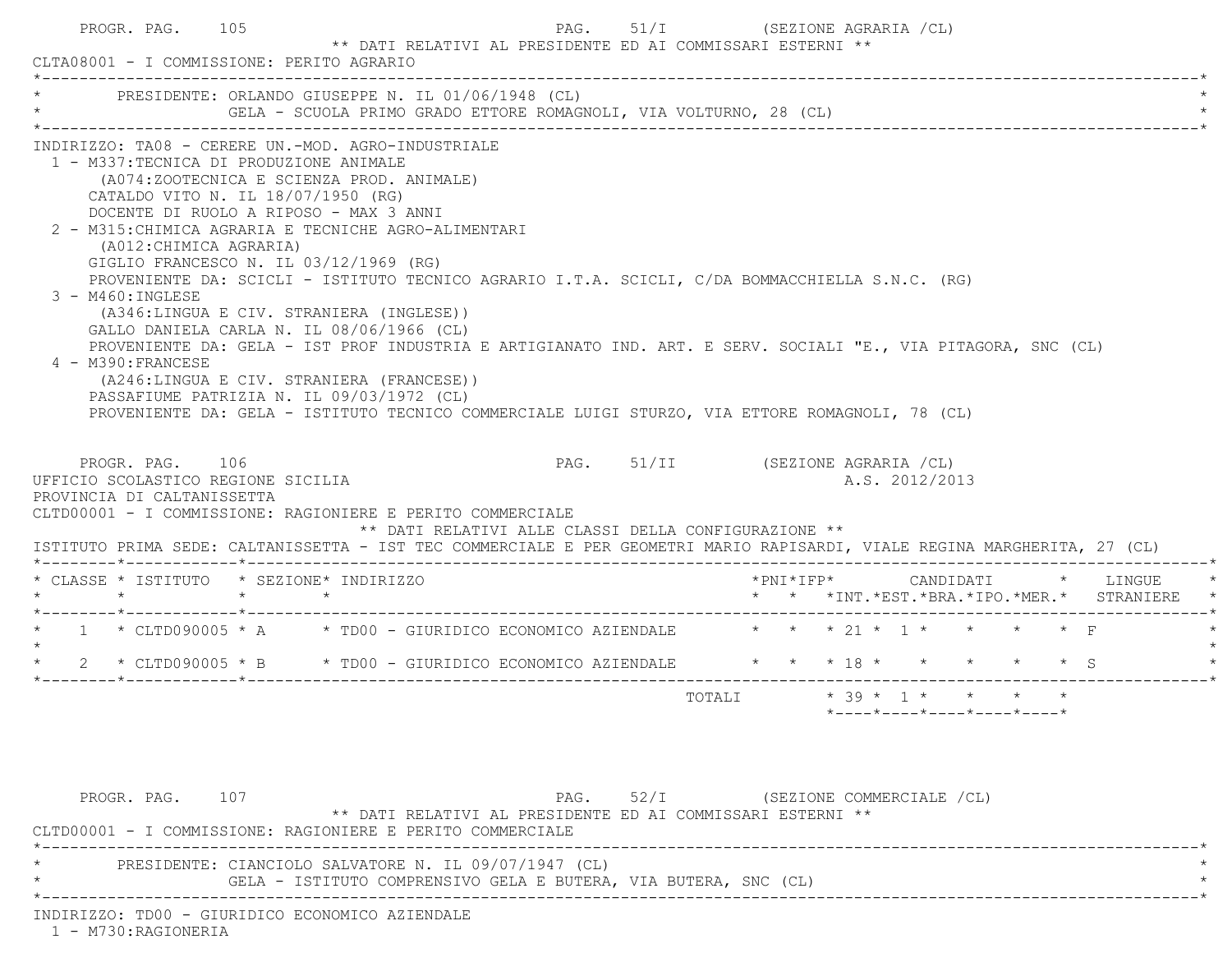PROGR. PAG. 105 — PAG. 51/I (SEZIONE AGRARIA /CL)

** DATI RELATIVI AL PRESIDENTE ED AI COMMISSARI ESTERNI **

CLTA08001 - I COMMISSIONE: PERITO AGRARIO

PRESIDENTE: ORLANDO GIUSEPPE N. IL 01/06/1948 (CL)
GELA - SCUOLA PRIMO GRADO ETTORE ROMAGNOLI, VIA VOLTURNO, 28 (CL)

INDIRIZZO: TA08 - CERERE UN.-MOD. AGRO-INDUSTRIALE

1 - M337:TECNICA DI PRODUZIONE ANIMALE
(A074:ZOOTECNICA E SCIENZA PROD. ANIMALE)
CATALDO VITO N. IL 18/07/1950 (RG)
DOCENTE DI RUOLO A RIPOSO - MAX 3 ANNI

2 - M315:CHIMICA AGRARIA E TECNICHE AGRO-ALIMENTARI
(A012:CHIMICA AGRARIA)
GIGLIO FRANCESCO N. IL 03/12/1969 (RG)
PROVENIENTE DA: SCICLI - ISTITUTO TECNICO AGRARIO I.T.A. SCICLI, C/DA BOMMACCHIELLA S.N.C. (RG)

3 - M460:INGLESE
(A346:LINGUA E CIV. STRANIERA (INGLESE))
GALLO DANIELA CARLA N. IL 08/06/1966 (CL)
PROVENIENTE DA: GELA - IST PROF INDUSTRIA E ARTIGIANATO IND. ART. E SERV. SOCIALI "E., VIA PITAGORA, SNC (CL)

4 - M390:FRANCESE
(A246:LINGUA E CIV. STRANIERA (FRANCESE))
PASSAFIUME PATRIZIA N. IL 09/03/1972 (CL)
PROVENIENTE DA: GELA - ISTITUTO TECNICO COMMERCIALE LUIGI STURZO, VIA ETTORE ROMAGNOLI, 78 (CL)

PROGR. PAG. 106 — PAG. 51/II (SEZIONE AGRARIA /CL)

UFFICIO SCOLASTICO REGIONE SICILIA — A.S. 2012/2013

PROVINCIA DI CALTANISSETTA

CLTD00001 - I COMMISSIONE: RAGIONIERE E PERITO COMMERCIALE

** DATI RELATIVI ALLE CLASSI DELLA CONFIGURAZIONE **

ISTITUTO PRIMA SEDE: CALTANISSETTA - IST TEC COMMERCIALE E PER GEOMETRI MARIO RAPISARDI, VIALE REGINA MARGHERITA, 27 (CL)

| CLASSE | ISTITUTO | SEZIONE | INDIRIZZO | PNI | IFP | CANDIDATI INT. | EST. | BRA. | IPO. | MER. | LINGUE STRANIERE |
|---|---|---|---|---|---|---|---|---|---|---|---|
| 1 | CLTD090005 | A | TD00 - GIURIDICO ECONOMICO AZIENDALE | | | 21 | 1 | | | | F |
| 2 | CLTD090005 | B | TD00 - GIURIDICO ECONOMICO AZIENDALE | | | 18 | | | | | S |
| | | | TOTALI | | | 39 | 1 | | | | |

PROGR. PAG. 107 — PAG. 52/I (SEZIONE COMMERCIALE /CL)

** DATI RELATIVI AL PRESIDENTE ED AI COMMISSARI ESTERNI **

CLTD00001 - I COMMISSIONE: RAGIONIERE E PERITO COMMERCIALE

PRESIDENTE: CIANCIOLO SALVATORE N. IL 09/07/1947 (CL)
GELA - ISTITUTO COMPRENSIVO GELA E BUTERA, VIA BUTERA, SNC (CL)

INDIRIZZO: TD00 - GIURIDICO ECONOMICO AZIENDALE

1 - M730:RAGIONERIA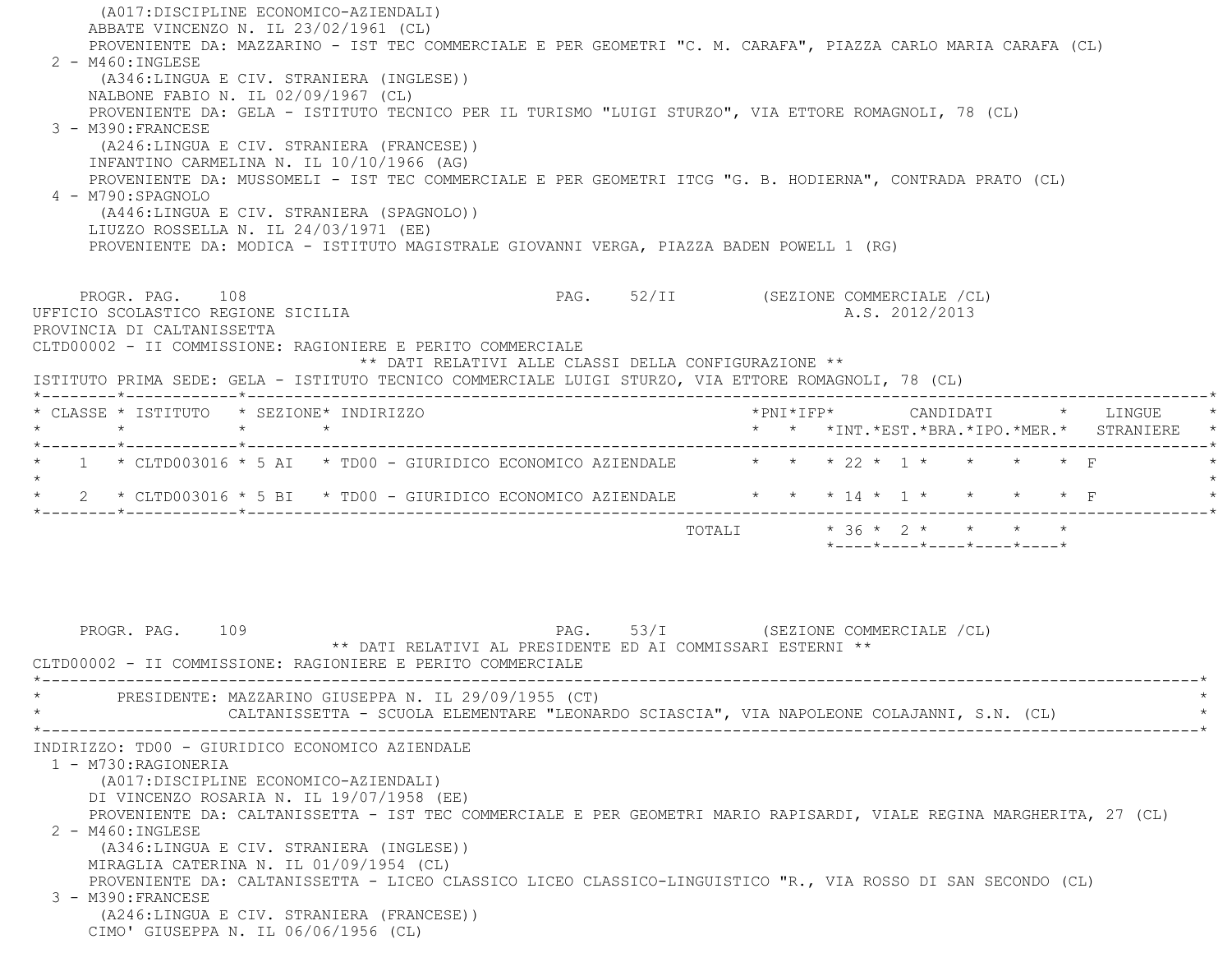(A017:DISCIPLINE ECONOMICO-AZIENDALI)
ABBATE VINCENZO N. IL 23/02/1961 (CL)
PROVENIENTE DA: MAZZARINO - IST TEC COMMERCIALE E PER GEOMETRI "C. M. CARAFA", PIAZZA CARLO MARIA CARAFA (CL)

2 - M460:INGLESE
(A346:LINGUA E CIV. STRANIERA (INGLESE))
NALBONE FABIO N. IL 02/09/1967 (CL)
PROVENIENTE DA: GELA - ISTITUTO TECNICO PER IL TURISMO "LUIGI STURZO", VIA ETTORE ROMAGNOLI, 78 (CL)

3 - M390:FRANCESE
(A246:LINGUA E CIV. STRANIERA (FRANCESE))
INFANTINO CARMELINA N. IL 10/10/1966 (AG)
PROVENIENTE DA: MUSSOMELI - IST TEC COMMERCIALE E PER GEOMETRI ITCG "G. B. HODIERNA", CONTRADA PRATO (CL)

4 - M790:SPAGNOLO
(A446:LINGUA E CIV. STRANIERA (SPAGNOLO))
LIUZZO ROSSELLA N. IL 24/03/1971 (EE)
PROVENIENTE DA: MODICA - ISTITUTO MAGISTRALE GIOVANNI VERGA, PIAZZA BADEN POWELL 1 (RG)

PROGR. PAG. 108 PAG. 52/II (SEZIONE COMMERCIALE /CL)
UFFICIO SCOLASTICO REGIONE SICILIA A.S. 2012/2013
PROVINCIA DI CALTANISSETTA
CLTD00002 - II COMMISSIONE: RAGIONIERE E PERITO COMMERCIALE

** DATI RELATIVI ALLE CLASSI DELLA CONFIGURAZIONE **

ISTITUTO PRIMA SEDE: GELA - ISTITUTO TECNICO COMMERCIALE LUIGI STURZO, VIA ETTORE ROMAGNOLI, 78 (CL)

| CLASSE | ISTITUTO | SEZIONE | INDIRIZZO | PNI | IFP | CANDIDATI INT. | EST. | BRA. | IPO. | MER. | LINGUE STRANIERE |
|---|---|---|---|---|---|---|---|---|---|---|---|
| 1 | CLTD003016 | 5 AI | TD00 - GIURIDICO ECONOMICO AZIENDALE | | | 22 | 1 | | | | F |
| 2 | CLTD003016 | 5 BI | TD00 - GIURIDICO ECONOMICO AZIENDALE | | | 14 | 1 | | | | F |
| | | | TOTALI | | | 36 | 2 | | | | |

PROGR. PAG. 109 PAG. 53/I (SEZIONE COMMERCIALE /CL)

** DATI RELATIVI AL PRESIDENTE ED AI COMMISSARI ESTERNI **

CLTD00002 - II COMMISSIONE: RAGIONIERE E PERITO COMMERCIALE

PRESIDENTE: MAZZARINO GIUSEPPA N. IL 29/09/1955 (CT)
CALTANISSETTA - SCUOLA ELEMENTARE "LEONARDO SCIASCIA", VIA NAPOLEONE COLAJANNI, S.N. (CL)

INDIRIZZO: TD00 - GIURIDICO ECONOMICO AZIENDALE

1 - M730:RAGIONERIA
(A017:DISCIPLINE ECONOMICO-AZIENDALI)
DI VINCENZO ROSARIA N. IL 19/07/1958 (EE)
PROVENIENTE DA: CALTANISSETTA - IST TEC COMMERCIALE E PER GEOMETRI MARIO RAPISARDI, VIALE REGINA MARGHERITA, 27 (CL)

2 - M460:INGLESE
(A346:LINGUA E CIV. STRANIERA (INGLESE))
MIRAGLIA CATERINA N. IL 01/09/1954 (CL)
PROVENIENTE DA: CALTANISSETTA - LICEO CLASSICO LICEO CLASSICO-LINGUISTICO "R., VIA ROSSO DI SAN SECONDO (CL)

3 - M390:FRANCESE
(A246:LINGUA E CIV. STRANIERA (FRANCESE))
CIMO' GIUSEPPA N. IL 06/06/1956 (CL)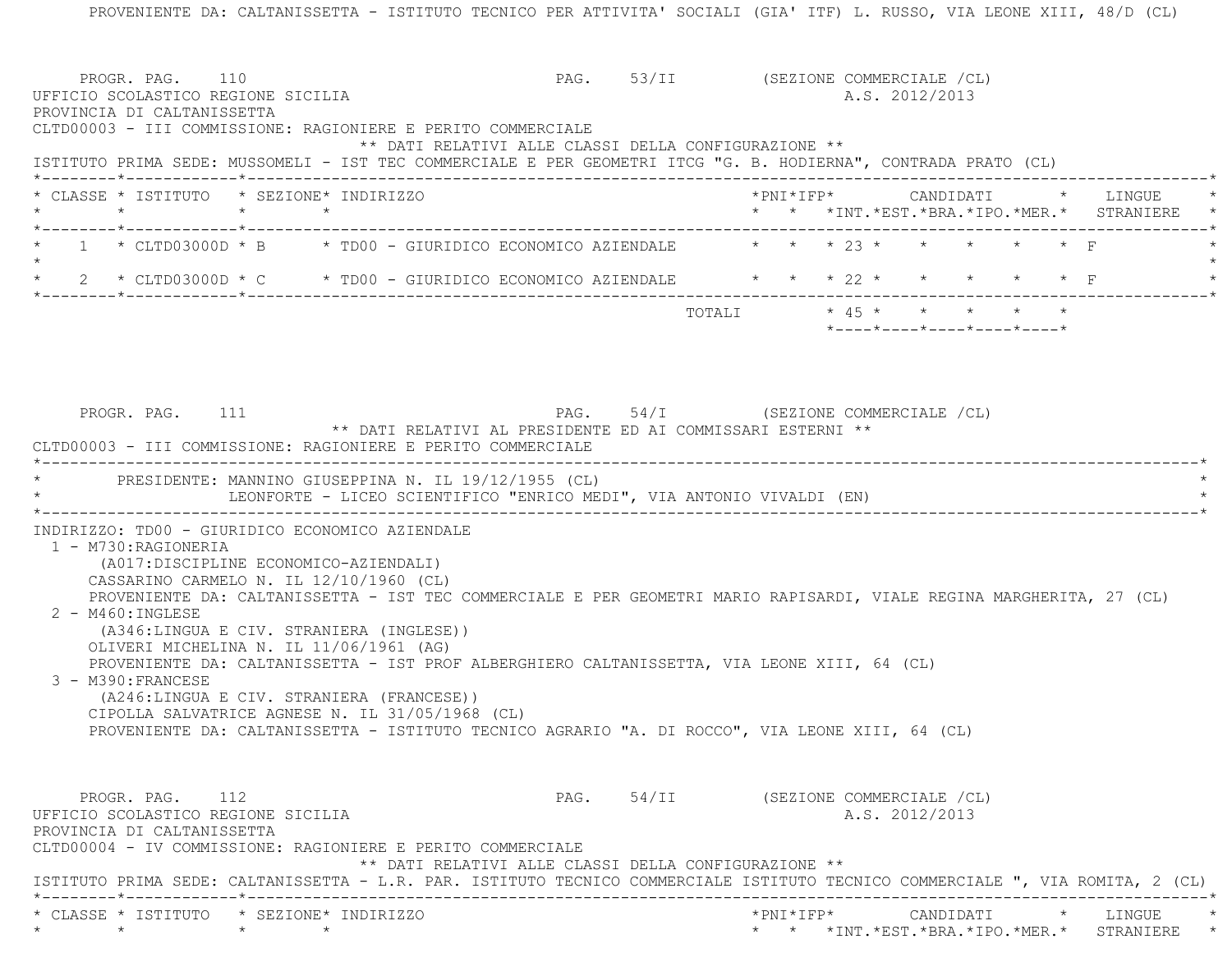PROVENIENTE DA: CALTANISSETTA - ISTITUTO TECNICO PER ATTIVITA' SOCIALI (GIA' ITF) L. RUSSO, VIA LEONE XIII, 48/D (CL)

PROGR. PAG. 110 PAG. 53/II (SEZIONE COMMERCIALE /CL)

UFFICIO SCOLASTICO REGIONE SICILIA A.S. 2012/2013

PROVINCIA DI CALTANISSETTA

CLTD00003 - III COMMISSIONE: RAGIONIERE E PERITO COMMERCIALE

** DATI RELATIVI ALLE CLASSI DELLA CONFIGURAZIONE **

ISTITUTO PRIMA SEDE: MUSSOMELI - IST TEC COMMERCIALE E PER GEOMETRI ITCG "G. B. HODIERNA", CONTRADA PRATO (CL)

| CLASSE | ISTITUTO | SEZIONE | INDIRIZZO | PNI | IFP | CANDIDATI INT. | EST. | BRA. | IPO. | MER. | LINGUE STRANIERE |
|---|---|---|---|---|---|---|---|---|---|---|---|
| 1 | CLTD03000D | B | TD00 - GIURIDICO ECONOMICO AZIENDALE | | | 23 | | | | | F |
| 2 | CLTD03000D | C | TD00 - GIURIDICO ECONOMICO AZIENDALE | | | 22 | | | | | F |
| | | | TOTALI | | | 45 | | | | | |

PROGR. PAG. 111 PAG. 54/I (SEZIONE COMMERCIALE /CL)

** DATI RELATIVI AL PRESIDENTE ED AI COMMISSARI ESTERNI **

CLTD00003 - III COMMISSIONE: RAGIONIERE E PERITO COMMERCIALE

PRESIDENTE: MANNINO GIUSEPPINA N. IL 19/12/1955 (CL)
LEONFORTE - LICEO SCIENTIFICO "ENRICO MEDI", VIA ANTONIO VIVALDI (EN)

INDIRIZZO: TD00 - GIURIDICO ECONOMICO AZIENDALE

1 - M730:RAGIONERIA
(A017:DISCIPLINE ECONOMICO-AZIENDALI)
CASSARINO CARMELO N. IL 12/10/1960 (CL)
PROVENIENTE DA: CALTANISSETTA - IST TEC COMMERCIALE E PER GEOMETRI MARIO RAPISARDI, VIALE REGINA MARGHERITA, 27 (CL)

2 - M460:INGLESE
(A346:LINGUA E CIV. STRANIERA (INGLESE))
OLIVERI MICHELINA N. IL 11/06/1961 (AG)
PROVENIENTE DA: CALTANISSETTA - IST PROF ALBERGHIERO CALTANISSETTA, VIA LEONE XIII, 64 (CL)

3 - M390:FRANCESE
(A246:LINGUA E CIV. STRANIERA (FRANCESE))
CIPOLLA SALVATRICE AGNESE N. IL 31/05/1968 (CL)
PROVENIENTE DA: CALTANISSETTA - ISTITUTO TECNICO AGRARIO "A. DI ROCCO", VIA LEONE XIII, 64 (CL)

PROGR. PAG. 112 PAG. 54/II (SEZIONE COMMERCIALE /CL)

UFFICIO SCOLASTICO REGIONE SICILIA A.S. 2012/2013

PROVINCIA DI CALTANISSETTA

CLTD00004 - IV COMMISSIONE: RAGIONIERE E PERITO COMMERCIALE

** DATI RELATIVI ALLE CLASSI DELLA CONFIGURAZIONE **

ISTITUTO PRIMA SEDE: CALTANISSETTA - L.R. PAR. ISTITUTO TECNICO COMMERCIALE ISTITUTO TECNICO COMMERCIALE ", VIA ROMITA, 2 (CL)

| CLASSE | ISTITUTO | SEZIONE | INDIRIZZO | PNI | IFP | CANDIDATI INT. | EST. | BRA. | IPO. | MER. | LINGUE STRANIERE |
|---|---|---|---|---|---|---|---|---|---|---|---|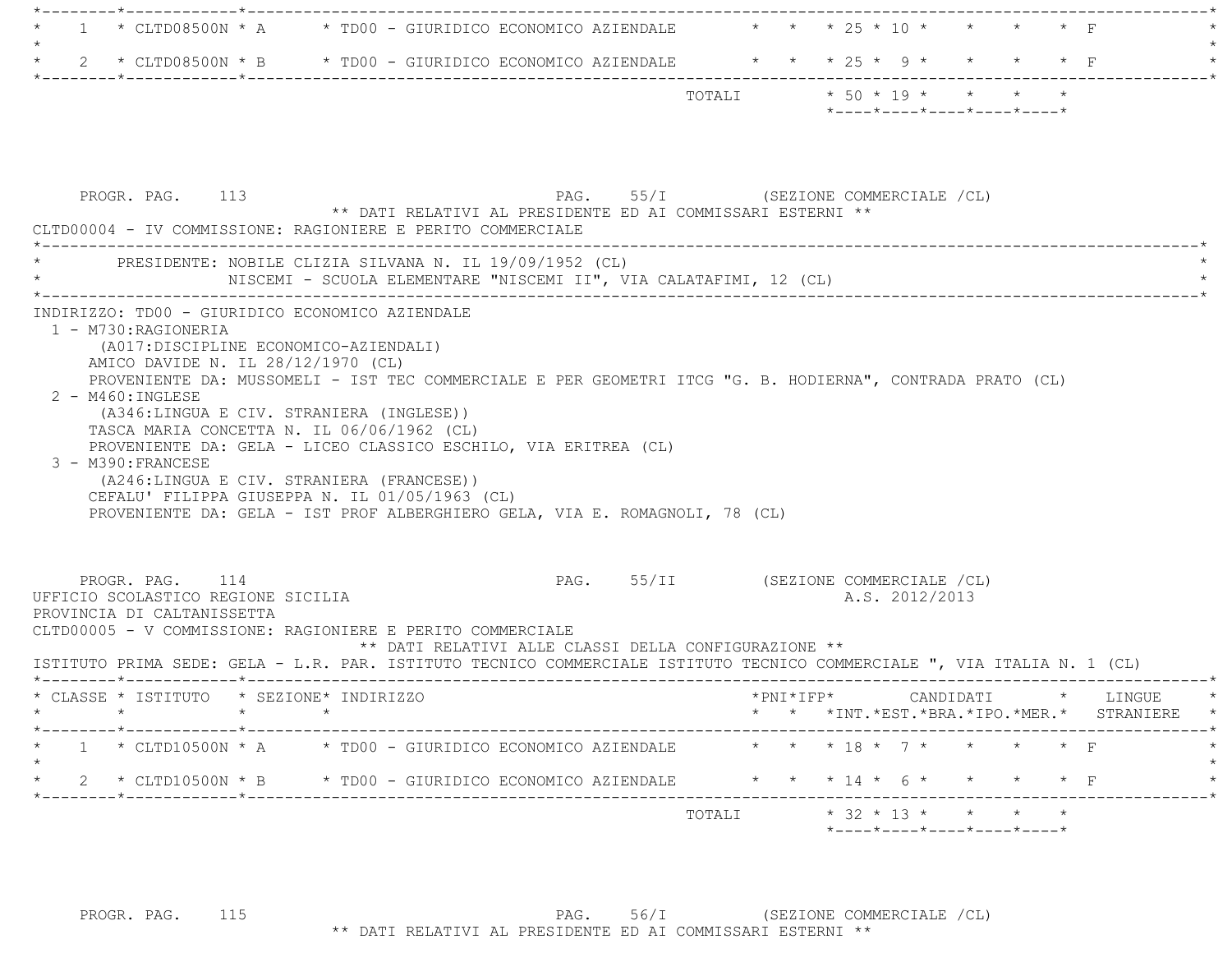| CLASSE | ISTITUTO | SEZIONE | INDIRIZZO | PNI | IFP | CANDIDATI INT. | CANDIDATI EST. | BRA. | IPO. | MER. | LINGUE STRANIERE |
|---|---|---|---|---|---|---|---|---|---|---|---|
| 1 | CLTD08500N | A | TD00 - GIURIDICO ECONOMICO AZIENDALE | | | 25 | 10 | | | | F |
| 2 | CLTD08500N | B | TD00 - GIURIDICO ECONOMICO AZIENDALE | | | 25 | 9 | | | | F |
| | | | TOTALI | | | 50 | 19 | | | | |

PROGR. PAG. 113 PAG. 55/I (SEZIONE COMMERCIALE /CL)

** DATI RELATIVI AL PRESIDENTE ED AI COMMISSARI ESTERNI **

CLTD00004 - IV COMMISSIONE: RAGIONIERE E PERITO COMMERCIALE

PRESIDENTE: NOBILE CLIZIA SILVANA N. IL 19/09/1952 (CL)
NISCEMI - SCUOLA ELEMENTARE "NISCEMI II", VIA CALATAFIMI, 12 (CL)

INDIRIZZO: TD00 - GIURIDICO ECONOMICO AZIENDALE

1 - M730:RAGIONERIA
(A017:DISCIPLINE ECONOMICO-AZIENDALI)
AMICO DAVIDE N. IL 28/12/1970 (CL)
PROVENIENTE DA: MUSSOMELI - IST TEC COMMERCIALE E PER GEOMETRI ITCG "G. B. HODIERNA", CONTRADA PRATO (CL)

2 - M460:INGLESE
(A346:LINGUA E CIV. STRANIERA (INGLESE))
TASCA MARIA CONCETTA N. IL 06/06/1962 (CL)
PROVENIENTE DA: GELA - LICEO CLASSICO ESCHILO, VIA ERITREA (CL)

3 - M390:FRANCESE
(A246:LINGUA E CIV. STRANIERA (FRANCESE))
CEFALU' FILIPPA GIUSEPPA N. IL 01/05/1963 (CL)
PROVENIENTE DA: GELA - IST PROF ALBERGHIERO GELA, VIA E. ROMAGNOLI, 78 (CL)

PROGR. PAG. 114 PAG. 55/II (SEZIONE COMMERCIALE /CL)

UFFICIO SCOLASTICO REGIONE SICILIA A.S. 2012/2013

PROVINCIA DI CALTANISSETTA

CLTD00005 - V COMMISSIONE: RAGIONIERE E PERITO COMMERCIALE

** DATI RELATIVI ALLE CLASSI DELLA CONFIGURAZIONE **

ISTITUTO PRIMA SEDE: GELA - L.R. PAR. ISTITUTO TECNICO COMMERCIALE ISTITUTO TECNICO COMMERCIALE ", VIA ITALIA N. 1 (CL)

| CLASSE | ISTITUTO | SEZIONE | INDIRIZZO | PNI | IFP | CANDIDATI INT. | CANDIDATI EST. | BRA. | IPO. | MER. | LINGUE STRANIERE |
|---|---|---|---|---|---|---|---|---|---|---|---|
| 1 | CLTD10500N | A | TD00 - GIURIDICO ECONOMICO AZIENDALE | | | 18 | 7 | | | | F |
| 2 | CLTD10500N | B | TD00 - GIURIDICO ECONOMICO AZIENDALE | | | 14 | 6 | | | | F |
| | | | TOTALI | | | 32 | 13 | | | | |

PROGR. PAG. 115 PAG. 56/I (SEZIONE COMMERCIALE /CL)

** DATI RELATIVI AL PRESIDENTE ED AI COMMISSARI ESTERNI **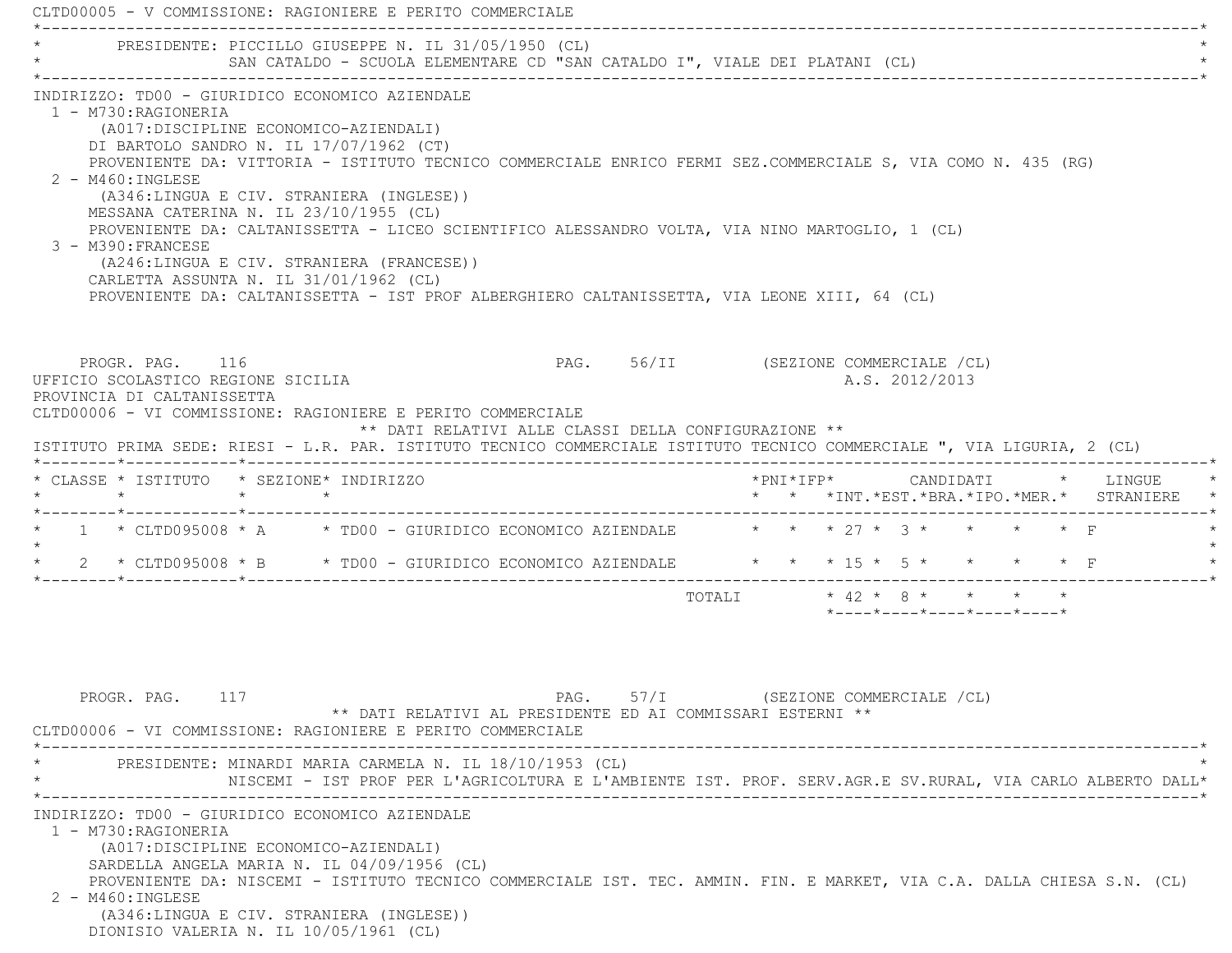CLTD00005 - V COMMISSIONE: RAGIONIERE E PERITO COMMERCIALE

PRESIDENTE: PICCILLO GIUSEPPE N. IL 31/05/1950 (CL)
SAN CATALDO - SCUOLA ELEMENTARE CD "SAN CATALDO I", VIALE DEI PLATANI (CL)

INDIRIZZO: TD00 - GIURIDICO ECONOMICO AZIENDALE

1 - M730:RAGIONERIA
(A017:DISCIPLINE ECONOMICO-AZIENDALI)
DI BARTOLO SANDRO N. IL 17/07/1962 (CT)
PROVENIENTE DA: VITTORIA - ISTITUTO TECNICO COMMERCIALE ENRICO FERMI SEZ.COMMERCIALE S, VIA COMO N. 435 (RG)

2 - M460:INGLESE
(A346:LINGUA E CIV. STRANIERA (INGLESE))
MESSANA CATERINA N. IL 23/10/1955 (CL)
PROVENIENTE DA: CALTANISSETTA - LICEO SCIENTIFICO ALESSANDRO VOLTA, VIA NINO MARTOGLIO, 1 (CL)

3 - M390:FRANCESE
(A246:LINGUA E CIV. STRANIERA (FRANCESE))
CARLETTA ASSUNTA N. IL 31/01/1962 (CL)
PROVENIENTE DA: CALTANISSETTA - IST PROF ALBERGHIERO CALTANISSETTA, VIA LEONE XIII, 64 (CL)

PROGR. PAG. 116 PAG. 56/II (SEZIONE COMMERCIALE /CL)

UFFICIO SCOLASTICO REGIONE SICILIA A.S. 2012/2013

PROVINCIA DI CALTANISSETTA

CLTD00006 - VI COMMISSIONE: RAGIONIERE E PERITO COMMERCIALE

** DATI RELATIVI ALLE CLASSI DELLA CONFIGURAZIONE **

ISTITUTO PRIMA SEDE: RIESI - L.R. PAR. ISTITUTO TECNICO COMMERCIALE ISTITUTO TECNICO COMMERCIALE ", VIA LIGURIA, 2 (CL)

| CLASSE | ISTITUTO | SEZIONE | INDIRIZZO | PNI | IFP | CANDIDATI INT. | CANDIDATI EST. | CANDIDATI BRA. | CANDIDATI IPO. | CANDIDATI MER. | LINGUE STRANIERE |
|---|---|---|---|---|---|---|---|---|---|---|---|
| 1 | CLTD095008 | A | TD00 - GIURIDICO ECONOMICO AZIENDALE | | | 27 | 3 | | | | F |
| 2 | CLTD095008 | B | TD00 - GIURIDICO ECONOMICO AZIENDALE | | | 15 | 5 | | | | F |
| | | | TOTALI | | | 42 | 8 | | | | |

PROGR. PAG. 117 PAG. 57/I (SEZIONE COMMERCIALE /CL)

** DATI RELATIVI AL PRESIDENTE ED AI COMMISSARI ESTERNI **

CLTD00006 - VI COMMISSIONE: RAGIONIERE E PERITO COMMERCIALE

PRESIDENTE: MINARDI MARIA CARMELA N. IL 18/10/1953 (CL)
NISCEMI - IST PROF PER L'AGRICOLTURA E L'AMBIENTE IST. PROF. SERV.AGR.E SV.RURAL, VIA CARLO ALBERTO DALL

INDIRIZZO: TD00 - GIURIDICO ECONOMICO AZIENDALE

1 - M730:RAGIONERIA
(A017:DISCIPLINE ECONOMICO-AZIENDALI)
SARDELLA ANGELA MARIA N. IL 04/09/1956 (CL)
PROVENIENTE DA: NISCEMI - ISTITUTO TECNICO COMMERCIALE IST. TEC. AMMIN. FIN. E MARKET, VIA C.A. DALLA CHIESA S.N. (CL)

2 - M460:INGLESE
(A346:LINGUA E CIV. STRANIERA (INGLESE))
DIONISIO VALERIA N. IL 10/05/1961 (CL)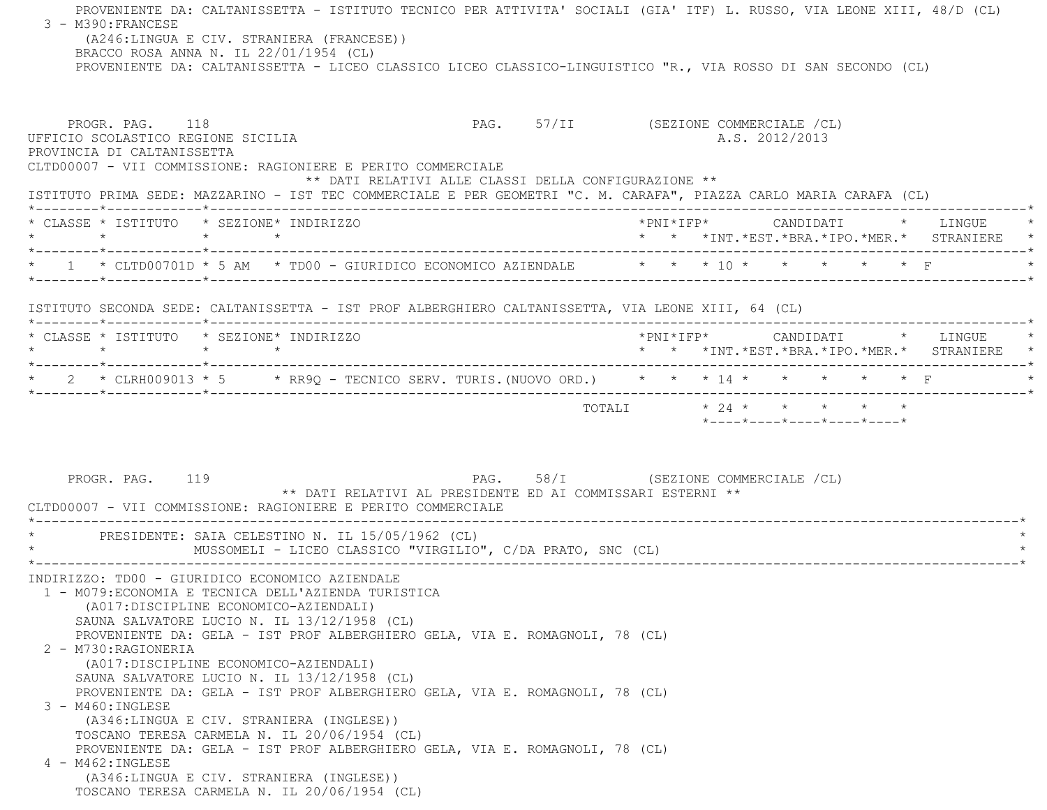PROVENIENTE DA: CALTANISSETTA - ISTITUTO TECNICO PER ATTIVITA' SOCIALI (GIA' ITF) L. RUSSO, VIA LEONE XIII, 48/D (CL)

3 - M390:FRANCESE
(A246:LINGUA E CIV. STRANIERA (FRANCESE))
BRACCO ROSA ANNA N. IL 22/01/1954 (CL)
PROVENIENTE DA: CALTANISSETTA - LICEO CLASSICO LICEO CLASSICO-LINGUISTICO "R., VIA ROSSO DI SAN SECONDO (CL)

PROGR. PAG. 118 PAG. 57/II (SEZIONE COMMERCIALE /CL)

UFFICIO SCOLASTICO REGIONE SICILIA A.S. 2012/2013

PROVINCIA DI CALTANISSETTA

CLTD00007 - VII COMMISSIONE: RAGIONIERE E PERITO COMMERCIALE

** DATI RELATIVI ALLE CLASSI DELLA CONFIGURAZIONE **

ISTITUTO PRIMA SEDE: MAZZARINO - IST TEC COMMERCIALE E PER GEOMETRI "C. M. CARAFA", PIAZZA CARLO MARIA CARAFA (CL)

| CLASSE | ISTITUTO | SEZIONE | INDIRIZZO | PNI | IFP | CANDIDATI INT. | EST. | BRA. | IPO. | MER. | LINGUE STRANIERE |
|---|---|---|---|---|---|---|---|---|---|---|---|
| 1 | CLTD00701D | 5 AM | TD00 - GIURIDICO ECONOMICO AZIENDALE | | | 10 | | | | | F |

ISTITUTO SECONDA SEDE: CALTANISSETTA - IST PROF ALBERGHIERO CALTANISSETTA, VIA LEONE XIII, 64 (CL)

| CLASSE | ISTITUTO | SEZIONE | INDIRIZZO | PNI | IFP | CANDIDATI INT. | EST. | BRA. | IPO. | MER. | LINGUE STRANIERE |
|---|---|---|---|---|---|---|---|---|---|---|---|
| 2 | CLRH009013 | 5 | RR9Q - TECNICO SERV. TURIS.(NUOVO ORD.) | | | 14 | | | | | F |
| | | | TOTALI | | | 24 | | | | | |

PROGR. PAG. 119 PAG. 58/I (SEZIONE COMMERCIALE /CL)

** DATI RELATIVI AL PRESIDENTE ED AI COMMISSARI ESTERNI **

CLTD00007 - VII COMMISSIONE: RAGIONIERE E PERITO COMMERCIALE

PRESIDENTE: SAIA CELESTINO N. IL 15/05/1962 (CL)
MUSSOMELI - LICEO CLASSICO "VIRGILIO", C/DA PRATO, SNC (CL)

INDIRIZZO: TD00 - GIURIDICO ECONOMICO AZIENDALE

1 - M079:ECONOMIA E TECNICA DELL'AZIENDA TURISTICA
(A017:DISCIPLINE ECONOMICO-AZIENDALI)
SAUNA SALVATORE LUCIO N. IL 13/12/1958 (CL)
PROVENIENTE DA: GELA - IST PROF ALBERGHIERO GELA, VIA E. ROMAGNOLI, 78 (CL)

2 - M730:RAGIONERIA
(A017:DISCIPLINE ECONOMICO-AZIENDALI)
SAUNA SALVATORE LUCIO N. IL 13/12/1958 (CL)
PROVENIENTE DA: GELA - IST PROF ALBERGHIERO GELA, VIA E. ROMAGNOLI, 78 (CL)

3 - M460:INGLESE
(A346:LINGUA E CIV. STRANIERA (INGLESE))
TOSCANO TERESA CARMELA N. IL 20/06/1954 (CL)
PROVENIENTE DA: GELA - IST PROF ALBERGHIERO GELA, VIA E. ROMAGNOLI, 78 (CL)

4 - M462:INGLESE
(A346:LINGUA E CIV. STRANIERA (INGLESE))
TOSCANO TERESA CARMELA N. IL 20/06/1954 (CL)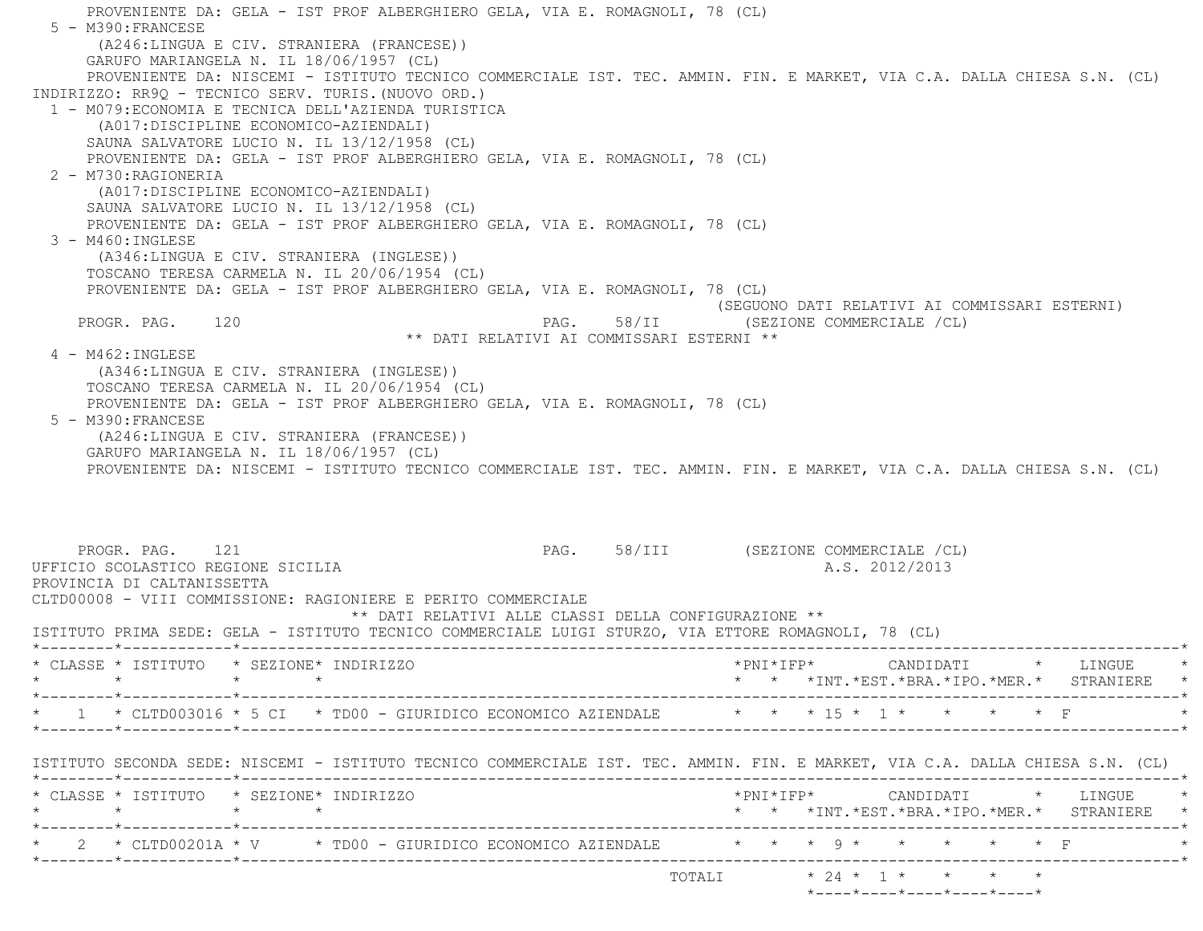PROVENIENTE DA: GELA - IST PROF ALBERGHIERO GELA, VIA E. ROMAGNOLI, 78 (CL)

5 - M390:FRANCESE
(A246:LINGUA E CIV. STRANIERA (FRANCESE))
GARUFO MARIANGELA N. IL 18/06/1957 (CL)
PROVENIENTE DA: NISCEMI - ISTITUTO TECNICO COMMERCIALE IST. TEC. AMMIN. FIN. E MARKET, VIA C.A. DALLA CHIESA S.N. (CL)

INDIRIZZO: RR9Q - TECNICO SERV. TURIS.(NUOVO ORD.)

1 - M079:ECONOMIA E TECNICA DELL'AZIENDA TURISTICA
(A017:DISCIPLINE ECONOMICO-AZIENDALI)
SAUNA SALVATORE LUCIO N. IL 13/12/1958 (CL)
PROVENIENTE DA: GELA - IST PROF ALBERGHIERO GELA, VIA E. ROMAGNOLI, 78 (CL)

2 - M730:RAGIONERIA
(A017:DISCIPLINE ECONOMICO-AZIENDALI)
SAUNA SALVATORE LUCIO N. IL 13/12/1958 (CL)
PROVENIENTE DA: GELA - IST PROF ALBERGHIERO GELA, VIA E. ROMAGNOLI, 78 (CL)

3 - M460:INGLESE
(A346:LINGUA E CIV. STRANIERA (INGLESE))
TOSCANO TERESA CARMELA N. IL 20/06/1954 (CL)
PROVENIENTE DA: GELA - IST PROF ALBERGHIERO GELA, VIA E. ROMAGNOLI, 78 (CL)

(SEGUONO DATI RELATIVI AI COMMISSARI ESTERNI)

PROGR. PAG. 120 PAG. 58/II (SEZIONE COMMERCIALE /CL)

** DATI RELATIVI AI COMMISSARI ESTERNI **

4 - M462:INGLESE
(A346:LINGUA E CIV. STRANIERA (INGLESE))
TOSCANO TERESA CARMELA N. IL 20/06/1954 (CL)
PROVENIENTE DA: GELA - IST PROF ALBERGHIERO GELA, VIA E. ROMAGNOLI, 78 (CL)

5 - M390:FRANCESE
(A246:LINGUA E CIV. STRANIERA (FRANCESE))
GARUFO MARIANGELA N. IL 18/06/1957 (CL)
PROVENIENTE DA: NISCEMI - ISTITUTO TECNICO COMMERCIALE IST. TEC. AMMIN. FIN. E MARKET, VIA C.A. DALLA CHIESA S.N. (CL)

PROGR. PAG. 121 PAG. 58/III (SEZIONE COMMERCIALE /CL)

UFFICIO SCOLASTICO REGIONE SICILIA A.S. 2012/2013

PROVINCIA DI CALTANISSETTA

CLTD00008 - VIII COMMISSIONE: RAGIONIERE E PERITO COMMERCIALE

** DATI RELATIVI ALLE CLASSI DELLA CONFIGURAZIONE **

ISTITUTO PRIMA SEDE: GELA - ISTITUTO TECNICO COMMERCIALE LUIGI STURZO, VIA ETTORE ROMAGNOLI, 78 (CL)

| CLASSE | ISTITUTO | SEZIONE | INDIRIZZO | PNI | IFP | CANDIDATI INT. | EST. | BRA. | IPO. | MER. | LINGUE STRANIERE |
|---|---|---|---|---|---|---|---|---|---|---|---|
| 1 | CLTD003016 | 5 CI | TD00 - GIURIDICO ECONOMICO AZIENDALE | | | 15 | 1 | | | | F |

ISTITUTO SECONDA SEDE: NISCEMI - ISTITUTO TECNICO COMMERCIALE IST. TEC. AMMIN. FIN. E MARKET, VIA C.A. DALLA CHIESA S.N. (CL)

| CLASSE | ISTITUTO | SEZIONE | INDIRIZZO | PNI | IFP | CANDIDATI INT. | EST. | BRA. | IPO. | MER. | LINGUE STRANIERE |
|---|---|---|---|---|---|---|---|---|---|---|---|
| 2 | CLTD00201A | V | TD00 - GIURIDICO ECONOMICO AZIENDALE | | | 9 | | | | | F |
| | | | TOTALI | | | 24 | 1 | | | | |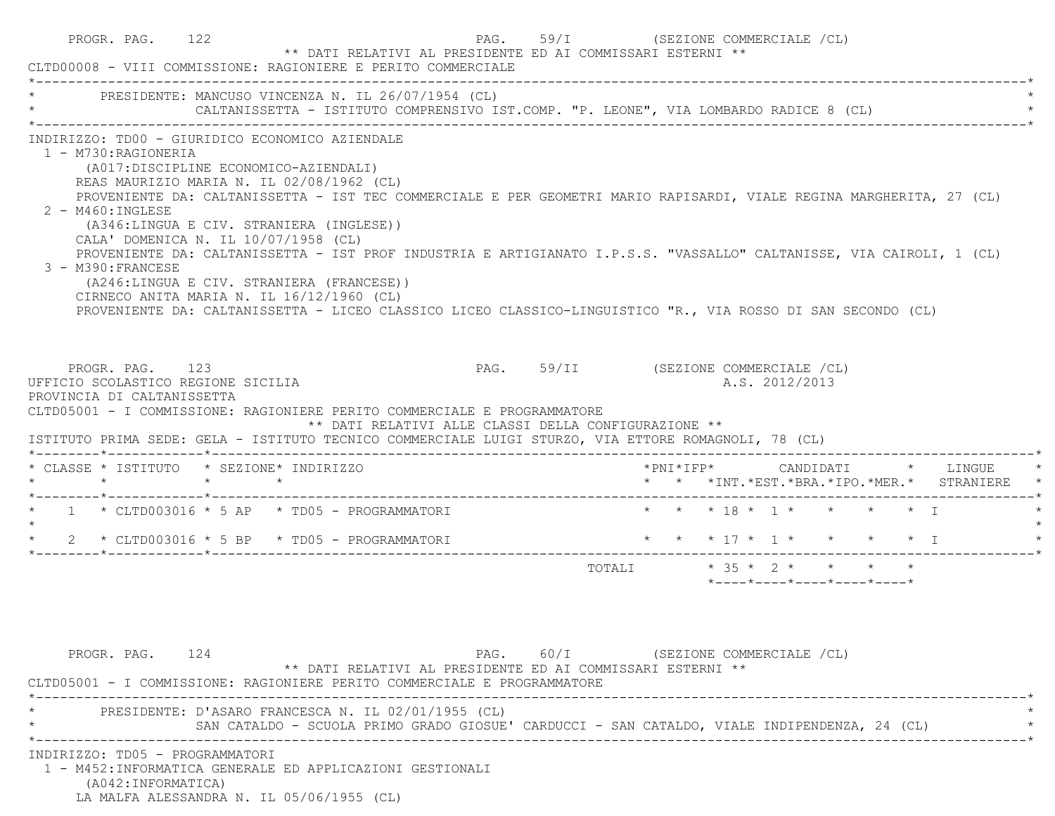PROGR. PAG. 122 PAG. 59/I (SEZIONE COMMERCIALE /CL)

** DATI RELATIVI AL PRESIDENTE ED AI COMMISSARI ESTERNI **

CLTD00008 - VIII COMMISSIONE: RAGIONIERE E PERITO COMMERCIALE

PRESIDENTE: MANCUSO VINCENZA N. IL 26/07/1954 (CL)
CALTANISSETTA - ISTITUTO COMPRENSIVO IST.COMP. "P. LEONE", VIA LOMBARDO RADICE 8 (CL)

INDIRIZZO: TD00 - GIURIDICO ECONOMICO AZIENDALE

1 - M730:RAGIONERIA
(A017:DISCIPLINE ECONOMICO-AZIENDALI)
REAS MAURIZIO MARIA N. IL 02/08/1962 (CL)
PROVENIENTE DA: CALTANISSETTA - IST TEC COMMERCIALE E PER GEOMETRI MARIO RAPISARDI, VIALE REGINA MARGHERITA, 27 (CL)

2 - M460:INGLESE
(A346:LINGUA E CIV. STRANIERA (INGLESE))
CALA' DOMENICA N. IL 10/07/1958 (CL)
PROVENIENTE DA: CALTANISSETTA - IST PROF INDUSTRIA E ARTIGIANATO I.P.S.S. "VASSALLO" CALTANISSE, VIA CAIROLI, 1 (CL)

3 - M390:FRANCESE
(A246:LINGUA E CIV. STRANIERA (FRANCESE))
CIRNECO ANITA MARIA N. IL 16/12/1960 (CL)
PROVENIENTE DA: CALTANISSETTA - LICEO CLASSICO LICEO CLASSICO-LINGUISTICO "R., VIA ROSSO DI SAN SECONDO (CL)

PROGR. PAG. 123 PAG. 59/II (SEZIONE COMMERCIALE /CL)

UFFICIO SCOLASTICO REGIONE SICILIA A.S. 2012/2013
PROVINCIA DI CALTANISSETTA

CLTD05001 - I COMMISSIONE: RAGIONIERE PERITO COMMERCIALE E PROGRAMMATORE

** DATI RELATIVI ALLE CLASSI DELLA CONFIGURAZIONE **

ISTITUTO PRIMA SEDE: GELA - ISTITUTO TECNICO COMMERCIALE LUIGI STURZO, VIA ETTORE ROMAGNOLI, 78 (CL)

| CLASSE | ISTITUTO | SEZIONE | INDIRIZZO | PNI | IFP | CANDIDATI INT. | EST. | BRA. | IPO. | MER. | LINGUE STRANIERE |
|---|---|---|---|---|---|---|---|---|---|---|---|
| 1 | CLTD003016 | 5 AP | TD05 - PROGRAMMATORI | | | 18 | 1 | | | | I |
| 2 | CLTD003016 | 5 BP | TD05 - PROGRAMMATORI | | | 17 | 1 | | | | I |
| | | | TOTALI | | | 35 | 2 | | | | |

PROGR. PAG. 124 PAG. 60/I (SEZIONE COMMERCIALE /CL)

** DATI RELATIVI AL PRESIDENTE ED AI COMMISSARI ESTERNI **

CLTD05001 - I COMMISSIONE: RAGIONIERE PERITO COMMERCIALE E PROGRAMMATORE

PRESIDENTE: D'ASARO FRANCESCA N. IL 02/01/1955 (CL)
SAN CATALDO - SCUOLA PRIMO GRADO GIOSUE' CARDUCCI - SAN CATALDO, VIALE INDIPENDENZA, 24 (CL)

INDIRIZZO: TD05 - PROGRAMMATORI

1 - M452:INFORMATICA GENERALE ED APPLICAZIONI GESTIONALI
(A042:INFORMATICA)
LA MALFA ALESSANDRA N. IL 05/06/1955 (CL)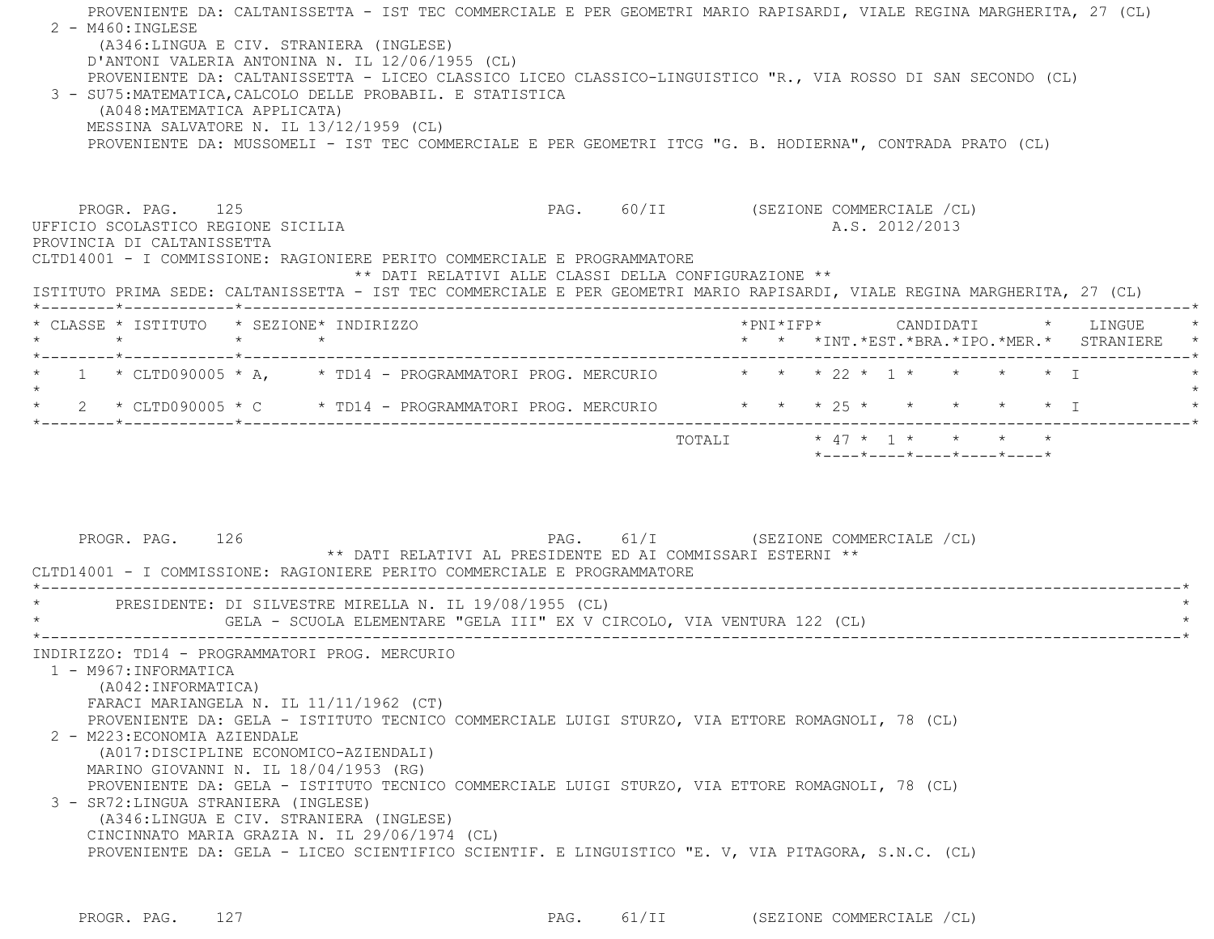PROVENIENTE DA: CALTANISSETTA - IST TEC COMMERCIALE E PER GEOMETRI MARIO RAPISARDI, VIALE REGINA MARGHERITA, 27 (CL)

2 - M460:INGLESE
(A346:LINGUA E CIV. STRANIERA (INGLESE)
D'ANTONI VALERIA ANTONINA N. IL 12/06/1955 (CL)
PROVENIENTE DA: CALTANISSETTA - LICEO CLASSICO LICEO CLASSICO-LINGUISTICO "R., VIA ROSSO DI SAN SECONDO (CL)

3 - SU75:MATEMATICA,CALCOLO DELLE PROBABIL. E STATISTICA
(A048:MATEMATICA APPLICATA)
MESSINA SALVATORE N. IL 13/12/1959 (CL)
PROVENIENTE DA: MUSSOMELI - IST TEC COMMERCIALE E PER GEOMETRI ITCG "G. B. HODIERNA", CONTRADA PRATO (CL)

PROGR. PAG. 125 PAG. 60/II (SEZIONE COMMERCIALE /CL)

UFFICIO SCOLASTICO REGIONE SICILIA A.S. 2012/2013
PROVINCIA DI CALTANISSETTA
CLTD14001 - I COMMISSIONE: RAGIONIERE PERITO COMMERCIALE E PROGRAMMATORE

** DATI RELATIVI ALLE CLASSI DELLA CONFIGURAZIONE **

ISTITUTO PRIMA SEDE: CALTANISSETTA - IST TEC COMMERCIALE E PER GEOMETRI MARIO RAPISARDI, VIALE REGINA MARGHERITA, 27 (CL)

| CLASSE | ISTITUTO | SEZIONE | INDIRIZZO | PNI | IFP | CANDIDATI INT. | EST. | BRA. | IPO. | MER. | LINGUE STRANIERE |
|---|---|---|---|---|---|---|---|---|---|---|---|
| 1 | CLTD090005 | A, | TD14 - PROGRAMMATORI PROG. MERCURIO | | | 22 | 1 | | | | I |
| 2 | CLTD090005 | C | TD14 - PROGRAMMATORI PROG. MERCURIO | | | 25 | | | | | I |
| | | | TOTALI | | | 47 | 1 | | | | |

PROGR. PAG. 126 PAG. 61/I (SEZIONE COMMERCIALE /CL)

** DATI RELATIVI AL PRESIDENTE ED AI COMMISSARI ESTERNI **

CLTD14001 - I COMMISSIONE: RAGIONIERE PERITO COMMERCIALE E PROGRAMMATORE

PRESIDENTE: DI SILVESTRE MIRELLA N. IL 19/08/1955 (CL)
GELA - SCUOLA ELEMENTARE "GELA III" EX V CIRCOLO, VIA VENTURA 122 (CL)

INDIRIZZO: TD14 - PROGRAMMATORI PROG. MERCURIO

1 - M967:INFORMATICA
(A042:INFORMATICA)
FARACI MARIANGELA N. IL 11/11/1962 (CT)
PROVENIENTE DA: GELA - ISTITUTO TECNICO COMMERCIALE LUIGI STURZO, VIA ETTORE ROMAGNOLI, 78 (CL)

2 - M223:ECONOMIA AZIENDALE
(A017:DISCIPLINE ECONOMICO-AZIENDALI)
MARINO GIOVANNI N. IL 18/04/1953 (RG)
PROVENIENTE DA: GELA - ISTITUTO TECNICO COMMERCIALE LUIGI STURZO, VIA ETTORE ROMAGNOLI, 78 (CL)

3 - SR72:LINGUA STRANIERA (INGLESE)
(A346:LINGUA E CIV. STRANIERA (INGLESE)
CINCINNATO MARIA GRAZIA N. IL 29/06/1974 (CL)
PROVENIENTE DA: GELA - LICEO SCIENTIFICO SCIENTIF. E LINGUISTICO "E. V, VIA PITAGORA, S.N.C. (CL)

PROGR. PAG. 127 PAG. 61/II (SEZIONE COMMERCIALE /CL)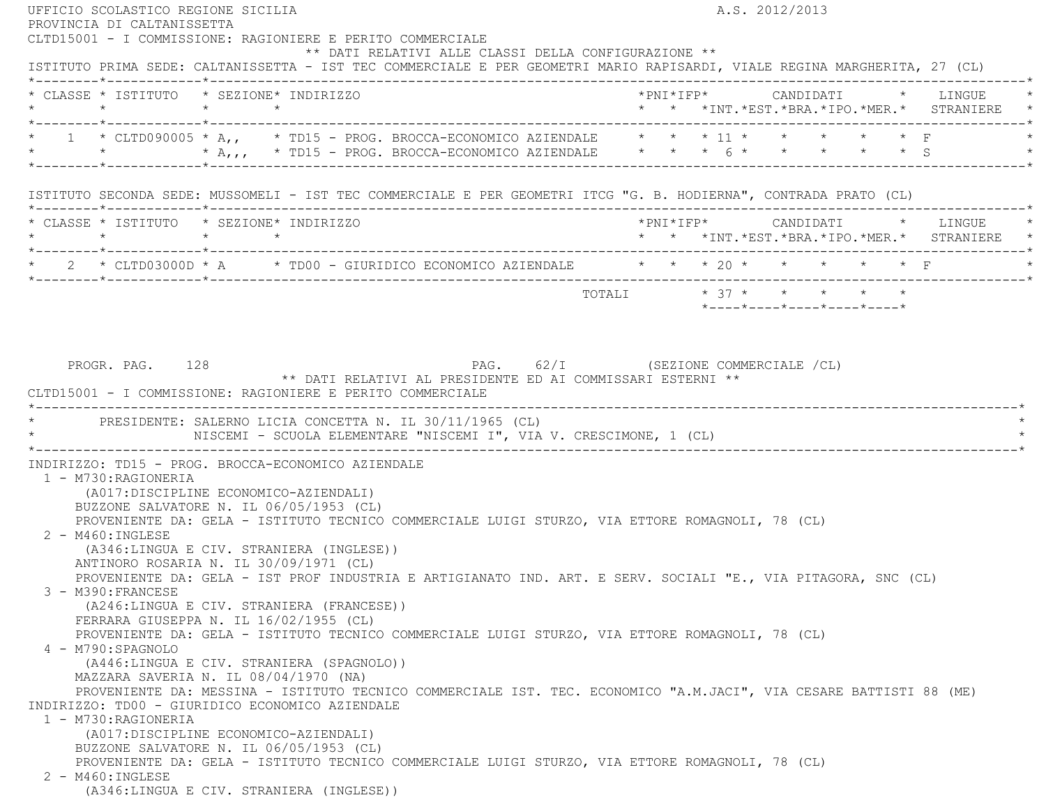UFFICIO SCOLASTICO REGIONE SICILIA — A.S. 2012/2013

PROVINCIA DI CALTANISSETTA

CLTD15001 - I COMMISSIONE: RAGIONIERE E PERITO COMMERCIALE

** DATI RELATIVI ALLE CLASSI DELLA CONFIGURAZIONE **

ISTITUTO PRIMA SEDE: CALTANISSETTA - IST TEC COMMERCIALE E PER GEOMETRI MARIO RAPISARDI, VIALE REGINA MARGHERITA, 27 (CL)

| CLASSE | ISTITUTO | SEZIONE | INDIRIZZO | PNI | IFP | CANDIDATI INT. | EST. | BRA. | IPO. | MER. | LINGUE STRANIERE |
|---|---|---|---|---|---|---|---|---|---|---|---|
| 1 | CLTD090005 | A,, | TD15 - PROG. BROCCA-ECONOMICO AZIENDALE | | | 11 | | | | | F |
| | | A,,, | TD15 - PROG. BROCCA-ECONOMICO AZIENDALE | | | 6 | | | | | S |

ISTITUTO SECONDA SEDE: MUSSOMELI - IST TEC COMMERCIALE E PER GEOMETRI ITCG "G. B. HODIERNA", CONTRADA PRATO (CL)

| CLASSE | ISTITUTO | SEZIONE | INDIRIZZO | PNI | IFP | CANDIDATI INT. | EST. | BRA. | IPO. | MER. | LINGUE STRANIERE |
|---|---|---|---|---|---|---|---|---|---|---|---|
| 2 | CLTD03000D | A | TD00 - GIURIDICO ECONOMICO AZIENDALE | | | 20 | | | | | F |
| | | | TOTALI | | | 37 | | | | | |

PROGR. PAG. 128 — PAG. 62/I (SEZIONE COMMERCIALE /CL)

** DATI RELATIVI AL PRESIDENTE ED AI COMMISSARI ESTERNI **

CLTD15001 - I COMMISSIONE: RAGIONIERE E PERITO COMMERCIALE

PRESIDENTE: SALERNO LICIA CONCETTA N. IL 30/11/1965 (CL)
NISCEMI - SCUOLA ELEMENTARE "NISCEMI I", VIA V. CRESCIMONE, 1 (CL)

INDIRIZZO: TD15 - PROG. BROCCA-ECONOMICO AZIENDALE

1 - M730:RAGIONERIA
(A017:DISCIPLINE ECONOMICO-AZIENDALI)
BUZZONE SALVATORE N. IL 06/05/1953 (CL)
PROVENIENTE DA: GELA - ISTITUTO TECNICO COMMERCIALE LUIGI STURZO, VIA ETTORE ROMAGNOLI, 78 (CL)

2 - M460:INGLESE
(A346:LINGUA E CIV. STRANIERA (INGLESE))
ANTINORO ROSARIA N. IL 30/09/1971 (CL)
PROVENIENTE DA: GELA - IST PROF INDUSTRIA E ARTIGIANATO IND. ART. E SERV. SOCIALI "E., VIA PITAGORA, SNC (CL)

3 - M390:FRANCESE
(A246:LINGUA E CIV. STRANIERA (FRANCESE))
FERRARA GIUSEPPA N. IL 16/02/1955 (CL)
PROVENIENTE DA: GELA - ISTITUTO TECNICO COMMERCIALE LUIGI STURZO, VIA ETTORE ROMAGNOLI, 78 (CL)

4 - M790:SPAGNOLO
(A446:LINGUA E CIV. STRANIERA (SPAGNOLO))
MAZZARA SAVERIA N. IL 08/04/1970 (NA)
PROVENIENTE DA: MESSINA - ISTITUTO TECNICO COMMERCIALE IST. TEC. ECONOMICO "A.M.JACI", VIA CESARE BATTISTI 88 (ME)

INDIRIZZO: TD00 - GIURIDICO ECONOMICO AZIENDALE

1 - M730:RAGIONERIA
(A017:DISCIPLINE ECONOMICO-AZIENDALI)
BUZZONE SALVATORE N. IL 06/05/1953 (CL)
PROVENIENTE DA: GELA - ISTITUTO TECNICO COMMERCIALE LUIGI STURZO, VIA ETTORE ROMAGNOLI, 78 (CL)

2 - M460:INGLESE
(A346:LINGUA E CIV. STRANIERA (INGLESE))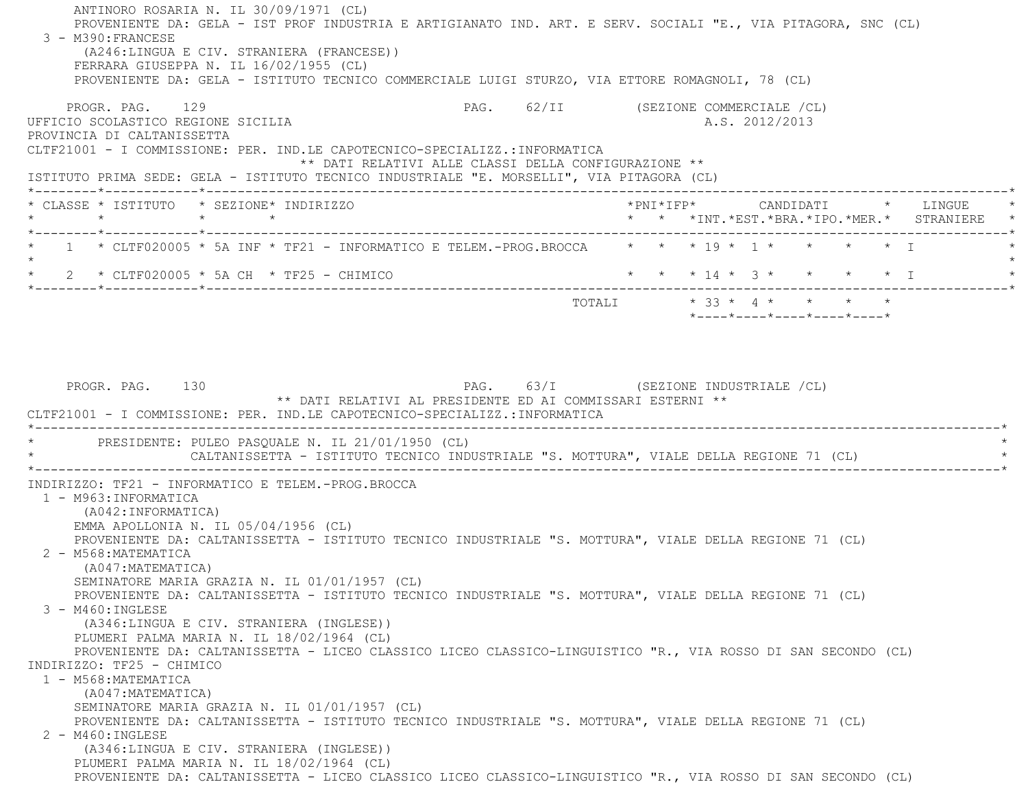ANTINORO ROSARIA N. IL 30/09/1971 (CL)
PROVENIENTE DA: GELA - IST PROF INDUSTRIA E ARTIGIANATO IND. ART. E SERV. SOCIALI "E., VIA PITAGORA, SNC (CL)

3 - M390:FRANCESE
(A246:LINGUA E CIV. STRANIERA (FRANCESE))
FERRARA GIUSEPPA N. IL 16/02/1955 (CL)
PROVENIENTE DA: GELA - ISTITUTO TECNICO COMMERCIALE LUIGI STURZO, VIA ETTORE ROMAGNOLI, 78 (CL)

PROGR. PAG. 129 PAG. 62/II (SEZIONE COMMERCIALE /CL)
UFFICIO SCOLASTICO REGIONE SICILIA A.S. 2012/2013
PROVINCIA DI CALTANISSETTA
CLTF21001 - I COMMISSIONE: PER. IND.LE CAPOTECNICO-SPECIALIZZ.:INFORMATICA
** DATI RELATIVI ALLE CLASSI DELLA CONFIGURAZIONE **
ISTITUTO PRIMA SEDE: GELA - ISTITUTO TECNICO INDUSTRIALE "E. MORSELLI", VIA PITAGORA (CL)

| CLASSE | ISTITUTO | SEZIONE | INDIRIZZO | PNI | IFP | CANDIDATI INT. | EST. | BRA. | IPO. | MER. | LINGUE STRANIERE |
|---|---|---|---|---|---|---|---|---|---|---|---|
| 1 | CLTF020005 | 5A INF | TF21 - INFORMATICO E TELEM.-PROG.BROCCA | | | 19 | 1 | | | | I |
| 2 | CLTF020005 | 5A CH | TF25 - CHIMICO | | | 14 | 3 | | | | I |
| | | | TOTALI | | | 33 | 4 | | | | |

PROGR. PAG. 130 PAG. 63/I (SEZIONE INDUSTRIALE /CL)
** DATI RELATIVI AL PRESIDENTE ED AI COMMISSARI ESTERNI **
CLTF21001 - I COMMISSIONE: PER. IND.LE CAPOTECNICO-SPECIALIZZ.:INFORMATICA

PRESIDENTE: PULEO PASQUALE N. IL 21/01/1950 (CL)
CALTANISSETTA - ISTITUTO TECNICO INDUSTRIALE "S. MOTTURA", VIALE DELLA REGIONE 71 (CL)

INDIRIZZO: TF21 - INFORMATICO E TELEM.-PROG.BROCCA

1 - M963:INFORMATICA
(A042:INFORMATICA)
EMMA APOLLONIA N. IL 05/04/1956 (CL)
PROVENIENTE DA: CALTANISSETTA - ISTITUTO TECNICO INDUSTRIALE "S. MOTTURA", VIALE DELLA REGIONE 71 (CL)

2 - M568:MATEMATICA
(A047:MATEMATICA)
SEMINATORE MARIA GRAZIA N. IL 01/01/1957 (CL)
PROVENIENTE DA: CALTANISSETTA - ISTITUTO TECNICO INDUSTRIALE "S. MOTTURA", VIALE DELLA REGIONE 71 (CL)

3 - M460:INGLESE
(A346:LINGUA E CIV. STRANIERA (INGLESE))
PLUMERI PALMA MARIA N. IL 18/02/1964 (CL)
PROVENIENTE DA: CALTANISSETTA - LICEO CLASSICO LICEO CLASSICO-LINGUISTICO "R., VIA ROSSO DI SAN SECONDO (CL)

INDIRIZZO: TF25 - CHIMICO

1 - M568:MATEMATICA
(A047:MATEMATICA)
SEMINATORE MARIA GRAZIA N. IL 01/01/1957 (CL)
PROVENIENTE DA: CALTANISSETTA - ISTITUTO TECNICO INDUSTRIALE "S. MOTTURA", VIALE DELLA REGIONE 71 (CL)

2 - M460:INGLESE
(A346:LINGUA E CIV. STRANIERA (INGLESE))
PLUMERI PALMA MARIA N. IL 18/02/1964 (CL)
PROVENIENTE DA: CALTANISSETTA - LICEO CLASSICO LICEO CLASSICO-LINGUISTICO "R., VIA ROSSO DI SAN SECONDO (CL)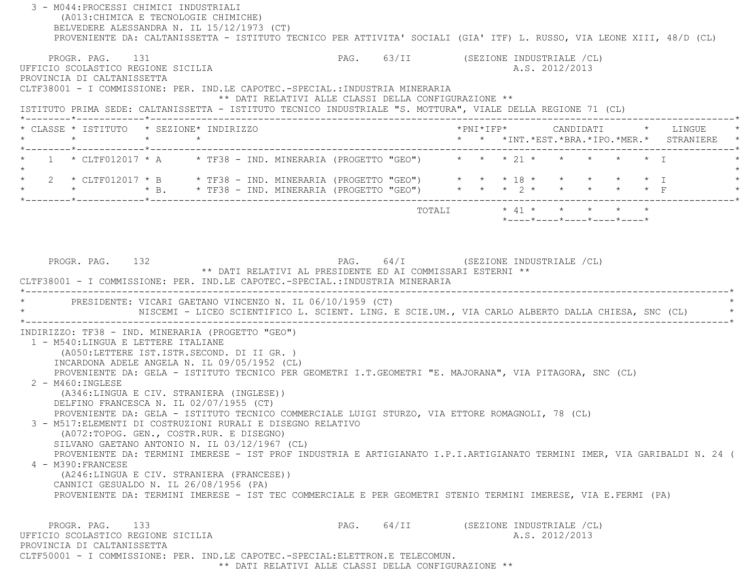3 - M044:PROCESSI CHIMICI INDUSTRIALI
(A013:CHIMICA E TECNOLOGIE CHIMICHE)
BELVEDERE ALESSANDRA N. IL 15/12/1973 (CT)
PROVENIENTE DA: CALTANISSETTA - ISTITUTO TECNICO PER ATTIVITA' SOCIALI (GIA' ITF) L. RUSSO, VIA LEONE XIII, 48/D (CL)

PROGR. PAG. 131 PAG. 63/II (SEZIONE INDUSTRIALE /CL)

UFFICIO SCOLASTICO REGIONE SICILIA A.S. 2012/2013
PROVINCIA DI CALTANISSETTA
CLTF38001 - I COMMISSIONE: PER. IND.LE CAPOTEC.-SPECIAL.:INDUSTRIA MINERARIA

** DATI RELATIVI ALLE CLASSI DELLA CONFIGURAZIONE **

ISTITUTO PRIMA SEDE: CALTANISSETTA - ISTITUTO TECNICO INDUSTRIALE "S. MOTTURA", VIALE DELLA REGIONE 71 (CL)

| CLASSE | ISTITUTO | SEZIONE | INDIRIZZO | PNI | IFP | CANDIDATI INT. | EST. | BRA. | IPO. | MER. | LINGUE STRANIERE |
|---|---|---|---|---|---|---|---|---|---|---|---|
| 1 | CLTF012017 | A | TF38 - IND. MINERARIA (PROGETTO "GEO") | | | 21 | | | | | I |
| 2 | CLTF012017 | B | TF38 - IND. MINERARIA (PROGETTO "GEO") | | | 18 | | | | | I |
| | | B. | TF38 - IND. MINERARIA (PROGETTO "GEO") | | | 2 | | | | | F |
| | | | TOTALI | | | 41 | | | | | |

PROGR. PAG. 132 PAG. 64/I (SEZIONE INDUSTRIALE /CL)

** DATI RELATIVI AL PRESIDENTE ED AI COMMISSARI ESTERNI **

CLTF38001 - I COMMISSIONE: PER. IND.LE CAPOTEC.-SPECIAL.:INDUSTRIA MINERARIA

PRESIDENTE: VICARI GAETANO VINCENZO N. IL 06/10/1959 (CT)
NISCEMI - LICEO SCIENTIFICO L. SCIENT. LING. E SCIE.UM., VIA CARLO ALBERTO DALLA CHIESA, SNC (CL)

INDIRIZZO: TF38 - IND. MINERARIA (PROGETTO "GEO")

1 - M540:LINGUA E LETTERE ITALIANE
(A050:LETTERE IST.ISTR.SECOND. DI II GR. )
INCARDONA ADELE ANGELA N. IL 09/05/1952 (CL)
PROVENIENTE DA: GELA - ISTITUTO TECNICO PER GEOMETRI I.T.GEOMETRI "E. MAJORANA", VIA PITAGORA, SNC (CL)

2 - M460:INGLESE
(A346:LINGUA E CIV. STRANIERA (INGLESE))
DELFINO FRANCESCA N. IL 02/07/1955 (CT)
PROVENIENTE DA: GELA - ISTITUTO TECNICO COMMERCIALE LUIGI STURZO, VIA ETTORE ROMAGNOLI, 78 (CL)

3 - M517:ELEMENTI DI COSTRUZIONI RURALI E DISEGNO RELATIVO
(A072:TOPOG. GEN., COSTR.RUR. E DISEGNO)
SILVANO GAETANO ANTONIO N. IL 03/12/1967 (CL)
PROVENIENTE DA: TERMINI IMERESE - IST PROF INDUSTRIA E ARTIGIANATO I.P.I.ARTIGIANATO TERMINI IMER, VIA GARIBALDI N. 24 (

4 - M390:FRANCESE
(A246:LINGUA E CIV. STRANIERA (FRANCESE))
CANNICI GESUALDO N. IL 26/08/1956 (PA)
PROVENIENTE DA: TERMINI IMERESE - IST TEC COMMERCIALE E PER GEOMETRI STENIO TERMINI IMERESE, VIA E.FERMI (PA)

PROGR. PAG. 133 PAG. 64/II (SEZIONE INDUSTRIALE /CL)

UFFICIO SCOLASTICO REGIONE SICILIA A.S. 2012/2013
PROVINCIA DI CALTANISSETTA
CLTF50001 - I COMMISSIONE: PER. IND.LE CAPOTEC.-SPECIAL:ELETTRON.E TELECOMUN.

** DATI RELATIVI ALLE CLASSI DELLA CONFIGURAZIONE **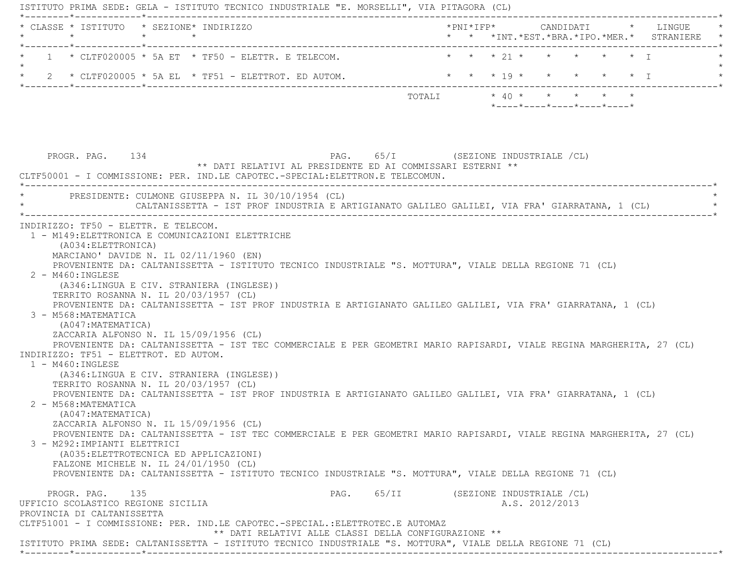ISTITUTO PRIMA SEDE: GELA - ISTITUTO TECNICO INDUSTRIALE "E. MORSELLI", VIA PITAGORA (CL)

| CLASSE | ISTITUTO | SEZIONE | INDIRIZZO | PNI | IFP | CANDIDATI INT. | EST. | BRA. | IPO. | MER. | LINGUE STRANIERE |
|---|---|---|---|---|---|---|---|---|---|---|---|
| 1 | CLTF020005 | 5A ET | TF50 - ELETTR. E TELECOM. | | | 21 | | | | | I |
| 2 | CLTF020005 | 5A EL | TF51 - ELETTROT. ED AUTOM. | | | 19 | | | | | I |
| | | | TOTALI | | | 40 | | | | | |

PROGR. PAG. 134 PAG. 65/I (SEZIONE INDUSTRIALE /CL)

** DATI RELATIVI AL PRESIDENTE ED AI COMMISSARI ESTERNI **

CLTF50001 - I COMMISSIONE: PER. IND.LE CAPOTEC.-SPECIAL:ELETTRON.E TELECOMUN.

PRESIDENTE: CULMONE GIUSEPPA N. IL 30/10/1954 (CL)
CALTANISSETTA - IST PROF INDUSTRIA E ARTIGIANATO GALILEO GALILEI, VIA FRA' GIARRATANA, 1 (CL)

INDIRIZZO: TF50 - ELETTR. E TELECOM.

1 - M149:ELETTRONICA E COMUNICAZIONI ELETTRICHE
(A034:ELETTRONICA)
MARCIANO' DAVIDE N. IL 02/11/1960 (EN)
PROVENIENTE DA: CALTANISSETTA - ISTITUTO TECNICO INDUSTRIALE "S. MOTTURA", VIALE DELLA REGIONE 71 (CL)

2 - M460:INGLESE
(A346:LINGUA E CIV. STRANIERA (INGLESE))
TERRITO ROSANNA N. IL 20/03/1957 (CL)
PROVENIENTE DA: CALTANISSETTA - IST PROF INDUSTRIA E ARTIGIANATO GALILEO GALILEI, VIA FRA' GIARRATANA, 1 (CL)

3 - M568:MATEMATICA
(A047:MATEMATICA)
ZACCARIA ALFONSO N. IL 15/09/1956 (CL)
PROVENIENTE DA: CALTANISSETTA - IST TEC COMMERCIALE E PER GEOMETRI MARIO RAPISARDI, VIALE REGINA MARGHERITA, 27 (CL)

INDIRIZZO: TF51 - ELETTROT. ED AUTOM.

1 - M460:INGLESE
(A346:LINGUA E CIV. STRANIERA (INGLESE))
TERRITO ROSANNA N. IL 20/03/1957 (CL)
PROVENIENTE DA: CALTANISSETTA - IST PROF INDUSTRIA E ARTIGIANATO GALILEO GALILEI, VIA FRA' GIARRATANA, 1 (CL)

2 - M568:MATEMATICA
(A047:MATEMATICA)
ZACCARIA ALFONSO N. IL 15/09/1956 (CL)
PROVENIENTE DA: CALTANISSETTA - IST TEC COMMERCIALE E PER GEOMETRI MARIO RAPISARDI, VIALE REGINA MARGHERITA, 27 (CL)

3 - M292:IMPIANTI ELETTRICI
(A035:ELETTROTECNICA ED APPLICAZIONI)
FALZONE MICHELE N. IL 24/01/1950 (CL)
PROVENIENTE DA: CALTANISSETTA - ISTITUTO TECNICO INDUSTRIALE "S. MOTTURA", VIALE DELLA REGIONE 71 (CL)

PROGR. PAG. 135 PAG. 65/II (SEZIONE INDUSTRIALE /CL)

UFFICIO SCOLASTICO REGIONE SICILIA A.S. 2012/2013

PROVINCIA DI CALTANISSETTA

CLTF51001 - I COMMISSIONE: PER. IND.LE CAPOTEC.-SPECIAL.:ELETTROTEC.E AUTOMAZ

** DATI RELATIVI ALLE CLASSI DELLA CONFIGURAZIONE **

ISTITUTO PRIMA SEDE: CALTANISSETTA - ISTITUTO TECNICO INDUSTRIALE "S. MOTTURA", VIALE DELLA REGIONE 71 (CL)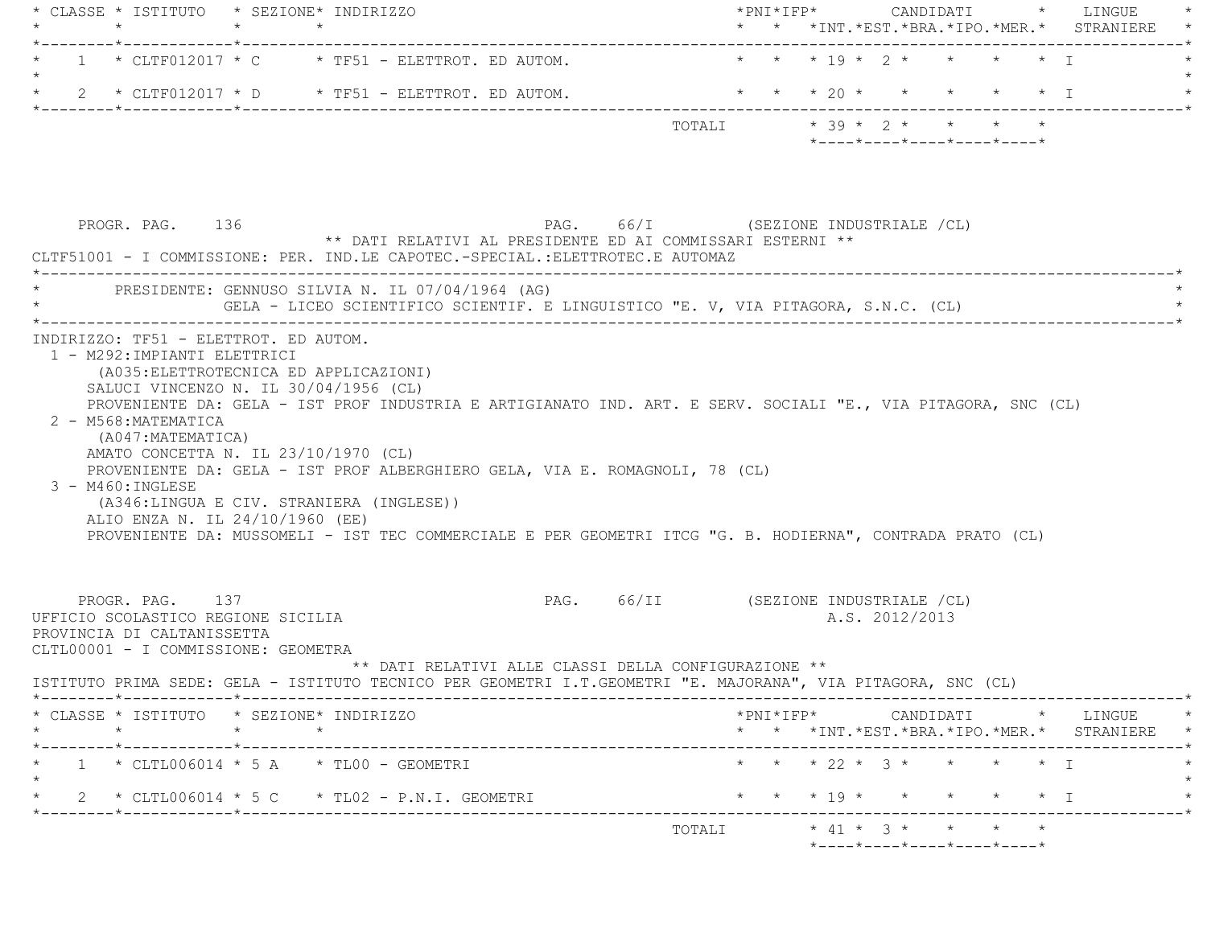| CLASSE | ISTITUTO | SEZIONE | INDIRIZZO | PNI | IFP | INT. | EST. | BRA. | IPO. | MER. | LINGUE STRANIERE |
|---|---|---|---|---|---|---|---|---|---|---|---|
| 1 | CLTF012017 | C | TF51 - ELETTROT. ED AUTOM. | | | 19 | 2 | | | | I |
| 2 | CLTF012017 | D | TF51 - ELETTROT. ED AUTOM. | | | 20 | | | | | I |
| | | | TOTALI | | | 39 | 2 | | | | |

PROGR. PAG. 136 PAG. 66/I (SEZIONE INDUSTRIALE /CL)

** DATI RELATIVI AL PRESIDENTE ED AI COMMISSARI ESTERNI **

CLTF51001 - I COMMISSIONE: PER. IND.LE CAPOTEC.-SPECIAL.:ELETTROTEC.E AUTOMAZ

PRESIDENTE: GENNUSO SILVIA N. IL 07/04/1964 (AG)
GELA - LICEO SCIENTIFICO SCIENTIF. E LINGUISTICO "E. V, VIA PITAGORA, S.N.C. (CL)

INDIRIZZO: TF51 - ELETTROT. ED AUTOM.

1 - M292:IMPIANTI ELETTRICI
(A035:ELETTROTECNICA ED APPLICAZIONI)
SALUCI VINCENZO N. IL 30/04/1956 (CL)
PROVENIENTE DA: GELA - IST PROF INDUSTRIA E ARTIGIANATO IND. ART. E SERV. SOCIALI "E., VIA PITAGORA, SNC (CL)

2 - M568:MATEMATICA
(A047:MATEMATICA)
AMATO CONCETTA N. IL 23/10/1970 (CL)
PROVENIENTE DA: GELA - IST PROF ALBERGHIERO GELA, VIA E. ROMAGNOLI, 78 (CL)

3 - M460:INGLESE
(A346:LINGUA E CIV. STRANIERA (INGLESE))
ALIO ENZA N. IL 24/10/1960 (EE)
PROVENIENTE DA: MUSSOMELI - IST TEC COMMERCIALE E PER GEOMETRI ITCG "G. B. HODIERNA", CONTRADA PRATO (CL)

PROGR. PAG. 137 PAG. 66/II (SEZIONE INDUSTRIALE /CL)

UFFICIO SCOLASTICO REGIONE SICILIA A.S. 2012/2013

PROVINCIA DI CALTANISSETTA

CLTL00001 - I COMMISSIONE: GEOMETRA

** DATI RELATIVI ALLE CLASSI DELLA CONFIGURAZIONE **

ISTITUTO PRIMA SEDE: GELA - ISTITUTO TECNICO PER GEOMETRI I.T.GEOMETRI "E. MAJORANA", VIA PITAGORA, SNC (CL)

| CLASSE | ISTITUTO | SEZIONE | INDIRIZZO | PNI | IFP | INT. | EST. | BRA. | IPO. | MER. | LINGUE STRANIERE |
|---|---|---|---|---|---|---|---|---|---|---|---|
| 1 | CLTL006014 | 5 A | TL00 - GEOMETRI | | | 22 | 3 | | | | I |
| 2 | CLTL006014 | 5 C | TL02 - P.N.I. GEOMETRI | | | 19 | | | | | I |
| | | | TOTALI | | | 41 | 3 | | | | |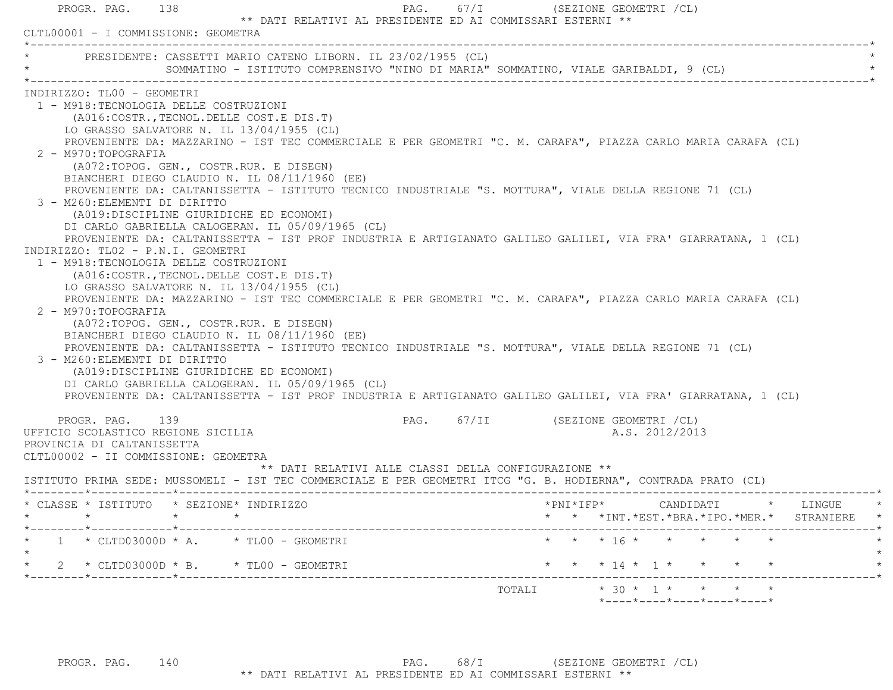** DATI RELATIVI AL PRESIDENTE ED AI COMMISSARI ESTERNI **

CLTL00001 - I COMMISSIONE: GEOMETRA

PRESIDENTE: CASSETTI MARIO CATENO LIBORN. IL 23/02/1955 (CL)
SOMMATINO - ISTITUTO COMPRENSIVO "NINO DI MARIA" SOMMATINO, VIALE GARIBALDI, 9 (CL)

INDIRIZZO: TL00 - GEOMETRI

1 - M918:TECNOLOGIA DELLE COSTRUZIONI
(A016:COSTR.,TECNOL.DELLE COST.E DIS.T)
LO GRASSO SALVATORE N. IL 13/04/1955 (CL)
PROVENIENTE DA: MAZZARINO - IST TEC COMMERCIALE E PER GEOMETRI "C. M. CARAFA", PIAZZA CARLO MARIA CARAFA (CL)

2 - M970:TOPOGRAFIA
(A072:TOPOG. GEN., COSTR.RUR. E DISEGN)
BIANCHERI DIEGO CLAUDIO N. IL 08/11/1960 (EE)
PROVENIENTE DA: CALTANISSETTA - ISTITUTO TECNICO INDUSTRIALE "S. MOTTURA", VIALE DELLA REGIONE 71 (CL)

3 - M260:ELEMENTI DI DIRITTO
(A019:DISCIPLINE GIURIDICHE ED ECONOMI)
DI CARLO GABRIELLA CALOGERAN. IL 05/09/1965 (CL)
PROVENIENTE DA: CALTANISSETTA - IST PROF INDUSTRIA E ARTIGIANATO GALILEO GALILEI, VIA FRA' GIARRATANA, 1 (CL)

INDIRIZZO: TL02 - P.N.I. GEOMETRI

1 - M918:TECNOLOGIA DELLE COSTRUZIONI
(A016:COSTR.,TECNOL.DELLE COST.E DIS.T)
LO GRASSO SALVATORE N. IL 13/04/1955 (CL)
PROVENIENTE DA: MAZZARINO - IST TEC COMMERCIALE E PER GEOMETRI "C. M. CARAFA", PIAZZA CARLO MARIA CARAFA (CL)

2 - M970:TOPOGRAFIA
(A072:TOPOG. GEN., COSTR.RUR. E DISEGN)
BIANCHERI DIEGO CLAUDIO N. IL 08/11/1960 (EE)
PROVENIENTE DA: CALTANISSETTA - ISTITUTO TECNICO INDUSTRIALE "S. MOTTURA", VIALE DELLA REGIONE 71 (CL)

3 - M260:ELEMENTI DI DIRITTO
(A019:DISCIPLINE GIURIDICHE ED ECONOMI)
DI CARLO GABRIELLA CALOGERAN. IL 05/09/1965 (CL)
PROVENIENTE DA: CALTANISSETTA - IST PROF INDUSTRIA E ARTIGIANATO GALILEO GALILEI, VIA FRA' GIARRATANA, 1 (CL)

UFFICIO SCOLASTICO REGIONE SICILIA — A.S. 2012/2013

PROVINCIA DI CALTANISSETTA

CLTL00002 - II COMMISSIONE: GEOMETRA

** DATI RELATIVI ALLE CLASSI DELLA CONFIGURAZIONE **

ISTITUTO PRIMA SEDE: MUSSOMELI - IST TEC COMMERCIALE E PER GEOMETRI ITCG "G. B. HODIERNA", CONTRADA PRATO (CL)

| CLASSE | ISTITUTO | SEZIONE | INDIRIZZO | PNI | IFP | CANDIDATI INT. | CANDIDATI EST. | CANDIDATI BRA. | CANDIDATI IPO. | CANDIDATI MER. | LINGUE STRANIERE |
|---|---|---|---|---|---|---|---|---|---|---|---|
| 1 | CLTD03000D | A. | TL00 - GEOMETRI | | | 16 | | | | | |
| 2 | CLTD03000D | B. | TL00 - GEOMETRI | | | 14 | 1 | | | | |
| | | | TOTALI | | | 30 | 1 | | | | |

** DATI RELATIVI AL PRESIDENTE ED AI COMMISSARI ESTERNI **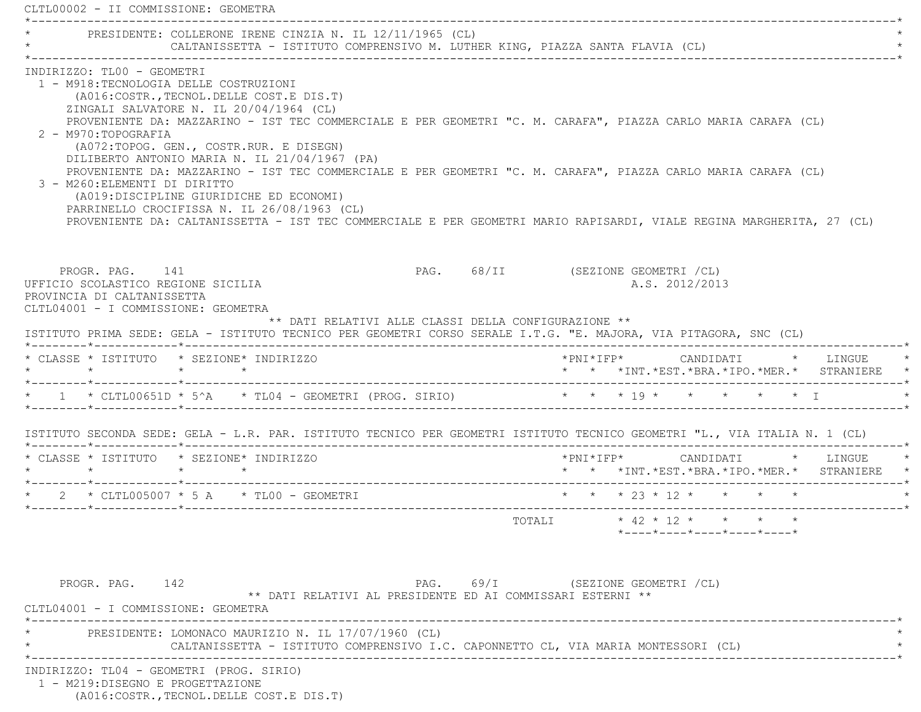CLTL00002 - II COMMISSIONE: GEOMETRA

PRESIDENTE: COLLERONE IRENE CINZIA N. IL 12/11/1965 (CL)
CALTANISSETTA - ISTITUTO COMPRENSIVO M. LUTHER KING, PIAZZA SANTA FLAVIA (CL)

INDIRIZZO: TL00 - GEOMETRI

1 - M918:TECNOLOGIA DELLE COSTRUZIONI
(A016:COSTR.,TECNOL.DELLE COST.E DIS.T)
ZINGALI SALVATORE N. IL 20/04/1964 (CL)
PROVENIENTE DA: MAZZARINO - IST TEC COMMERCIALE E PER GEOMETRI "C. M. CARAFA", PIAZZA CARLO MARIA CARAFA (CL)

2 - M970:TOPOGRAFIA
(A072:TOPOG. GEN., COSTR.RUR. E DISEGN)
DILIBERTO ANTONIO MARIA N. IL 21/04/1967 (PA)
PROVENIENTE DA: MAZZARINO - IST TEC COMMERCIALE E PER GEOMETRI "C. M. CARAFA", PIAZZA CARLO MARIA CARAFA (CL)

3 - M260:ELEMENTI DI DIRITTO
(A019:DISCIPLINE GIURIDICHE ED ECONOMI)
PARRINELLO CROCIFISSA N. IL 26/08/1963 (CL)
PROVENIENTE DA: CALTANISSETTA - IST TEC COMMERCIALE E PER GEOMETRI MARIO RAPISARDI, VIALE REGINA MARGHERITA, 27 (CL)

PROGR. PAG. 141 PAG. 68/II (SEZIONE GEOMETRI /CL)
UFFICIO SCOLASTICO REGIONE SICILIA A.S. 2012/2013
PROVINCIA DI CALTANISSETTA

CLTL04001 - I COMMISSIONE: GEOMETRA

** DATI RELATIVI ALLE CLASSI DELLA CONFIGURAZIONE **

ISTITUTO PRIMA SEDE: GELA - ISTITUTO TECNICO PER GEOMETRI CORSO SERALE I.T.G. "E. MAJORA, VIA PITAGORA, SNC (CL)

| CLASSE | ISTITUTO | SEZIONE | INDIRIZZO | PNI | IFP | CANDIDATI INT. | EST. | BRA. | IPO. | MER. | LINGUE STRANIERE |
|---|---|---|---|---|---|---|---|---|---|---|---|
| 1 | CLTL00651D | 5^A | TL04 - GEOMETRI (PROG. SIRIO) | | | 19 | | | | | I |

ISTITUTO SECONDA SEDE: GELA - L.R. PAR. ISTITUTO TECNICO PER GEOMETRI ISTITUTO TECNICO GEOMETRI "L., VIA ITALIA N. 1 (CL)

| CLASSE | ISTITUTO | SEZIONE | INDIRIZZO | PNI | IFP | CANDIDATI INT. | EST. | BRA. | IPO. | MER. | LINGUE STRANIERE |
|---|---|---|---|---|---|---|---|---|---|---|---|
| 2 | CLTL005007 | 5 A | TL00 - GEOMETRI | | | 23 | 12 | | | | |
| | | | TOTALI | | | 42 | 12 | | | | |

PROGR. PAG. 142 PAG. 69/I (SEZIONE GEOMETRI /CL)

** DATI RELATIVI AL PRESIDENTE ED AI COMMISSARI ESTERNI **

CLTL04001 - I COMMISSIONE: GEOMETRA

PRESIDENTE: LOMONACO MAURIZIO N. IL 17/07/1960 (CL)
CALTANISSETTA - ISTITUTO COMPRENSIVO I.C. CAPONNETTO CL, VIA MARIA MONTESSORI (CL)

INDIRIZZO: TL04 - GEOMETRI (PROG. SIRIO)

1 - M219:DISEGNO E PROGETTAZIONE
(A016:COSTR.,TECNOL.DELLE COST.E DIS.T)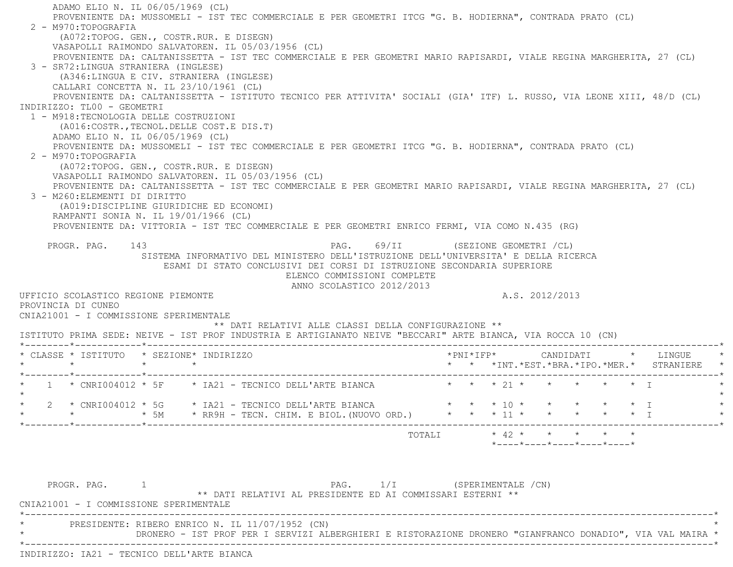ADAMO ELIO N. IL 06/05/1969 (CL)
PROVENIENTE DA: MUSSOMELI - IST TEC COMMERCIALE E PER GEOMETRI ITCG "G. B. HODIERNA", CONTRADA PRATO (CL)

2 - M970:TOPOGRAFIA
(A072:TOPOG. GEN., COSTR.RUR. E DISEGN)
VASAPOLLI RAIMONDO SALVATOREN. IL 05/03/1956 (CL)
PROVENIENTE DA: CALTANISSETTA - IST TEC COMMERCIALE E PER GEOMETRI MARIO RAPISARDI, VIALE REGINA MARGHERITA, 27 (CL)

3 - SR72:LINGUA STRANIERA (INGLESE)
(A346:LINGUA E CIV. STRANIERA (INGLESE)
CALLARI CONCETTA N. IL 23/10/1961 (CL)
PROVENIENTE DA: CALTANISSETTA - ISTITUTO TECNICO PER ATTIVITA' SOCIALI (GIA' ITF) L. RUSSO, VIA LEONE XIII, 48/D (CL)

INDIRIZZO: TL00 - GEOMETRI

1 - M918:TECNOLOGIA DELLE COSTRUZIONI
(A016:COSTR.,TECNOL.DELLE COST.E DIS.T)
ADAMO ELIO N. IL 06/05/1969 (CL)
PROVENIENTE DA: MUSSOMELI - IST TEC COMMERCIALE E PER GEOMETRI ITCG "G. B. HODIERNA", CONTRADA PRATO (CL)

2 - M970:TOPOGRAFIA
(A072:TOPOG. GEN., COSTR.RUR. E DISEGN)
VASAPOLLI RAIMONDO SALVATOREN. IL 05/03/1956 (CL)
PROVENIENTE DA: CALTANISSETTA - IST TEC COMMERCIALE E PER GEOMETRI MARIO RAPISARDI, VIALE REGINA MARGHERITA, 27 (CL)

3 - M260:ELEMENTI DI DIRITTO
(A019:DISCIPLINE GIURIDICHE ED ECONOMI)
RAMPANTI SONIA N. IL 19/01/1966 (CL)
PROVENIENTE DA: VITTORIA - IST TEC COMMERCIALE E PER GEOMETRI ENRICO FERMI, VIA COMO N.435 (RG)

PROGR. PAG. 143 PAG. 69/II (SEZIONE GEOMETRI /CL)

SISTEMA INFORMATIVO DEL MINISTERO DELL'ISTRUZIONE DELL'UNIVERSITA' E DELLA RICERCA
ESAMI DI STATO CONCLUSIVI DEI CORSI DI ISTRUZIONE SECONDARIA SUPERIORE
ELENCO COMMISSIONI COMPLETE
ANNO SCOLASTICO 2012/2013

UFFICIO SCOLASTICO REGIONE PIEMONTE A.S. 2012/2013
PROVINCIA DI CUNEO
CNIA21001 - I COMMISSIONE SPERIMENTALE

** DATI RELATIVI ALLE CLASSI DELLA CONFIGURAZIONE **

ISTITUTO PRIMA SEDE: NEIVE - IST PROF INDUSTRIA E ARTIGIANATO NEIVE "BECCARI" ARTE BIANCA, VIA ROCCA 10 (CN)

| CLASSE | ISTITUTO | SEZIONE | INDIRIZZO | PNI | IFP | CANDIDATI INT. | EST. | BRA. | IPO. | MER. | LINGUE STRANIERE |
|---|---|---|---|---|---|---|---|---|---|---|---|
| 1 | CNRI004012 | 5F | IA21 - TECNICO DELL'ARTE BIANCA | | | 21 | | | | | I |
| 2 | CNRI004012 | 5G | IA21 - TECNICO DELL'ARTE BIANCA | | | 10 | | | | | I |
| | | 5M | RR9H - TECN. CHIM. E BIOL.(NUOVO ORD.) | | | 11 | | | | | I |
| | | | TOTALI | | | 42 | | | | | |

PROGR. PAG. 1 PAG. 1/I (SPERIMENTALE /CN)

** DATI RELATIVI AL PRESIDENTE ED AI COMMISSARI ESTERNI **

CNIA21001 - I COMMISSIONE SPERIMENTALE

PRESIDENTE: RIBERO ENRICO N. IL 11/07/1952 (CN)
DRONERO - IST PROF PER I SERVIZI ALBERGHIERI E RISTORAZIONE DRONERO "GIANFRANCO DONADIO", VIA VAL MAIRA

INDIRIZZO: IA21 - TECNICO DELL'ARTE BIANCA